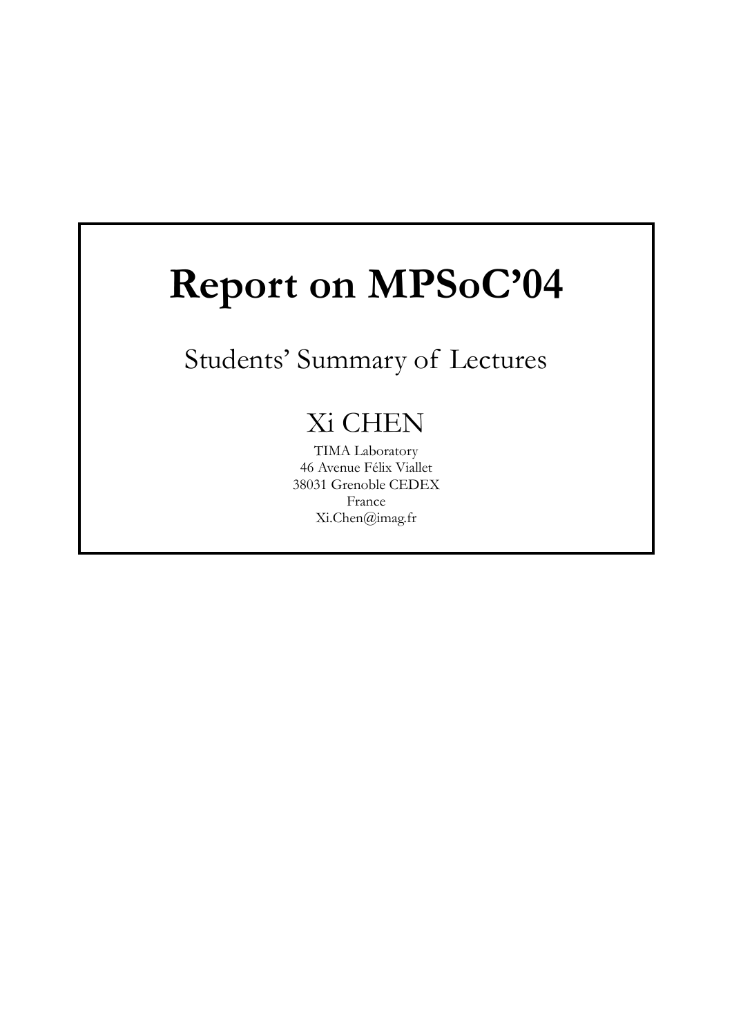# Report on MPSoC'04

## Students' Summary of Lectures

### Xi CHEN

TIMA Laboratory
46 Avenue Félix Viallet
38031 Grenoble CEDEX
France
Xi.Chen@imag.fr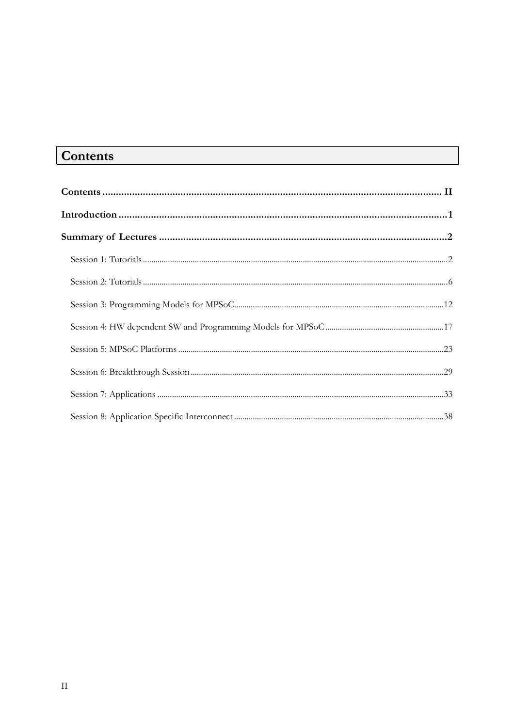# Contents

**Contents .......... II**

**Introduction .......... 1**

**Summary of Lectures .......... 2**

- Session 1: Tutorials .......... 2
- Session 2: Tutorials .......... 6
- Session 3: Programming Models for MPSoC .......... 12
- Session 4: HW dependent SW and Programming Models for MPSoC .......... 17
- Session 5: MPSoC Platforms .......... 23
- Session 6: Breakthrough Session .......... 29
- Session 7: Applications .......... 33
- Session 8: Application Specific Interconnect .......... 38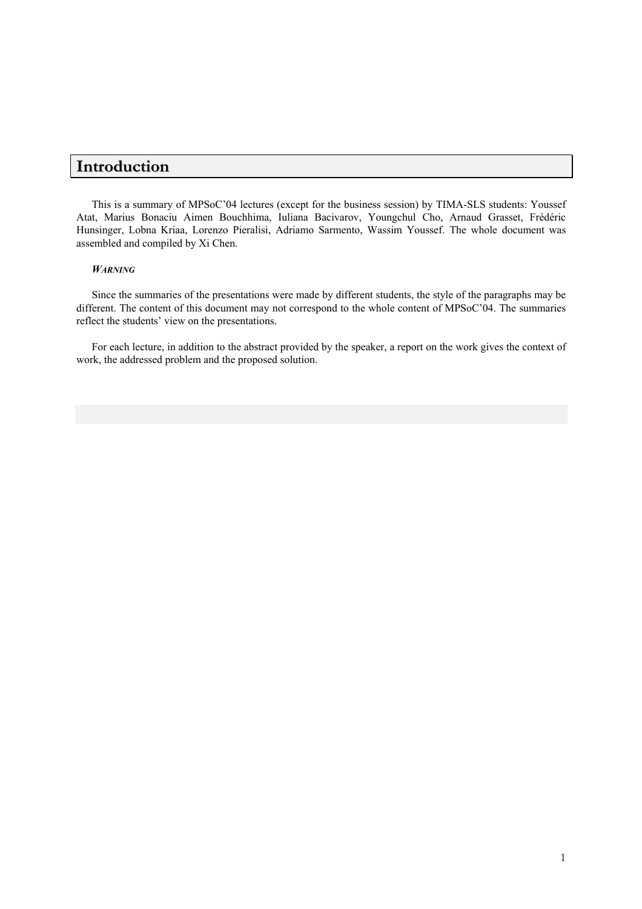# Introduction

This is a summary of MPSoC'04 lectures (except for the business session) by TIMA-SLS students: Youssef Atat, Marius Bonaciu Aimen Bouchhima, Iuliana Bacivarov, Youngchul Cho, Arnaud Grasset, Frédéric Hunsinger, Lobna Kriaa, Lorenzo Pieralisi, Adriamo Sarmento, Wassim Youssef. The whole document was assembled and compiled by Xi Chen.

***WARNING***

Since the summaries of the presentations were made by different students, the style of the paragraphs may be different. The content of this document may not correspond to the whole content of MPSoC'04. The summaries reflect the students' view on the presentations.

For each lecture, in addition to the abstract provided by the speaker, a report on the work gives the context of work, the addressed problem and the proposed solution.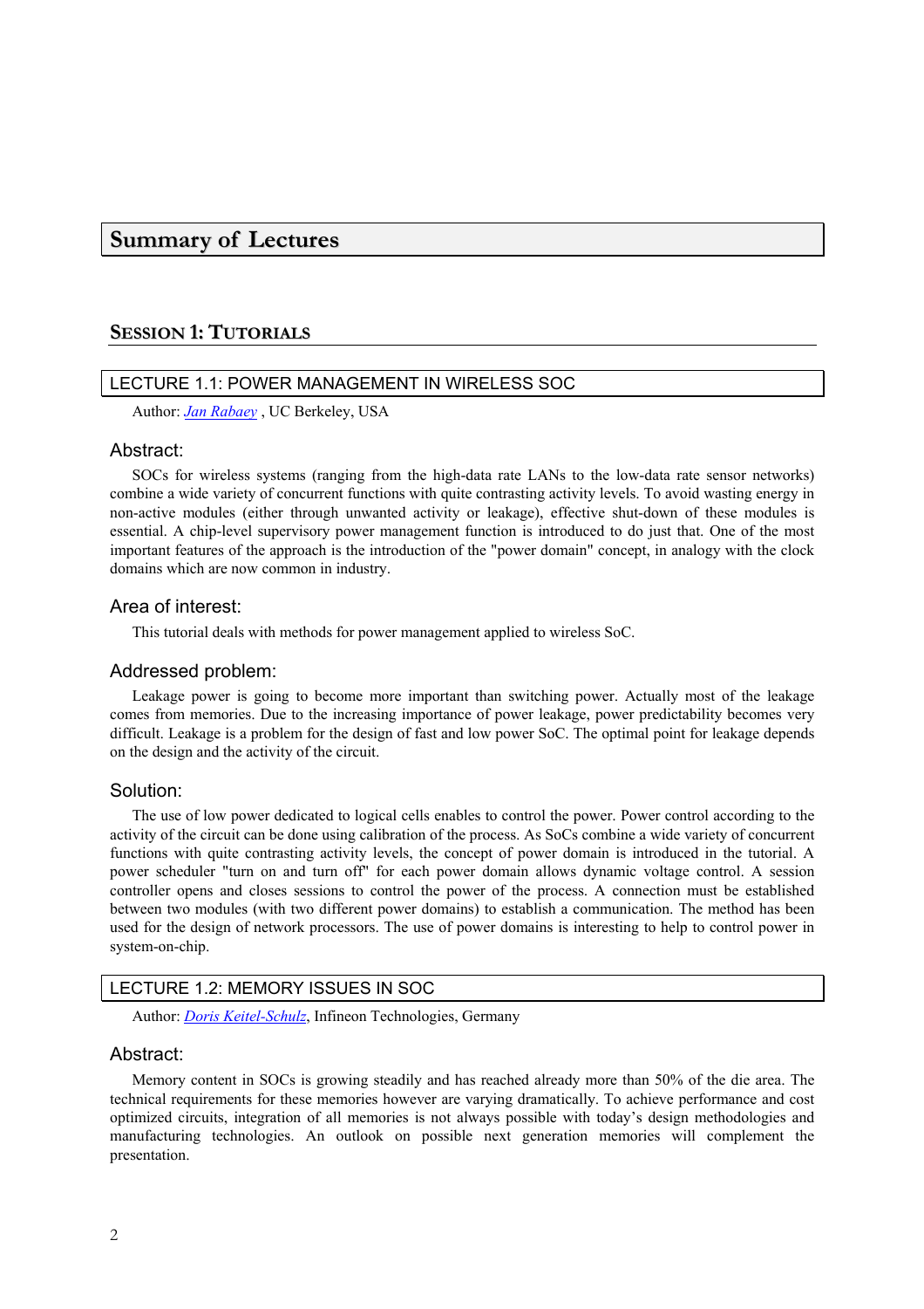# Summary of Lectures

## Session 1: Tutorials

### LECTURE 1.1: POWER MANAGEMENT IN WIRELESS SOC

Author: *[Jan Rabaey](Jan Rabaey)* , UC Berkeley, USA

#### Abstract:

SOCs for wireless systems (ranging from the high-data rate LANs to the low-data rate sensor networks) combine a wide variety of concurrent functions with quite contrasting activity levels. To avoid wasting energy in non-active modules (either through unwanted activity or leakage), effective shut-down of these modules is essential. A chip-level supervisory power management function is introduced to do just that. One of the most important features of the approach is the introduction of the "power domain" concept, in analogy with the clock domains which are now common in industry.

#### Area of interest:

This tutorial deals with methods for power management applied to wireless SoC.

#### Addressed problem:

Leakage power is going to become more important than switching power. Actually most of the leakage comes from memories. Due to the increasing importance of power leakage, power predictability becomes very difficult. Leakage is a problem for the design of fast and low power SoC. The optimal point for leakage depends on the design and the activity of the circuit.

#### Solution:

The use of low power dedicated to logical cells enables to control the power. Power control according to the activity of the circuit can be done using calibration of the process. As SoCs combine a wide variety of concurrent functions with quite contrasting activity levels, the concept of power domain is introduced in the tutorial. A power scheduler "turn on and turn off" for each power domain allows dynamic voltage control. A session controller opens and closes sessions to control the power of the process. A connection must be established between two modules (with two different power domains) to establish a communication. The method has been used for the design of network processors. The use of power domains is interesting to help to control power in system-on-chip.

### LECTURE 1.2: MEMORY ISSUES IN SOC

Author: *[Doris Keitel-Schulz](Doris Keitel-Schulz)*, Infineon Technologies, Germany

#### Abstract:

Memory content in SOCs is growing steadily and has reached already more than 50% of the die area. The technical requirements for these memories however are varying dramatically. To achieve performance and cost optimized circuits, integration of all memories is not always possible with today's design methodologies and manufacturing technologies. An outlook on possible next generation memories will complement the presentation.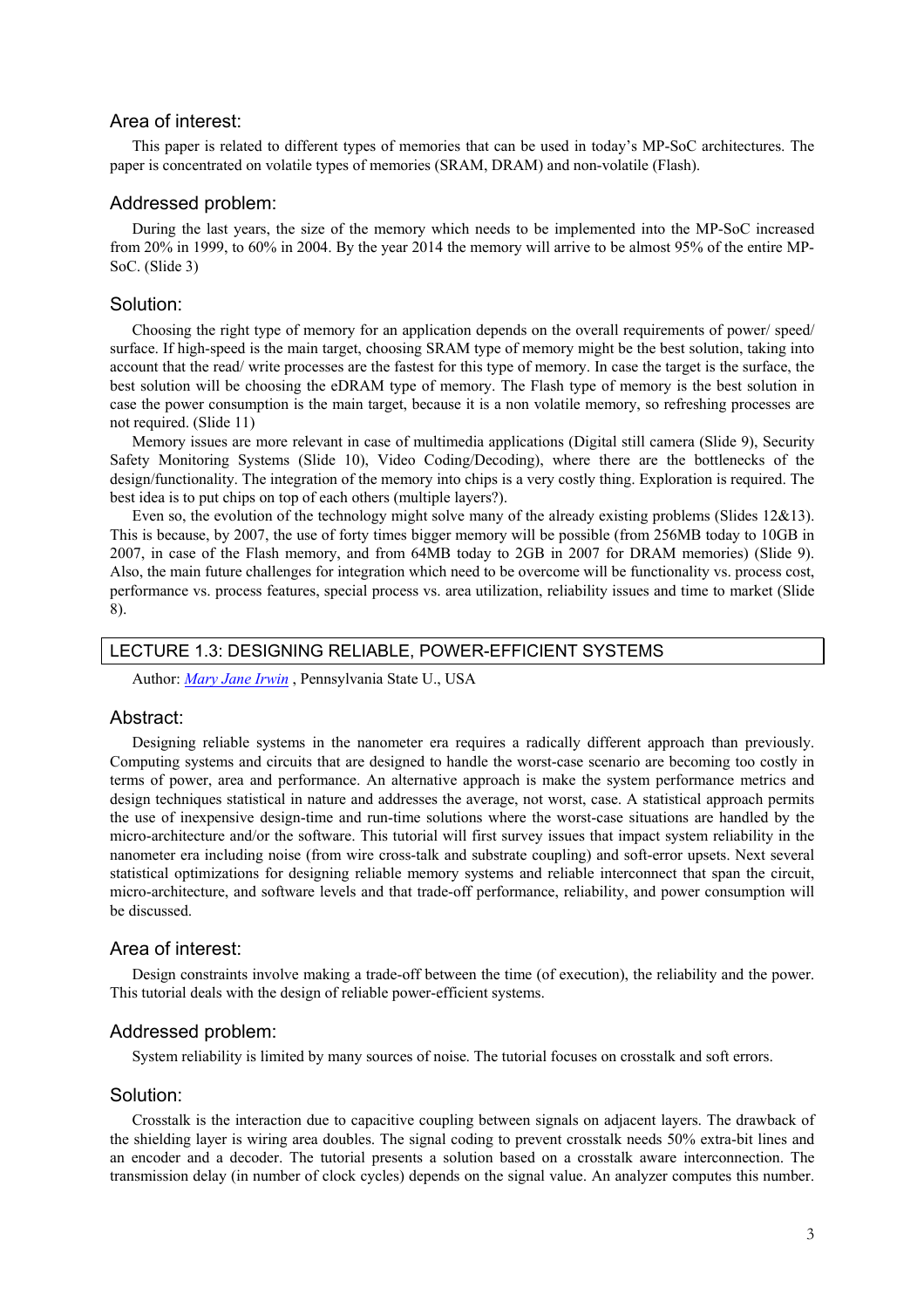### Area of interest:

This paper is related to different types of memories that can be used in today's MP-SoC architectures. The paper is concentrated on volatile types of memories (SRAM, DRAM) and non-volatile (Flash).

### Addressed problem:

During the last years, the size of the memory which needs to be implemented into the MP-SoC increased from 20% in 1999, to 60% in 2004. By the year 2014 the memory will arrive to be almost 95% of the entire MP-SoC. (Slide 3)

### Solution:

Choosing the right type of memory for an application depends on the overall requirements of power/ speed/ surface. If high-speed is the main target, choosing SRAM type of memory might be the best solution, taking into account that the read/ write processes are the fastest for this type of memory. In case the target is the surface, the best solution will be choosing the eDRAM type of memory. The Flash type of memory is the best solution in case the power consumption is the main target, because it is a non volatile memory, so refreshing processes are not required. (Slide 11)

Memory issues are more relevant in case of multimedia applications (Digital still camera (Slide 9), Security Safety Monitoring Systems (Slide 10), Video Coding/Decoding), where there are the bottlenecks of the design/functionality. The integration of the memory into chips is a very costly thing. Exploration is required. The best idea is to put chips on top of each others (multiple layers?).

Even so, the evolution of the technology might solve many of the already existing problems (Slides 12&13). This is because, by 2007, the use of forty times bigger memory will be possible (from 256MB today to 10GB in 2007, in case of the Flash memory, and from 64MB today to 2GB in 2007 for DRAM memories) (Slide 9). Also, the main future challenges for integration which need to be overcome will be functionality vs. process cost, performance vs. process features, special process vs. area utilization, reliability issues and time to market (Slide 8).

## LECTURE 1.3: DESIGNING RELIABLE, POWER-EFFICIENT SYSTEMS

Author: *Mary Jane Irwin* , Pennsylvania State U., USA

### Abstract:

Designing reliable systems in the nanometer era requires a radically different approach than previously. Computing systems and circuits that are designed to handle the worst-case scenario are becoming too costly in terms of power, area and performance. An alternative approach is make the system performance metrics and design techniques statistical in nature and addresses the average, not worst, case. A statistical approach permits the use of inexpensive design-time and run-time solutions where the worst-case situations are handled by the micro-architecture and/or the software. This tutorial will first survey issues that impact system reliability in the nanometer era including noise (from wire cross-talk and substrate coupling) and soft-error upsets. Next several statistical optimizations for designing reliable memory systems and reliable interconnect that span the circuit, micro-architecture, and software levels and that trade-off performance, reliability, and power consumption will be discussed.

### Area of interest:

Design constraints involve making a trade-off between the time (of execution), the reliability and the power. This tutorial deals with the design of reliable power-efficient systems.

### Addressed problem:

System reliability is limited by many sources of noise. The tutorial focuses on crosstalk and soft errors.

### Solution:

Crosstalk is the interaction due to capacitive coupling between signals on adjacent layers. The drawback of the shielding layer is wiring area doubles. The signal coding to prevent crosstalk needs 50% extra-bit lines and an encoder and a decoder. The tutorial presents a solution based on a crosstalk aware interconnection. The transmission delay (in number of clock cycles) depends on the signal value. An analyzer computes this number.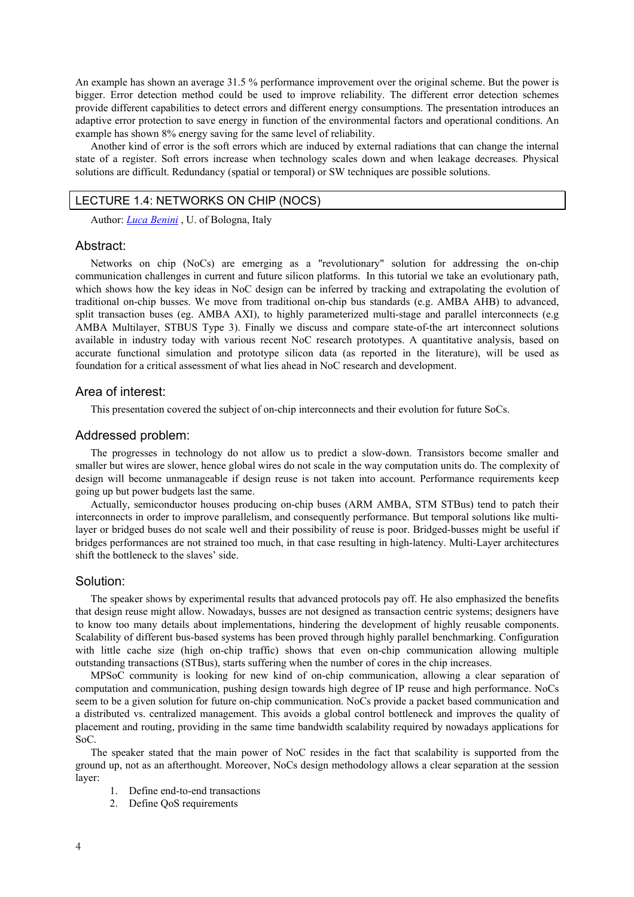An example has shown an average 31.5 % performance improvement over the original scheme. But the power is bigger. Error detection method could be used to improve reliability. The different error detection schemes provide different capabilities to detect errors and different energy consumptions. The presentation introduces an adaptive error protection to save energy in function of the environmental factors and operational conditions. An example has shown 8% energy saving for the same level of reliability.

Another kind of error is the soft errors which are induced by external radiations that can change the internal state of a register. Soft errors increase when technology scales down and when leakage decreases. Physical solutions are difficult. Redundancy (spatial or temporal) or SW techniques are possible solutions.

## LECTURE 1.4: NETWORKS ON CHIP (NOCS)

Author: *Luca Benini* , U. of Bologna, Italy

### Abstract:

Networks on chip (NoCs) are emerging as a "revolutionary" solution for addressing the on-chip communication challenges in current and future silicon platforms. In this tutorial we take an evolutionary path, which shows how the key ideas in NoC design can be inferred by tracking and extrapolating the evolution of traditional on-chip busses. We move from traditional on-chip bus standards (e.g. AMBA AHB) to advanced, split transaction buses (eg. AMBA AXI), to highly parameterized multi-stage and parallel interconnects (e.g AMBA Multilayer, STBUS Type 3). Finally we discuss and compare state-of-the art interconnect solutions available in industry today with various recent NoC research prototypes. A quantitative analysis, based on accurate functional simulation and prototype silicon data (as reported in the literature), will be used as foundation for a critical assessment of what lies ahead in NoC research and development.

### Area of interest:

This presentation covered the subject of on-chip interconnects and their evolution for future SoCs.

### Addressed problem:

The progresses in technology do not allow us to predict a slow-down. Transistors become smaller and smaller but wires are slower, hence global wires do not scale in the way computation units do. The complexity of design will become unmanageable if design reuse is not taken into account. Performance requirements keep going up but power budgets last the same.

Actually, semiconductor houses producing on-chip buses (ARM AMBA, STM STBus) tend to patch their interconnects in order to improve parallelism, and consequently performance. But temporal solutions like multi-layer or bridged buses do not scale well and their possibility of reuse is poor. Bridged-busses might be useful if bridges performances are not strained too much, in that case resulting in high-latency. Multi-Layer architectures shift the bottleneck to the slaves' side.

### Solution:

The speaker shows by experimental results that advanced protocols pay off. He also emphasized the benefits that design reuse might allow. Nowadays, busses are not designed as transaction centric systems; designers have to know too many details about implementations, hindering the development of highly reusable components. Scalability of different bus-based systems has been proved through highly parallel benchmarking. Configuration with little cache size (high on-chip traffic) shows that even on-chip communication allowing multiple outstanding transactions (STBus), starts suffering when the number of cores in the chip increases.

MPSoC community is looking for new kind of on-chip communication, allowing a clear separation of computation and communication, pushing design towards high degree of IP reuse and high performance. NoCs seem to be a given solution for future on-chip communication. NoCs provide a packet based communication and a distributed vs. centralized management. This avoids a global control bottleneck and improves the quality of placement and routing, providing in the same time bandwidth scalability required by nowadays applications for SoC.

The speaker stated that the main power of NoC resides in the fact that scalability is supported from the ground up, not as an afterthought. Moreover, NoCs design methodology allows a clear separation at the session layer:

1. Define end-to-end transactions
2. Define QoS requirements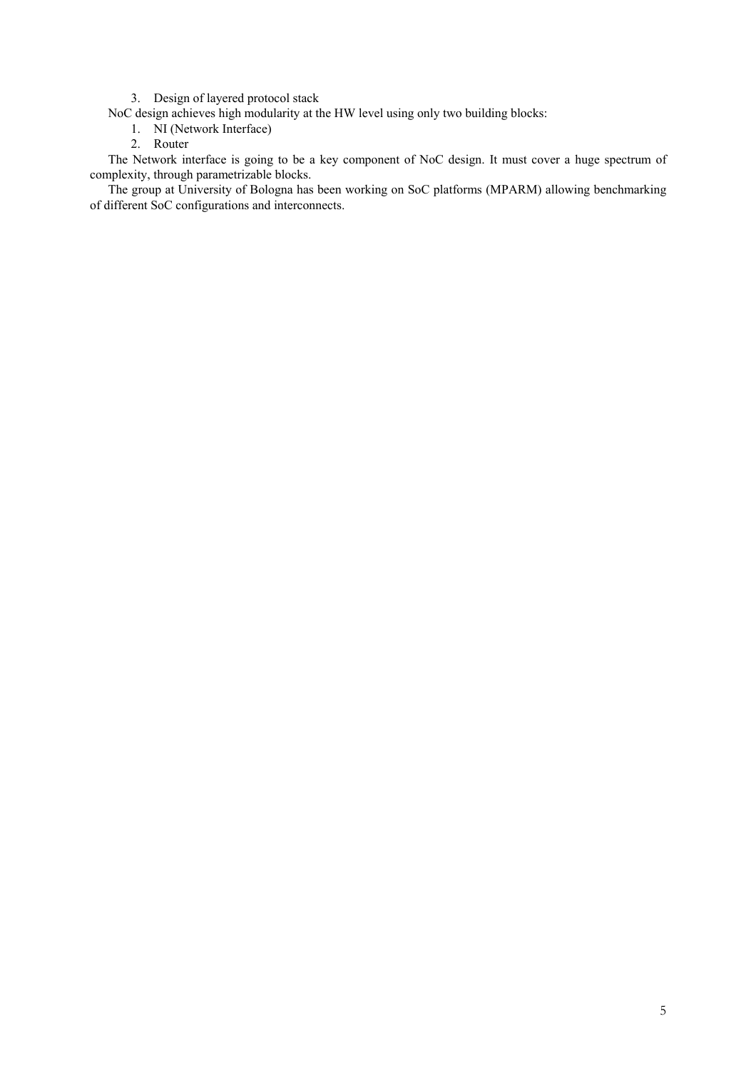3. Design of layered protocol stack

NoC design achieves high modularity at the HW level using only two building blocks:

1. NI (Network Interface)
2. Router

The Network interface is going to be a key component of NoC design. It must cover a huge spectrum of complexity, through parametrizable blocks.

The group at University of Bologna has been working on SoC platforms (MPARM) allowing benchmarking of different SoC configurations and interconnects.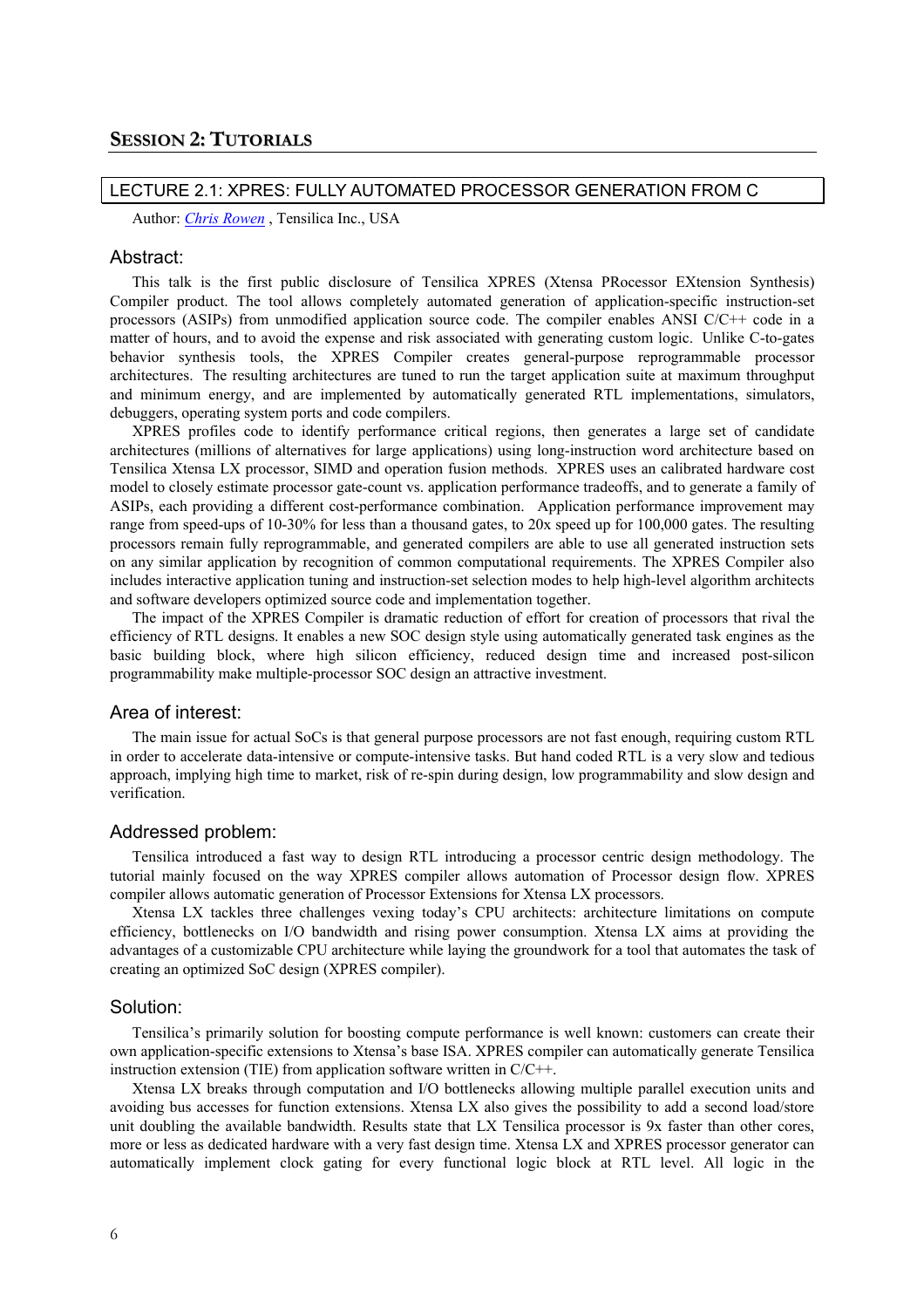## SESSION 2: TUTORIALS

### LECTURE 2.1: XPRES: FULLY AUTOMATED PROCESSOR GENERATION FROM C

Author: *Chris Rowen* , Tensilica Inc., USA

#### Abstract:

This talk is the first public disclosure of Tensilica XPRES (Xtensa PRocessor EXtension Synthesis) Compiler product. The tool allows completely automated generation of application-specific instruction-set processors (ASIPs) from unmodified application source code. The compiler enables ANSI C/C++ code in a matter of hours, and to avoid the expense and risk associated with generating custom logic. Unlike C-to-gates behavior synthesis tools, the XPRES Compiler creates general-purpose reprogrammable processor architectures. The resulting architectures are tuned to run the target application suite at maximum throughput and minimum energy, and are implemented by automatically generated RTL implementations, simulators, debuggers, operating system ports and code compilers.

XPRES profiles code to identify performance critical regions, then generates a large set of candidate architectures (millions of alternatives for large applications) using long-instruction word architecture based on Tensilica Xtensa LX processor, SIMD and operation fusion methods. XPRES uses an calibrated hardware cost model to closely estimate processor gate-count vs. application performance tradeoffs, and to generate a family of ASIPs, each providing a different cost-performance combination. Application performance improvement may range from speed-ups of 10-30% for less than a thousand gates, to 20x speed up for 100,000 gates. The resulting processors remain fully reprogrammable, and generated compilers are able to use all generated instruction sets on any similar application by recognition of common computational requirements. The XPRES Compiler also includes interactive application tuning and instruction-set selection modes to help high-level algorithm architects and software developers optimized source code and implementation together.

The impact of the XPRES Compiler is dramatic reduction of effort for creation of processors that rival the efficiency of RTL designs. It enables a new SOC design style using automatically generated task engines as the basic building block, where high silicon efficiency, reduced design time and increased post-silicon programmability make multiple-processor SOC design an attractive investment.

#### Area of interest:

The main issue for actual SoCs is that general purpose processors are not fast enough, requiring custom RTL in order to accelerate data-intensive or compute-intensive tasks. But hand coded RTL is a very slow and tedious approach, implying high time to market, risk of re-spin during design, low programmability and slow design and verification.

#### Addressed problem:

Tensilica introduced a fast way to design RTL introducing a processor centric design methodology. The tutorial mainly focused on the way XPRES compiler allows automation of Processor design flow. XPRES compiler allows automatic generation of Processor Extensions for Xtensa LX processors.

Xtensa LX tackles three challenges vexing today's CPU architects: architecture limitations on compute efficiency, bottlenecks on I/O bandwidth and rising power consumption. Xtensa LX aims at providing the advantages of a customizable CPU architecture while laying the groundwork for a tool that automates the task of creating an optimized SoC design (XPRES compiler).

#### Solution:

Tensilica's primarily solution for boosting compute performance is well known: customers can create their own application-specific extensions to Xtensa's base ISA. XPRES compiler can automatically generate Tensilica instruction extension (TIE) from application software written in C/C++.

Xtensa LX breaks through computation and I/O bottlenecks allowing multiple parallel execution units and avoiding bus accesses for function extensions. Xtensa LX also gives the possibility to add a second load/store unit doubling the available bandwidth. Results state that LX Tensilica processor is 9x faster than other cores, more or less as dedicated hardware with a very fast design time. Xtensa LX and XPRES processor generator can automatically implement clock gating for every functional logic block at RTL level. All logic in the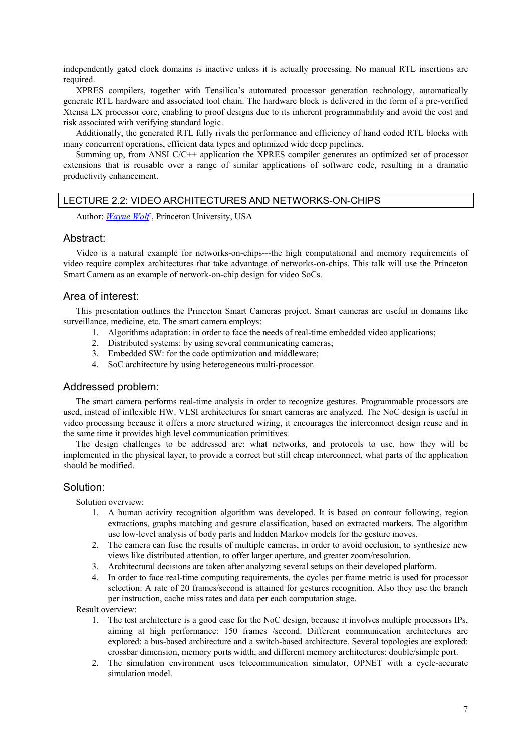independently gated clock domains is inactive unless it is actually processing. No manual RTL insertions are required.

XPRES compilers, together with Tensilica's automated processor generation technology, automatically generate RTL hardware and associated tool chain. The hardware block is delivered in the form of a pre-verified Xtensa LX processor core, enabling to proof designs due to its inherent programmability and avoid the cost and risk associated with verifying standard logic.

Additionally, the generated RTL fully rivals the performance and efficiency of hand coded RTL blocks with many concurrent operations, efficient data types and optimized wide deep pipelines.

Summing up, from ANSI C/C++ application the XPRES compiler generates an optimized set of processor extensions that is reusable over a range of similar applications of software code, resulting in a dramatic productivity enhancement.

## LECTURE 2.2: VIDEO ARCHITECTURES AND NETWORKS-ON-CHIPS

Author: *Wayne Wolf* , Princeton University, USA

### Abstract:

Video is a natural example for networks-on-chips---the high computational and memory requirements of video require complex architectures that take advantage of networks-on-chips. This talk will use the Princeton Smart Camera as an example of network-on-chip design for video SoCs.

### Area of interest:

This presentation outlines the Princeton Smart Cameras project. Smart cameras are useful in domains like surveillance, medicine, etc. The smart camera employs:

1. Algorithms adaptation: in order to face the needs of real-time embedded video applications;
2. Distributed systems: by using several communicating cameras;
3. Embedded SW: for the code optimization and middleware;
4. SoC architecture by using heterogeneous multi-processor.

### Addressed problem:

The smart camera performs real-time analysis in order to recognize gestures. Programmable processors are used, instead of inflexible HW. VLSI architectures for smart cameras are analyzed. The NoC design is useful in video processing because it offers a more structured wiring, it encourages the interconnect design reuse and in the same time it provides high level communication primitives.

The design challenges to be addressed are: what networks, and protocols to use, how they will be implemented in the physical layer, to provide a correct but still cheap interconnect, what parts of the application should be modified.

### Solution:

Solution overview:

1. A human activity recognition algorithm was developed. It is based on contour following, region extractions, graphs matching and gesture classification, based on extracted markers. The algorithm use low-level analysis of body parts and hidden Markov models for the gesture moves.
2. The camera can fuse the results of multiple cameras, in order to avoid occlusion, to synthesize new views like distributed attention, to offer larger aperture, and greater zoom/resolution.
3. Architectural decisions are taken after analyzing several setups on their developed platform.
4. In order to face real-time computing requirements, the cycles per frame metric is used for processor selection: A rate of 20 frames/second is attained for gestures recognition. Also they use the branch per instruction, cache miss rates and data per each computation stage.

Result overview:

1. The test architecture is a good case for the NoC design, because it involves multiple processors IPs, aiming at high performance: 150 frames /second. Different communication architectures are explored: a bus-based architecture and a switch-based architecture. Several topologies are explored: crossbar dimension, memory ports width, and different memory architectures: double/simple port.
2. The simulation environment uses telecommunication simulator, OPNET with a cycle-accurate simulation model.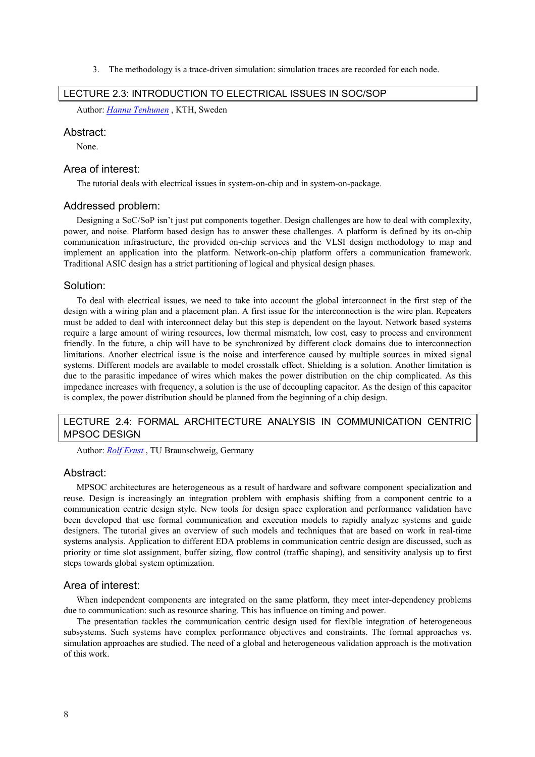3. The methodology is a trace-driven simulation: simulation traces are recorded for each node.

## LECTURE 2.3: INTRODUCTION TO ELECTRICAL ISSUES IN SOC/SOP

Author: *Hannu Tenhunen* , KTH, Sweden

### Abstract:

None.

### Area of interest:

The tutorial deals with electrical issues in system-on-chip and in system-on-package.

### Addressed problem:

Designing a SoC/SoP isn't just put components together. Design challenges are how to deal with complexity, power, and noise. Platform based design has to answer these challenges. A platform is defined by its on-chip communication infrastructure, the provided on-chip services and the VLSI design methodology to map and implement an application into the platform. Network-on-chip platform offers a communication framework. Traditional ASIC design has a strict partitioning of logical and physical design phases.

### Solution:

To deal with electrical issues, we need to take into account the global interconnect in the first step of the design with a wiring plan and a placement plan. A first issue for the interconnection is the wire plan. Repeaters must be added to deal with interconnect delay but this step is dependent on the layout. Network based systems require a large amount of wiring resources, low thermal mismatch, low cost, easy to process and environment friendly. In the future, a chip will have to be synchronized by different clock domains due to interconnection limitations. Another electrical issue is the noise and interference caused by multiple sources in mixed signal systems. Different models are available to model crosstalk effect. Shielding is a solution. Another limitation is due to the parasitic impedance of wires which makes the power distribution on the chip complicated. As this impedance increases with frequency, a solution is the use of decoupling capacitor. As the design of this capacitor is complex, the power distribution should be planned from the beginning of a chip design.

## LECTURE 2.4: FORMAL ARCHITECTURE ANALYSIS IN COMMUNICATION CENTRIC MPSOC DESIGN

Author: *Rolf Ernst* , TU Braunschweig, Germany

### Abstract:

MPSOC architectures are heterogeneous as a result of hardware and software component specialization and reuse. Design is increasingly an integration problem with emphasis shifting from a component centric to a communication centric design style. New tools for design space exploration and performance validation have been developed that use formal communication and execution models to rapidly analyze systems and guide designers. The tutorial gives an overview of such models and techniques that are based on work in real-time systems analysis. Application to different EDA problems in communication centric design are discussed, such as priority or time slot assignment, buffer sizing, flow control (traffic shaping), and sensitivity analysis up to first steps towards global system optimization.

### Area of interest:

When independent components are integrated on the same platform, they meet inter-dependency problems due to communication: such as resource sharing. This has influence on timing and power.

The presentation tackles the communication centric design used for flexible integration of heterogeneous subsystems. Such systems have complex performance objectives and constraints. The formal approaches vs. simulation approaches are studied. The need of a global and heterogeneous validation approach is the motivation of this work.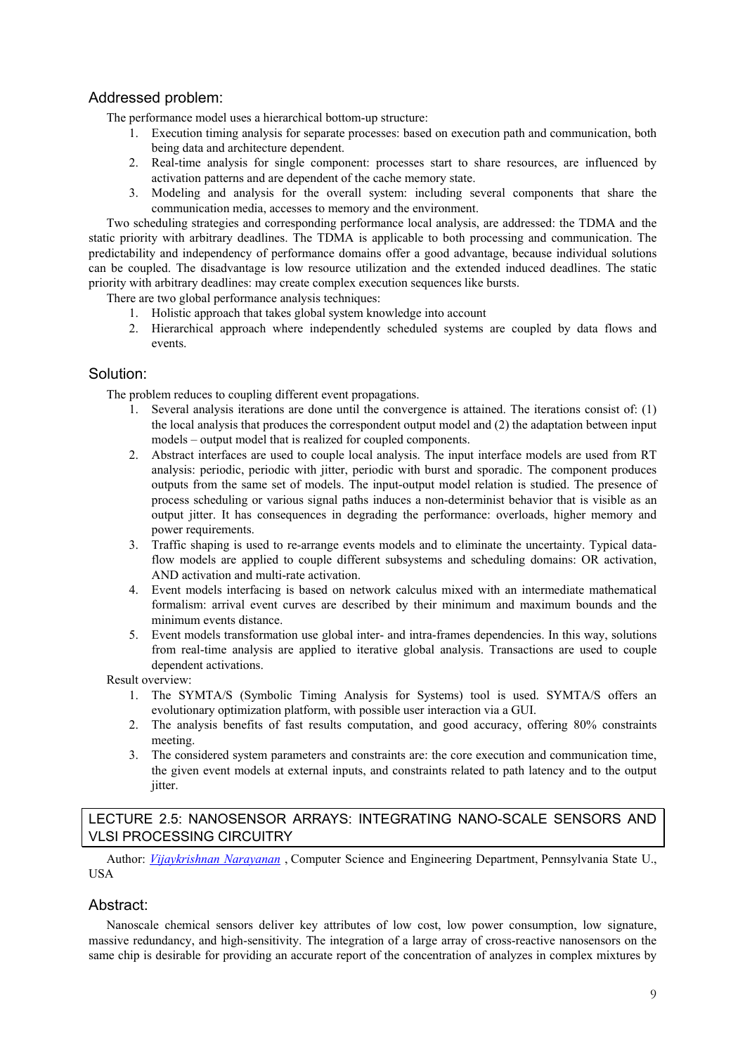## Addressed problem:

The performance model uses a hierarchical bottom-up structure:

1. Execution timing analysis for separate processes: based on execution path and communication, both being data and architecture dependent.
2. Real-time analysis for single component: processes start to share resources, are influenced by activation patterns and are dependent of the cache memory state.
3. Modeling and analysis for the overall system: including several components that share the communication media, accesses to memory and the environment.

Two scheduling strategies and corresponding performance local analysis, are addressed: the TDMA and the static priority with arbitrary deadlines. The TDMA is applicable to both processing and communication. The predictability and independency of performance domains offer a good advantage, because individual solutions can be coupled. The disadvantage is low resource utilization and the extended induced deadlines. The static priority with arbitrary deadlines: may create complex execution sequences like bursts.

There are two global performance analysis techniques:

1. Holistic approach that takes global system knowledge into account
2. Hierarchical approach where independently scheduled systems are coupled by data flows and events.

## Solution:

The problem reduces to coupling different event propagations.

1. Several analysis iterations are done until the convergence is attained. The iterations consist of: (1) the local analysis that produces the correspondent output model and (2) the adaptation between input models – output model that is realized for coupled components.
2. Abstract interfaces are used to couple local analysis. The input interface models are used from RT analysis: periodic, periodic with jitter, periodic with burst and sporadic. The component produces outputs from the same set of models. The input-output model relation is studied. The presence of process scheduling or various signal paths induces a non-determinist behavior that is visible as an output jitter. It has consequences in degrading the performance: overloads, higher memory and power requirements.
3. Traffic shaping is used to re-arrange events models and to eliminate the uncertainty. Typical data-flow models are applied to couple different subsystems and scheduling domains: OR activation, AND activation and multi-rate activation.
4. Event models interfacing is based on network calculus mixed with an intermediate mathematical formalism: arrival event curves are described by their minimum and maximum bounds and the minimum events distance.
5. Event models transformation use global inter- and intra-frames dependencies. In this way, solutions from real-time analysis are applied to iterative global analysis. Transactions are used to couple dependent activations.

Result overview:

1. The SYMTA/S (Symbolic Timing Analysis for Systems) tool is used. SYMTA/S offers an evolutionary optimization platform, with possible user interaction via a GUI.
2. The analysis benefits of fast results computation, and good accuracy, offering 80% constraints meeting.
3. The considered system parameters and constraints are: the core execution and communication time, the given event models at external inputs, and constraints related to path latency and to the output jitter.

# LECTURE 2.5: NANOSENSOR ARRAYS: INTEGRATING NANO-SCALE SENSORS AND VLSI PROCESSING CIRCUITRY

Author: *Vijaykrishnan Narayanan* , Computer Science and Engineering Department, Pennsylvania State U., USA

## Abstract:

Nanoscale chemical sensors deliver key attributes of low cost, low power consumption, low signature, massive redundancy, and high-sensitivity. The integration of a large array of cross-reactive nanosensors on the same chip is desirable for providing an accurate report of the concentration of analyzes in complex mixtures by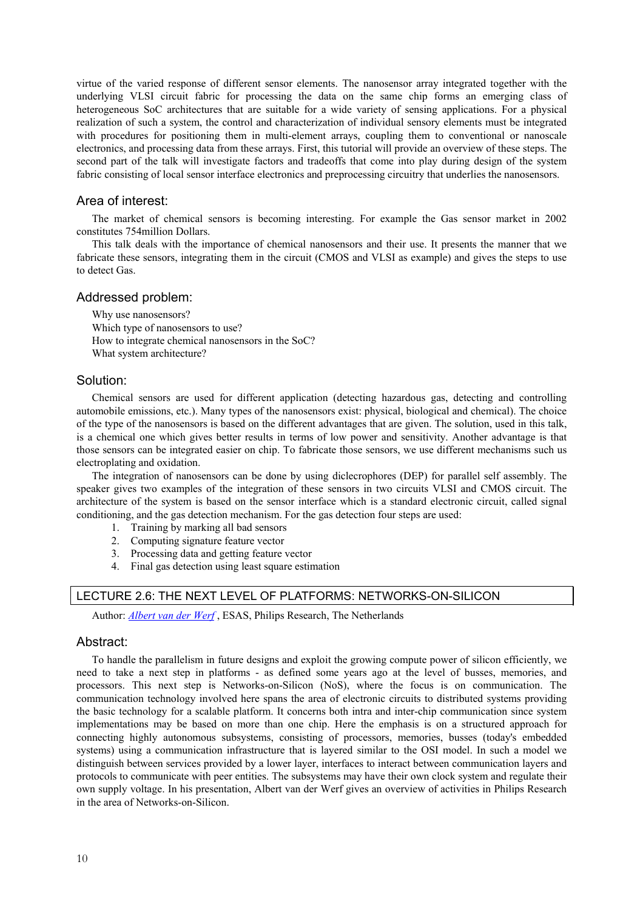virtue of the varied response of different sensor elements. The nanosensor array integrated together with the underlying VLSI circuit fabric for processing the data on the same chip forms an emerging class of heterogeneous SoC architectures that are suitable for a wide variety of sensing applications. For a physical realization of such a system, the control and characterization of individual sensory elements must be integrated with procedures for positioning them in multi-element arrays, coupling them to conventional or nanoscale electronics, and processing data from these arrays. First, this tutorial will provide an overview of these steps. The second part of the talk will investigate factors and tradeoffs that come into play during design of the system fabric consisting of local sensor interface electronics and preprocessing circuitry that underlies the nanosensors.

### Area of interest:

The market of chemical sensors is becoming interesting. For example the Gas sensor market in 2002 constitutes 754million Dollars.

This talk deals with the importance of chemical nanosensors and their use. It presents the manner that we fabricate these sensors, integrating them in the circuit (CMOS and VLSI as example) and gives the steps to use to detect Gas.

### Addressed problem:

Why use nanosensors?
Which type of nanosensors to use?
How to integrate chemical nanosensors in the SoC?
What system architecture?

### Solution:

Chemical sensors are used for different application (detecting hazardous gas, detecting and controlling automobile emissions, etc.). Many types of the nanosensors exist: physical, biological and chemical). The choice of the type of the nanosensors is based on the different advantages that are given. The solution, used in this talk, is a chemical one which gives better results in terms of low power and sensitivity. Another advantage is that those sensors can be integrated easier on chip. To fabricate those sensors, we use different mechanisms such us electroplating and oxidation.

The integration of nanosensors can be done by using diclecrophores (DEP) for parallel self assembly. The speaker gives two examples of the integration of these sensors in two circuits VLSI and CMOS circuit. The architecture of the system is based on the sensor interface which is a standard electronic circuit, called signal conditioning, and the gas detection mechanism. For the gas detection four steps are used:

1. Training by marking all bad sensors
2. Computing signature feature vector
3. Processing data and getting feature vector
4. Final gas detection using least square estimation

## LECTURE 2.6: THE NEXT LEVEL OF PLATFORMS: NETWORKS-ON-SILICON

Author: *Albert van der Werf* , ESAS, Philips Research, The Netherlands

### Abstract:

To handle the parallelism in future designs and exploit the growing compute power of silicon efficiently, we need to take a next step in platforms - as defined some years ago at the level of busses, memories, and processors. This next step is Networks-on-Silicon (NoS), where the focus is on communication. The communication technology involved here spans the area of electronic circuits to distributed systems providing the basic technology for a scalable platform. It concerns both intra and inter-chip communication since system implementations may be based on more than one chip. Here the emphasis is on a structured approach for connecting highly autonomous subsystems, consisting of processors, memories, busses (today's embedded systems) using a communication infrastructure that is layered similar to the OSI model. In such a model we distinguish between services provided by a lower layer, interfaces to interact between communication layers and protocols to communicate with peer entities. The subsystems may have their own clock system and regulate their own supply voltage. In his presentation, Albert van der Werf gives an overview of activities in Philips Research in the area of Networks-on-Silicon.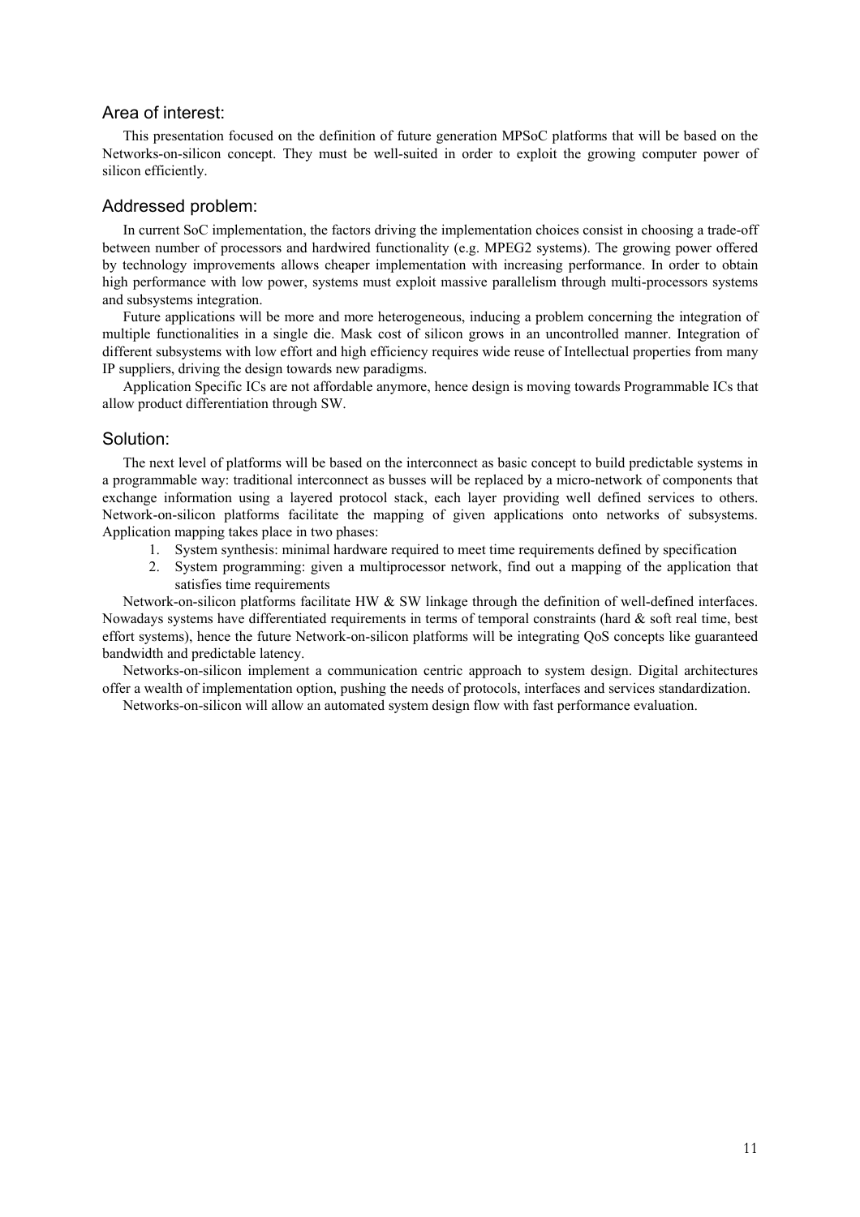## Area of interest:

This presentation focused on the definition of future generation MPSoC platforms that will be based on the Networks-on-silicon concept. They must be well-suited in order to exploit the growing computer power of silicon efficiently.

## Addressed problem:

In current SoC implementation, the factors driving the implementation choices consist in choosing a trade-off between number of processors and hardwired functionality (e.g. MPEG2 systems). The growing power offered by technology improvements allows cheaper implementation with increasing performance. In order to obtain high performance with low power, systems must exploit massive parallelism through multi-processors systems and subsystems integration.

Future applications will be more and more heterogeneous, inducing a problem concerning the integration of multiple functionalities in a single die. Mask cost of silicon grows in an uncontrolled manner. Integration of different subsystems with low effort and high efficiency requires wide reuse of Intellectual properties from many IP suppliers, driving the design towards new paradigms.

Application Specific ICs are not affordable anymore, hence design is moving towards Programmable ICs that allow product differentiation through SW.

## Solution:

The next level of platforms will be based on the interconnect as basic concept to build predictable systems in a programmable way: traditional interconnect as busses will be replaced by a micro-network of components that exchange information using a layered protocol stack, each layer providing well defined services to others. Network-on-silicon platforms facilitate the mapping of given applications onto networks of subsystems. Application mapping takes place in two phases:

1. System synthesis: minimal hardware required to meet time requirements defined by specification
2. System programming: given a multiprocessor network, find out a mapping of the application that satisfies time requirements

Network-on-silicon platforms facilitate HW & SW linkage through the definition of well-defined interfaces. Nowadays systems have differentiated requirements in terms of temporal constraints (hard & soft real time, best effort systems), hence the future Network-on-silicon platforms will be integrating QoS concepts like guaranteed bandwidth and predictable latency.

Networks-on-silicon implement a communication centric approach to system design. Digital architectures offer a wealth of implementation option, pushing the needs of protocols, interfaces and services standardization.

Networks-on-silicon will allow an automated system design flow with fast performance evaluation.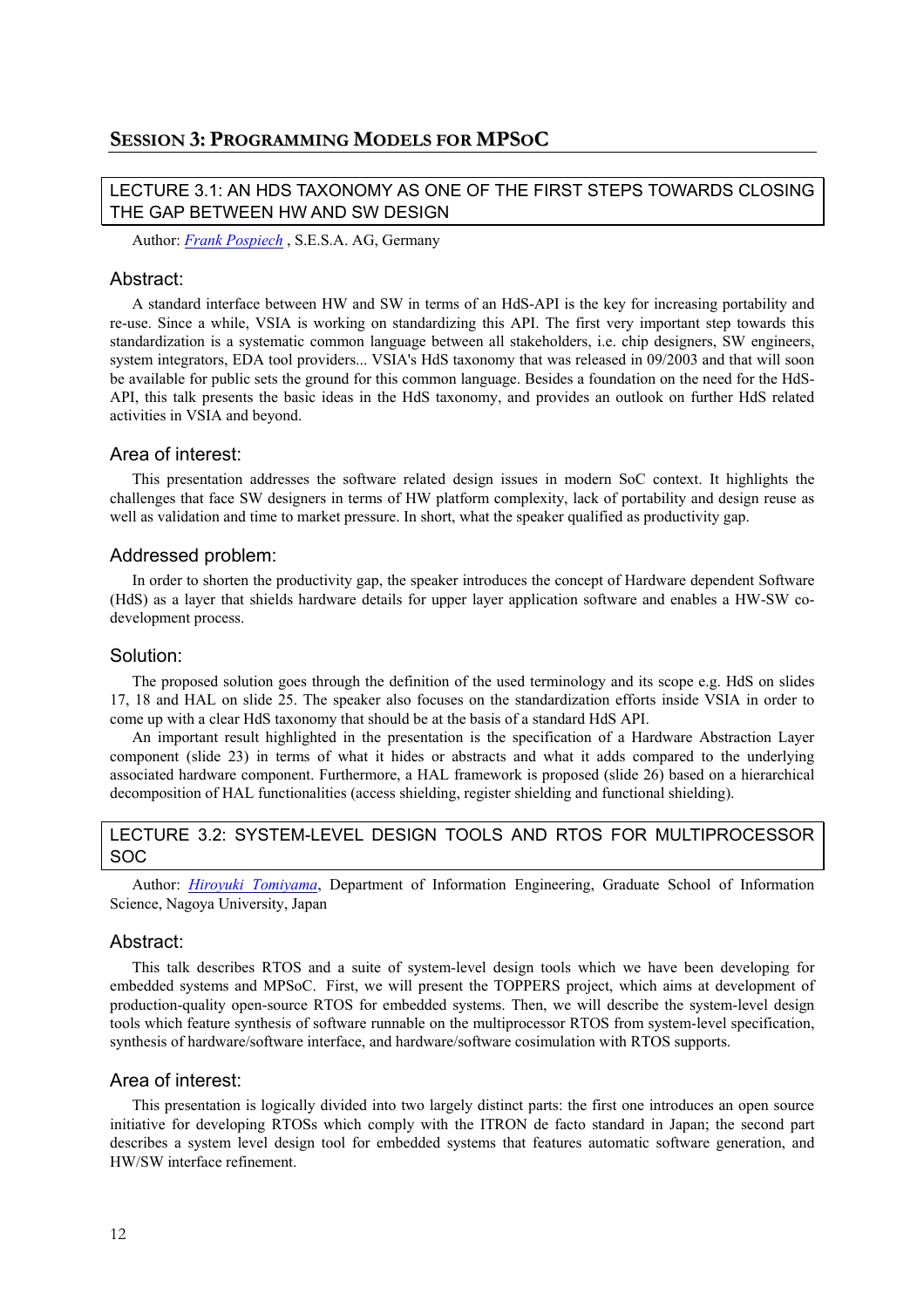## SESSION 3: PROGRAMMING MODELS FOR MPSOC

### LECTURE 3.1: AN HDS TAXONOMY AS ONE OF THE FIRST STEPS TOWARDS CLOSING THE GAP BETWEEN HW AND SW DESIGN

Author: *Frank Pospiech* , S.E.S.A. AG, Germany

#### Abstract:

A standard interface between HW and SW in terms of an HdS-API is the key for increasing portability and re-use. Since a while, VSIA is working on standardizing this API. The first very important step towards this standardization is a systematic common language between all stakeholders, i.e. chip designers, SW engineers, system integrators, EDA tool providers... VSIA's HdS taxonomy that was released in 09/2003 and that will soon be available for public sets the ground for this common language. Besides a foundation on the need for the HdS-API, this talk presents the basic ideas in the HdS taxonomy, and provides an outlook on further HdS related activities in VSIA and beyond.

#### Area of interest:

This presentation addresses the software related design issues in modern SoC context. It highlights the challenges that face SW designers in terms of HW platform complexity, lack of portability and design reuse as well as validation and time to market pressure. In short, what the speaker qualified as productivity gap.

#### Addressed problem:

In order to shorten the productivity gap, the speaker introduces the concept of Hardware dependent Software (HdS) as a layer that shields hardware details for upper layer application software and enables a HW-SW co-development process.

#### Solution:

The proposed solution goes through the definition of the used terminology and its scope e.g. HdS on slides 17, 18 and HAL on slide 25. The speaker also focuses on the standardization efforts inside VSIA in order to come up with a clear HdS taxonomy that should be at the basis of a standard HdS API.

An important result highlighted in the presentation is the specification of a Hardware Abstraction Layer component (slide 23) in terms of what it hides or abstracts and what it adds compared to the underlying associated hardware component. Furthermore, a HAL framework is proposed (slide 26) based on a hierarchical decomposition of HAL functionalities (access shielding, register shielding and functional shielding).

### LECTURE 3.2: SYSTEM-LEVEL DESIGN TOOLS AND RTOS FOR MULTIPROCESSOR SOC

Author: *Hiroyuki Tomiyama*, Department of Information Engineering, Graduate School of Information Science, Nagoya University, Japan

#### Abstract:

This talk describes RTOS and a suite of system-level design tools which we have been developing for embedded systems and MPSoC. First, we will present the TOPPERS project, which aims at development of production-quality open-source RTOS for embedded systems. Then, we will describe the system-level design tools which feature synthesis of software runnable on the multiprocessor RTOS from system-level specification, synthesis of hardware/software interface, and hardware/software cosimulation with RTOS supports.

#### Area of interest:

This presentation is logically divided into two largely distinct parts: the first one introduces an open source initiative for developing RTOSs which comply with the ITRON de facto standard in Japan; the second part describes a system level design tool for embedded systems that features automatic software generation, and HW/SW interface refinement.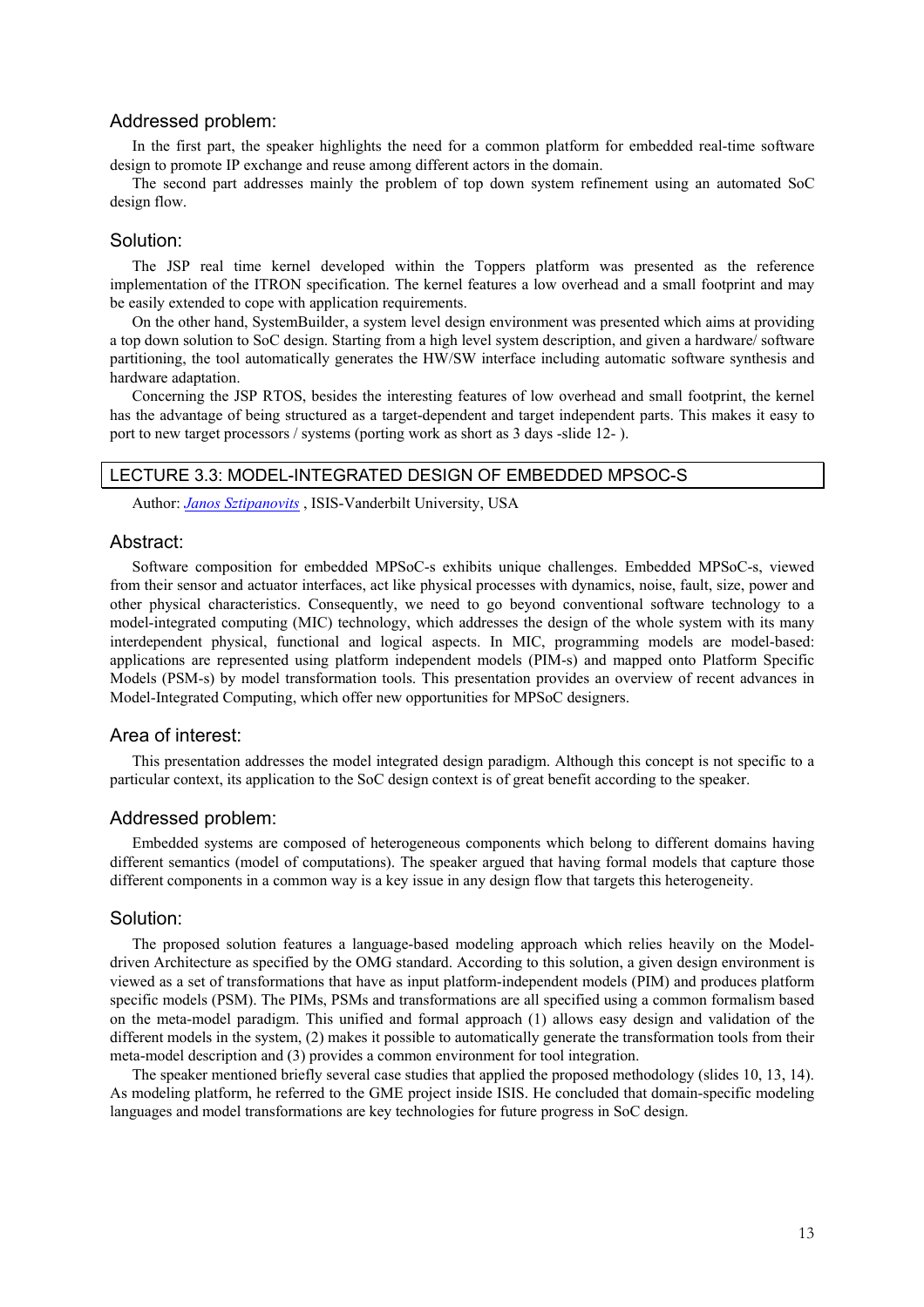## Addressed problem:

In the first part, the speaker highlights the need for a common platform for embedded real-time software design to promote IP exchange and reuse among different actors in the domain.

The second part addresses mainly the problem of top down system refinement using an automated SoC design flow.

## Solution:

The JSP real time kernel developed within the Toppers platform was presented as the reference implementation of the ITRON specification. The kernel features a low overhead and a small footprint and may be easily extended to cope with application requirements.

On the other hand, SystemBuilder, a system level design environment was presented which aims at providing a top down solution to SoC design. Starting from a high level system description, and given a hardware/ software partitioning, the tool automatically generates the HW/SW interface including automatic software synthesis and hardware adaptation.

Concerning the JSP RTOS, besides the interesting features of low overhead and small footprint, the kernel has the advantage of being structured as a target-dependent and target independent parts. This makes it easy to port to new target processors / systems (porting work as short as 3 days -slide 12- ).

# LECTURE 3.3: MODEL-INTEGRATED DESIGN OF EMBEDDED MPSOC-S

Author: *Janos Sztipanovits* , ISIS-Vanderbilt University, USA

## Abstract:

Software composition for embedded MPSoC-s exhibits unique challenges. Embedded MPSoC-s, viewed from their sensor and actuator interfaces, act like physical processes with dynamics, noise, fault, size, power and other physical characteristics. Consequently, we need to go beyond conventional software technology to a model-integrated computing (MIC) technology, which addresses the design of the whole system with its many interdependent physical, functional and logical aspects. In MIC, programming models are model-based: applications are represented using platform independent models (PIM-s) and mapped onto Platform Specific Models (PSM-s) by model transformation tools. This presentation provides an overview of recent advances in Model-Integrated Computing, which offer new opportunities for MPSoC designers.

## Area of interest:

This presentation addresses the model integrated design paradigm. Although this concept is not specific to a particular context, its application to the SoC design context is of great benefit according to the speaker.

## Addressed problem:

Embedded systems are composed of heterogeneous components which belong to different domains having different semantics (model of computations). The speaker argued that having formal models that capture those different components in a common way is a key issue in any design flow that targets this heterogeneity.

## Solution:

The proposed solution features a language-based modeling approach which relies heavily on the Model-driven Architecture as specified by the OMG standard. According to this solution, a given design environment is viewed as a set of transformations that have as input platform-independent models (PIM) and produces platform specific models (PSM). The PIMs, PSMs and transformations are all specified using a common formalism based on the meta-model paradigm. This unified and formal approach (1) allows easy design and validation of the different models in the system, (2) makes it possible to automatically generate the transformation tools from their meta-model description and (3) provides a common environment for tool integration.

The speaker mentioned briefly several case studies that applied the proposed methodology (slides 10, 13, 14). As modeling platform, he referred to the GME project inside ISIS. He concluded that domain-specific modeling languages and model transformations are key technologies for future progress in SoC design.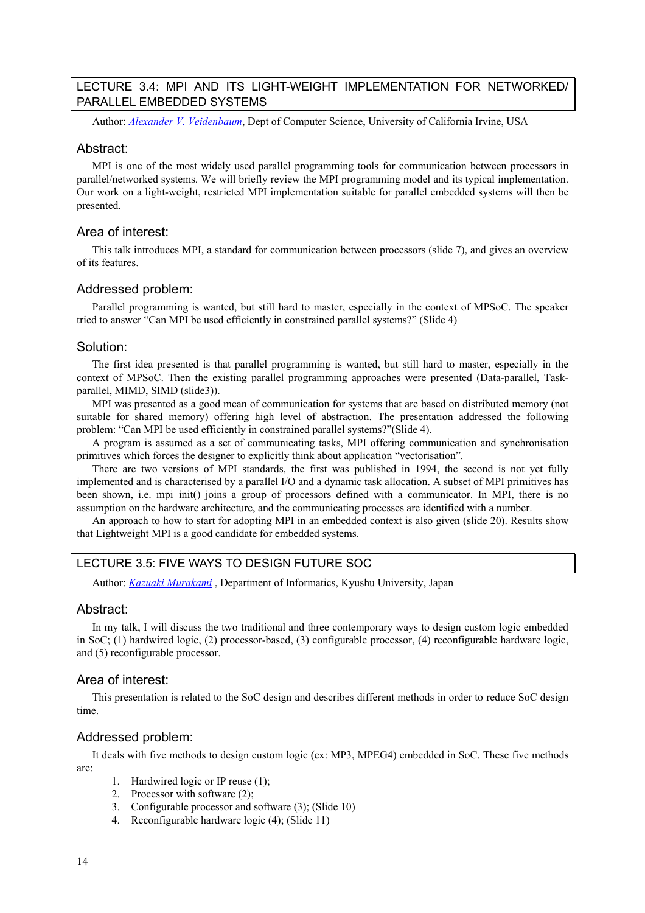## LECTURE 3.4: MPI AND ITS LIGHT-WEIGHT IMPLEMENTATION FOR NETWORKED/ PARALLEL EMBEDDED SYSTEMS

Author: *Alexander V. Veidenbaum*, Dept of Computer Science, University of California Irvine, USA

### Abstract:

MPI is one of the most widely used parallel programming tools for communication between processors in parallel/networked systems. We will briefly review the MPI programming model and its typical implementation. Our work on a light-weight, restricted MPI implementation suitable for parallel embedded systems will then be presented.

### Area of interest:

This talk introduces MPI, a standard for communication between processors (slide 7), and gives an overview of its features.

### Addressed problem:

Parallel programming is wanted, but still hard to master, especially in the context of MPSoC. The speaker tried to answer "Can MPI be used efficiently in constrained parallel systems?" (Slide 4)

### Solution:

The first idea presented is that parallel programming is wanted, but still hard to master, especially in the context of MPSoC. Then the existing parallel programming approaches were presented (Data-parallel, Task-parallel, MIMD, SIMD (slide3)).

MPI was presented as a good mean of communication for systems that are based on distributed memory (not suitable for shared memory) offering high level of abstraction. The presentation addressed the following problem: "Can MPI be used efficiently in constrained parallel systems?"(Slide 4).

A program is assumed as a set of communicating tasks, MPI offering communication and synchronisation primitives which forces the designer to explicitly think about application "vectorisation".

There are two versions of MPI standards, the first was published in 1994, the second is not yet fully implemented and is characterised by a parallel I/O and a dynamic task allocation. A subset of MPI primitives has been shown, i.e. mpi_init() joins a group of processors defined with a communicator. In MPI, there is no assumption on the hardware architecture, and the communicating processes are identified with a number.

An approach to how to start for adopting MPI in an embedded context is also given (slide 20). Results show that Lightweight MPI is a good candidate for embedded systems.

## LECTURE 3.5: FIVE WAYS TO DESIGN FUTURE SOC

Author: *Kazuaki Murakami* , Department of Informatics, Kyushu University, Japan

### Abstract:

In my talk, I will discuss the two traditional and three contemporary ways to design custom logic embedded in SoC; (1) hardwired logic, (2) processor-based, (3) configurable processor, (4) reconfigurable hardware logic, and (5) reconfigurable processor.

### Area of interest:

This presentation is related to the SoC design and describes different methods in order to reduce SoC design time.

### Addressed problem:

It deals with five methods to design custom logic (ex: MP3, MPEG4) embedded in SoC. These five methods are:

1. Hardwired logic or IP reuse (1);
2. Processor with software (2);
3. Configurable processor and software (3); (Slide 10)
4. Reconfigurable hardware logic (4); (Slide 11)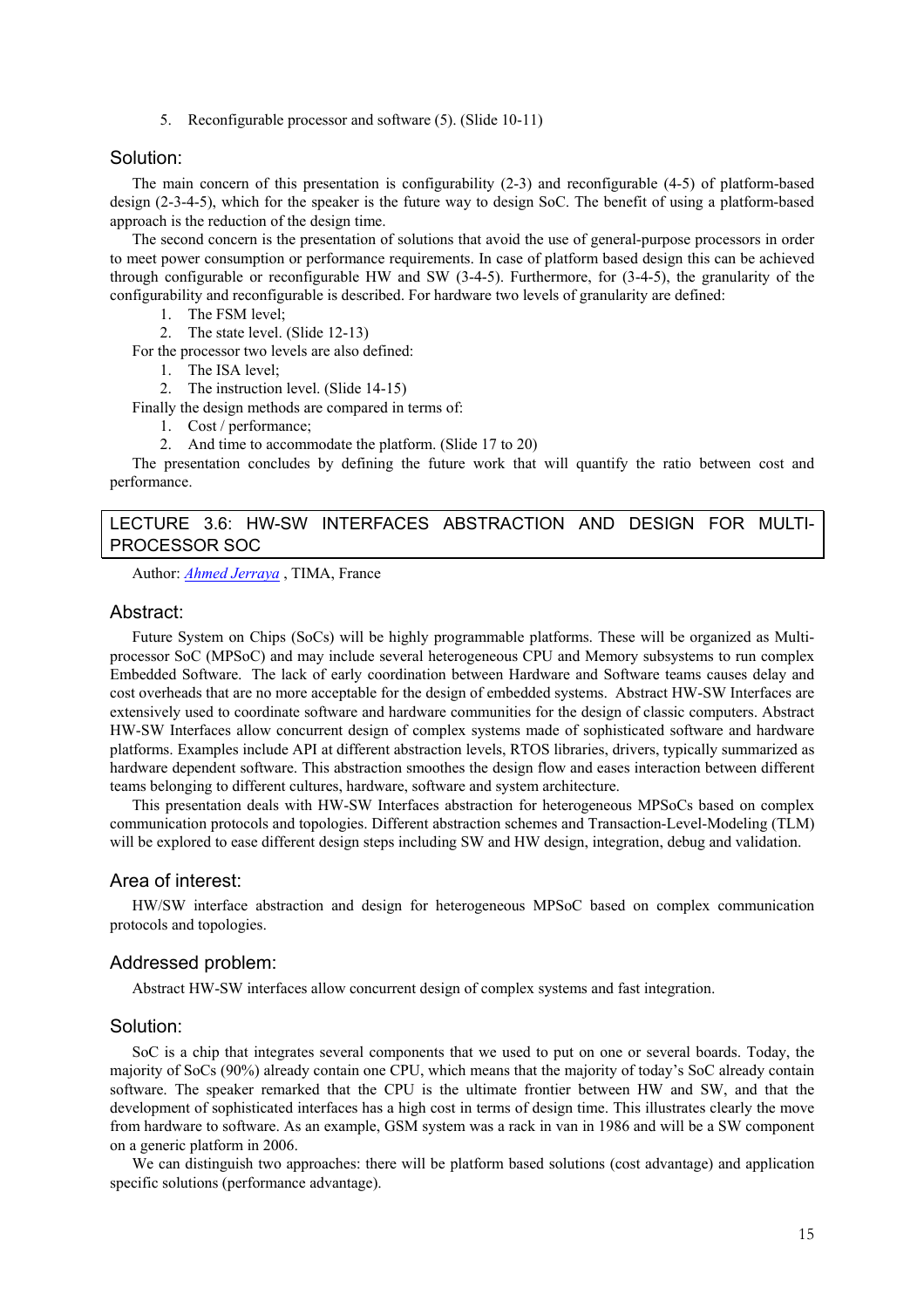5. Reconfigurable processor and software (5). (Slide 10-11)

### Solution:

The main concern of this presentation is configurability (2-3) and reconfigurable (4-5) of platform-based design (2-3-4-5), which for the speaker is the future way to design SoC. The benefit of using a platform-based approach is the reduction of the design time.

The second concern is the presentation of solutions that avoid the use of general-purpose processors in order to meet power consumption or performance requirements. In case of platform based design this can be achieved through configurable or reconfigurable HW and SW (3-4-5). Furthermore, for (3-4-5), the granularity of the configurability and reconfigurable is described. For hardware two levels of granularity are defined:

1. The FSM level;
2. The state level. (Slide 12-13)

For the processor two levels are also defined:

1. The ISA level;
2. The instruction level. (Slide 14-15)

Finally the design methods are compared in terms of:

1. Cost / performance;
2. And time to accommodate the platform. (Slide 17 to 20)

The presentation concludes by defining the future work that will quantify the ratio between cost and performance.

## LECTURE 3.6: HW-SW INTERFACES ABSTRACTION AND DESIGN FOR MULTI-PROCESSOR SOC

Author: *Ahmed Jerraya* , TIMA, France

### Abstract:

Future System on Chips (SoCs) will be highly programmable platforms. These will be organized as Multi-processor SoC (MPSoC) and may include several heterogeneous CPU and Memory subsystems to run complex Embedded Software. The lack of early coordination between Hardware and Software teams causes delay and cost overheads that are no more acceptable for the design of embedded systems. Abstract HW-SW Interfaces are extensively used to coordinate software and hardware communities for the design of classic computers. Abstract HW-SW Interfaces allow concurrent design of complex systems made of sophisticated software and hardware platforms. Examples include API at different abstraction levels, RTOS libraries, drivers, typically summarized as hardware dependent software. This abstraction smoothes the design flow and eases interaction between different teams belonging to different cultures, hardware, software and system architecture.

This presentation deals with HW-SW Interfaces abstraction for heterogeneous MPSoCs based on complex communication protocols and topologies. Different abstraction schemes and Transaction-Level-Modeling (TLM) will be explored to ease different design steps including SW and HW design, integration, debug and validation.

### Area of interest:

HW/SW interface abstraction and design for heterogeneous MPSoC based on complex communication protocols and topologies.

### Addressed problem:

Abstract HW-SW interfaces allow concurrent design of complex systems and fast integration.

### Solution:

SoC is a chip that integrates several components that we used to put on one or several boards. Today, the majority of SoCs (90%) already contain one CPU, which means that the majority of today's SoC already contain software. The speaker remarked that the CPU is the ultimate frontier between HW and SW, and that the development of sophisticated interfaces has a high cost in terms of design time. This illustrates clearly the move from hardware to software. As an example, GSM system was a rack in van in 1986 and will be a SW component on a generic platform in 2006.

We can distinguish two approaches: there will be platform based solutions (cost advantage) and application specific solutions (performance advantage).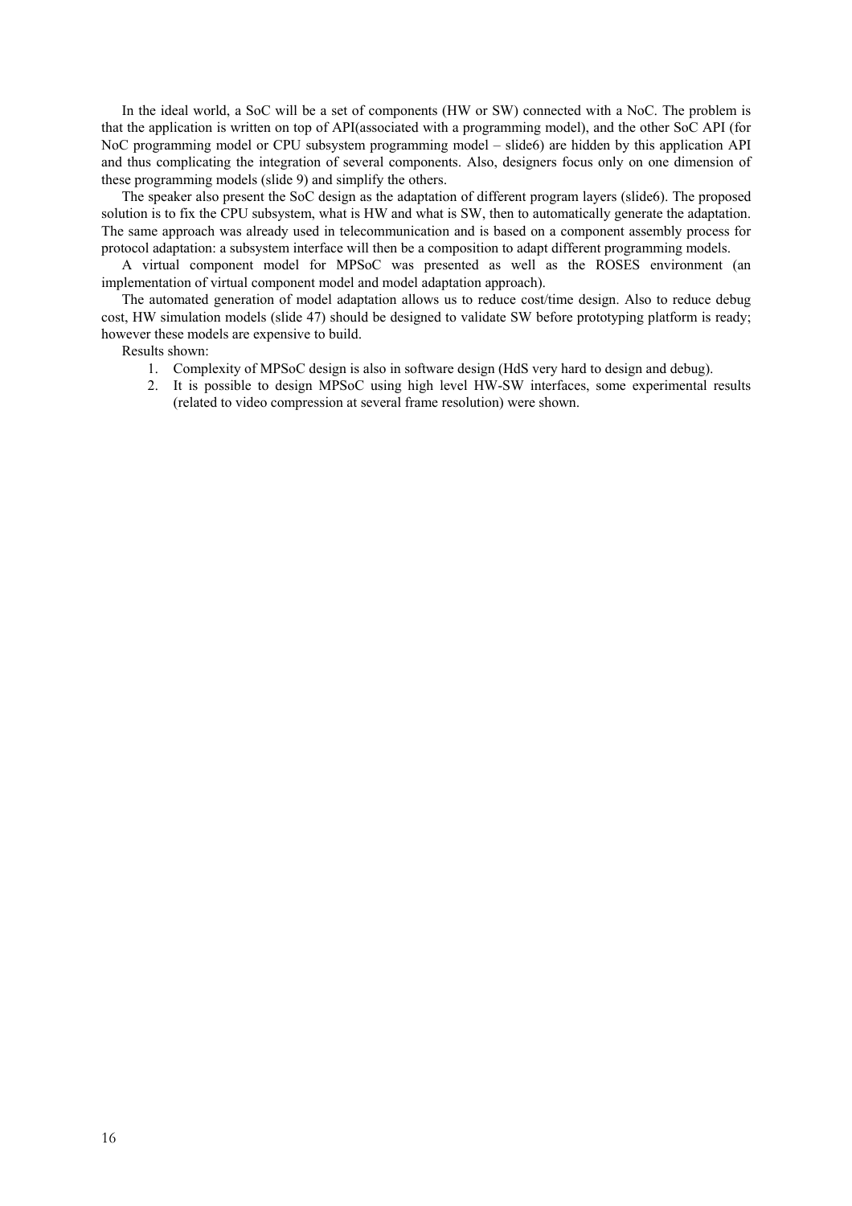In the ideal world, a SoC will be a set of components (HW or SW) connected with a NoC. The problem is that the application is written on top of API(associated with a programming model), and the other SoC API (for NoC programming model or CPU subsystem programming model – slide6) are hidden by this application API and thus complicating the integration of several components. Also, designers focus only on one dimension of these programming models (slide 9) and simplify the others.

The speaker also present the SoC design as the adaptation of different program layers (slide6). The proposed solution is to fix the CPU subsystem, what is HW and what is SW, then to automatically generate the adaptation. The same approach was already used in telecommunication and is based on a component assembly process for protocol adaptation: a subsystem interface will then be a composition to adapt different programming models.

A virtual component model for MPSoC was presented as well as the ROSES environment (an implementation of virtual component model and model adaptation approach).

The automated generation of model adaptation allows us to reduce cost/time design. Also to reduce debug cost, HW simulation models (slide 47) should be designed to validate SW before prototyping platform is ready; however these models are expensive to build.

Results shown:

1. Complexity of MPSoC design is also in software design (HdS very hard to design and debug).
2. It is possible to design MPSoC using high level HW-SW interfaces, some experimental results (related to video compression at several frame resolution) were shown.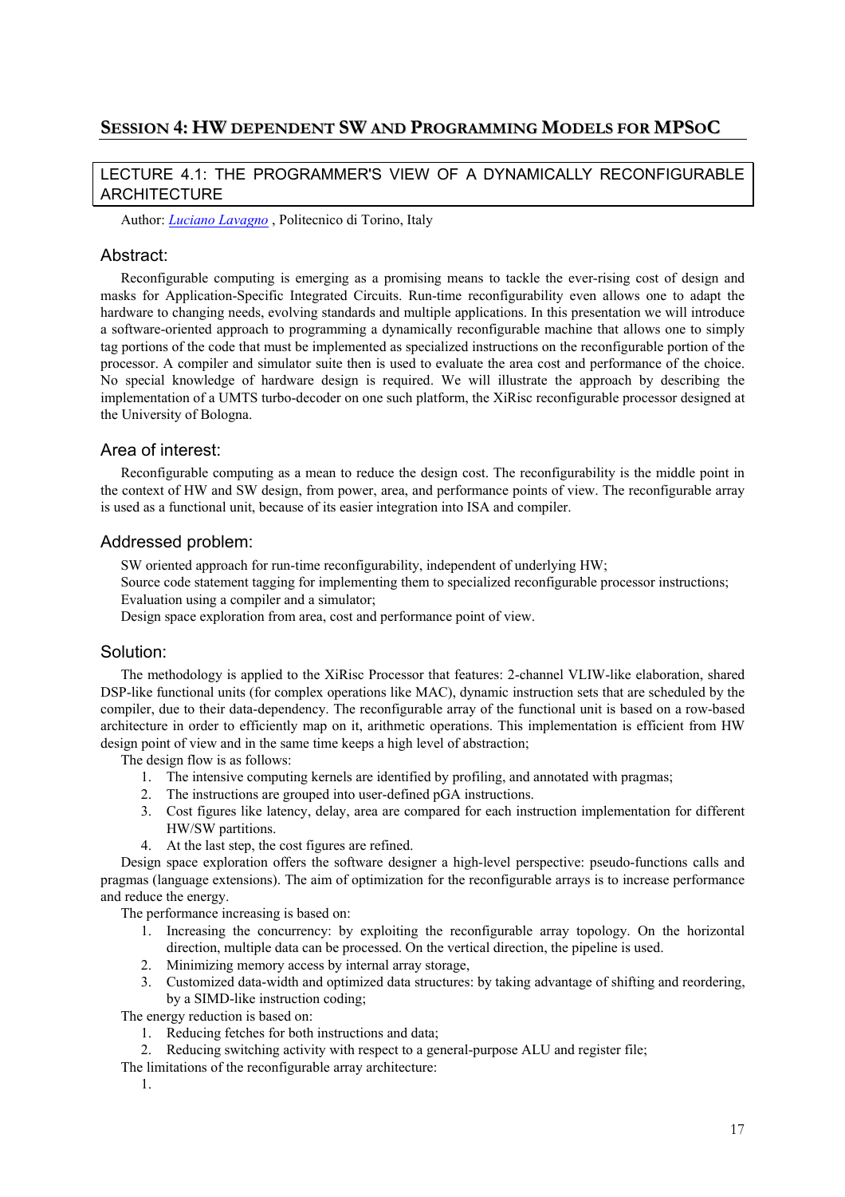# SESSION 4: HW DEPENDENT SW AND PROGRAMMING MODELS FOR MPSOC

## LECTURE 4.1: THE PROGRAMMER'S VIEW OF A DYNAMICALLY RECONFIGURABLE ARCHITECTURE

Author: *Luciano Lavagno* , Politecnico di Torino, Italy

### Abstract:

Reconfigurable computing is emerging as a promising means to tackle the ever-rising cost of design and masks for Application-Specific Integrated Circuits. Run-time reconfigurability even allows one to adapt the hardware to changing needs, evolving standards and multiple applications. In this presentation we will introduce a software-oriented approach to programming a dynamically reconfigurable machine that allows one to simply tag portions of the code that must be implemented as specialized instructions on the reconfigurable portion of the processor. A compiler and simulator suite then is used to evaluate the area cost and performance of the choice. No special knowledge of hardware design is required. We will illustrate the approach by describing the implementation of a UMTS turbo-decoder on one such platform, the XiRisc reconfigurable processor designed at the University of Bologna.

### Area of interest:

Reconfigurable computing as a mean to reduce the design cost. The reconfigurability is the middle point in the context of HW and SW design, from power, area, and performance points of view. The reconfigurable array is used as a functional unit, because of its easier integration into ISA and compiler.

### Addressed problem:

SW oriented approach for run-time reconfigurability, independent of underlying HW;
Source code statement tagging for implementing them to specialized reconfigurable processor instructions;
Evaluation using a compiler and a simulator;
Design space exploration from area, cost and performance point of view.

### Solution:

The methodology is applied to the XiRisc Processor that features: 2-channel VLIW-like elaboration, shared DSP-like functional units (for complex operations like MAC), dynamic instruction sets that are scheduled by the compiler, due to their data-dependency. The reconfigurable array of the functional unit is based on a row-based architecture in order to efficiently map on it, arithmetic operations. This implementation is efficient from HW design point of view and in the same time keeps a high level of abstraction;

The design flow is as follows:

1. The intensive computing kernels are identified by profiling, and annotated with pragmas;
2. The instructions are grouped into user-defined pGA instructions.
3. Cost figures like latency, delay, area are compared for each instruction implementation for different HW/SW partitions.
4. At the last step, the cost figures are refined.

Design space exploration offers the software designer a high-level perspective: pseudo-functions calls and pragmas (language extensions). The aim of optimization for the reconfigurable arrays is to increase performance and reduce the energy.

The performance increasing is based on:

1. Increasing the concurrency: by exploiting the reconfigurable array topology. On the horizontal direction, multiple data can be processed. On the vertical direction, the pipeline is used.
2. Minimizing memory access by internal array storage,
3. Customized data-width and optimized data structures: by taking advantage of shifting and reordering, by a SIMD-like instruction coding;

The energy reduction is based on:

1. Reducing fetches for both instructions and data;
2. Reducing switching activity with respect to a general-purpose ALU and register file;

The limitations of the reconfigurable array architecture:

1.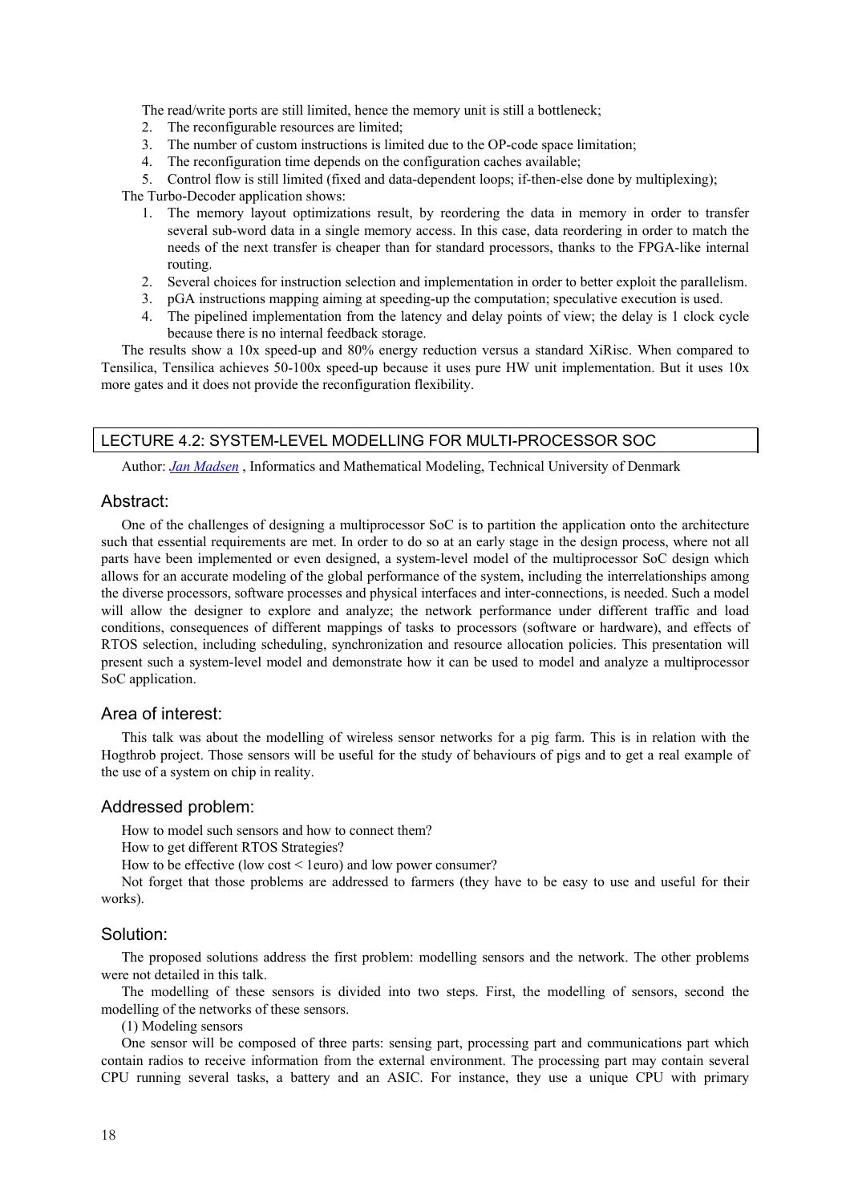The read/write ports are still limited, hence the memory unit is still a bottleneck;

2. The reconfigurable resources are limited;
3. The number of custom instructions is limited due to the OP-code space limitation;
4. The reconfiguration time depends on the configuration caches available;
5. Control flow is still limited (fixed and data-dependent loops; if-then-else done by multiplexing);

The Turbo-Decoder application shows:

1. The memory layout optimizations result, by reordering the data in memory in order to transfer several sub-word data in a single memory access. In this case, data reordering in order to match the needs of the next transfer is cheaper than for standard processors, thanks to the FPGA-like internal routing.
2. Several choices for instruction selection and implementation in order to better exploit the parallelism.
3. pGA instructions mapping aiming at speeding-up the computation; speculative execution is used.
4. The pipelined implementation from the latency and delay points of view; the delay is 1 clock cycle because there is no internal feedback storage.

The results show a 10x speed-up and 80% energy reduction versus a standard XiRisc. When compared to Tensilica, Tensilica achieves 50-100x speed-up because it uses pure HW unit implementation. But it uses 10x more gates and it does not provide the reconfiguration flexibility.

## LECTURE 4.2: SYSTEM-LEVEL MODELLING FOR MULTI-PROCESSOR SOC

Author: *Jan Madsen* , Informatics and Mathematical Modeling, Technical University of Denmark

### Abstract:

One of the challenges of designing a multiprocessor SoC is to partition the application onto the architecture such that essential requirements are met. In order to do so at an early stage in the design process, where not all parts have been implemented or even designed, a system-level model of the multiprocessor SoC design which allows for an accurate modeling of the global performance of the system, including the interrelationships among the diverse processors, software processes and physical interfaces and inter-connections, is needed. Such a model will allow the designer to explore and analyze; the network performance under different traffic and load conditions, consequences of different mappings of tasks to processors (software or hardware), and effects of RTOS selection, including scheduling, synchronization and resource allocation policies. This presentation will present such a system-level model and demonstrate how it can be used to model and analyze a multiprocessor SoC application.

### Area of interest:

This talk was about the modelling of wireless sensor networks for a pig farm. This is in relation with the Hogthrob project. Those sensors will be useful for the study of behaviours of pigs and to get a real example of the use of a system on chip in reality.

### Addressed problem:

How to model such sensors and how to connect them?

How to get different RTOS Strategies?

How to be effective (low cost < 1euro) and low power consumer?

Not forget that those problems are addressed to farmers (they have to be easy to use and useful for their works).

### Solution:

The proposed solutions address the first problem: modelling sensors and the network. The other problems were not detailed in this talk.

The modelling of these sensors is divided into two steps. First, the modelling of sensors, second the modelling of the networks of these sensors.

(1) Modeling sensors

One sensor will be composed of three parts: sensing part, processing part and communications part which contain radios to receive information from the external environment. The processing part may contain several CPU running several tasks, a battery and an ASIC. For instance, they use a unique CPU with primary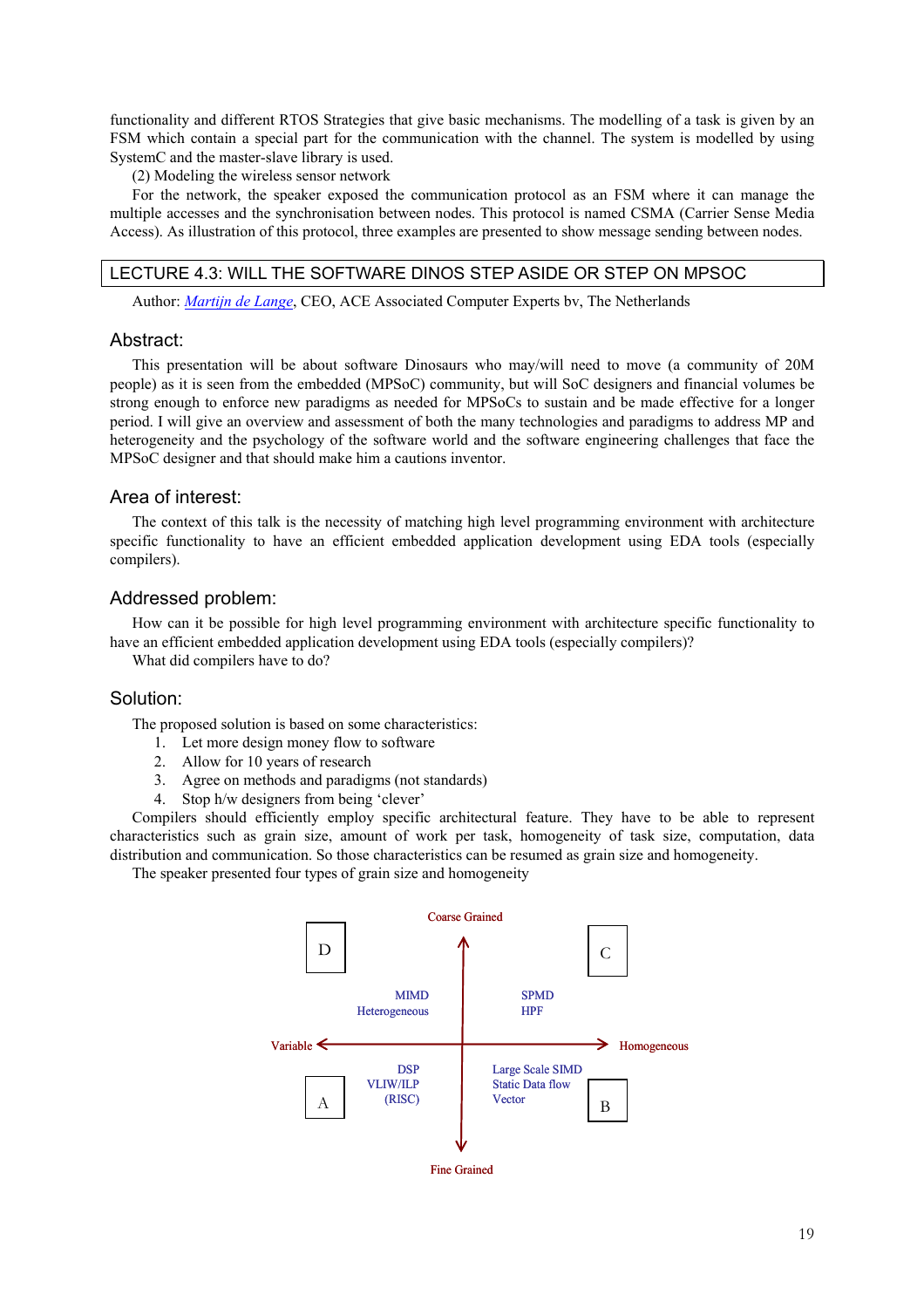functionality and different RTOS Strategies that give basic mechanisms. The modelling of a task is given by an FSM which contain a special part for the communication with the channel. The system is modelled by using SystemC and the master-slave library is used.

(2) Modeling the wireless sensor network

For the network, the speaker exposed the communication protocol as an FSM where it can manage the multiple accesses and the synchronisation between nodes. This protocol is named CSMA (Carrier Sense Media Access). As illustration of this protocol, three examples are presented to show message sending between nodes.

## LECTURE 4.3: WILL THE SOFTWARE DINOS STEP ASIDE OR STEP ON MPSOC

Author: *Martijn de Lange*, CEO, ACE Associated Computer Experts bv, The Netherlands

### Abstract:

This presentation will be about software Dinosaurs who may/will need to move (a community of 20M people) as it is seen from the embedded (MPSoC) community, but will SoC designers and financial volumes be strong enough to enforce new paradigms as needed for MPSoCs to sustain and be made effective for a longer period. I will give an overview and assessment of both the many technologies and paradigms to address MP and heterogeneity and the psychology of the software world and the software engineering challenges that face the MPSoC designer and that should make him a cautions inventor.

### Area of interest:

The context of this talk is the necessity of matching high level programming environment with architecture specific functionality to have an efficient embedded application development using EDA tools (especially compilers).

### Addressed problem:

How can it be possible for high level programming environment with architecture specific functionality to have an efficient embedded application development using EDA tools (especially compilers)?

What did compilers have to do?

### Solution:

The proposed solution is based on some characteristics:

1. Let more design money flow to software
2. Allow for 10 years of research
3. Agree on methods and paradigms (not standards)
4. Stop h/w designers from being 'clever'

Compilers should efficiently employ specific architectural feature. They have to be able to represent characteristics such as grain size, amount of work per task, homogeneity of task size, computation, data distribution and communication. So those characteristics can be resumed as grain size and homogeneity.

The speaker presented four types of grain size and homogeneity

Coarse Grained

D — MIMD Heterogeneous | C — SPMD HPF

Variable ← → Homogeneous

A — DSP VLIW/ILP (RISC) | B — Large Scale SIMD Static Data flow Vector

Fine Grained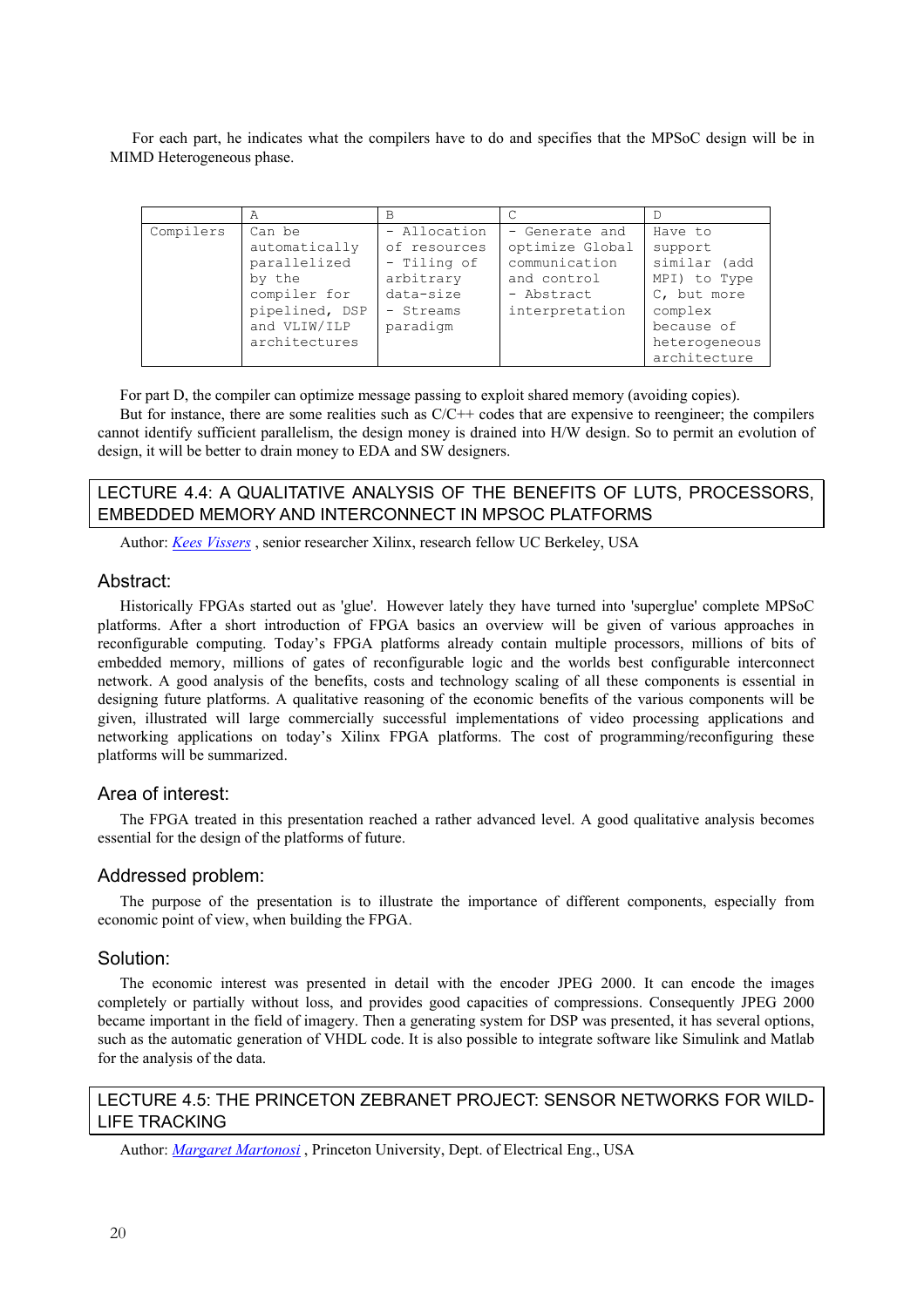For each part, he indicates what the compilers have to do and specifies that the MPSoC design will be in MIMD Heterogeneous phase.

| | A | B | C | D |
|---|---|---|---|---|
| Compilers | Can be automatically parallelized by the compiler for pipelined, DSP and VLIW/ILP architectures | - Allocation of resources - Tiling of arbitrary data-size - Streams paradigm | - Generate and optimize Global communication and control - Abstract interpretation | Have to support similar (add MPI) to Type C, but more complex because of heterogeneous architecture |

For part D, the compiler can optimize message passing to exploit shared memory (avoiding copies).

But for instance, there are some realities such as C/C++ codes that are expensive to reengineer; the compilers cannot identify sufficient parallelism, the design money is drained into H/W design. So to permit an evolution of design, it will be better to drain money to EDA and SW designers.

## LECTURE 4.4: A QUALITATIVE ANALYSIS OF THE BENEFITS OF LUTS, PROCESSORS, EMBEDDED MEMORY AND INTERCONNECT IN MPSOC PLATFORMS

Author: *Kees Vissers* , senior researcher Xilinx, research fellow UC Berkeley, USA

### Abstract:

Historically FPGAs started out as 'glue'. However lately they have turned into 'superglue' complete MPSoC platforms. After a short introduction of FPGA basics an overview will be given of various approaches in reconfigurable computing. Today's FPGA platforms already contain multiple processors, millions of bits of embedded memory, millions of gates of reconfigurable logic and the worlds best configurable interconnect network. A good analysis of the benefits, costs and technology scaling of all these components is essential in designing future platforms. A qualitative reasoning of the economic benefits of the various components will be given, illustrated will large commercially successful implementations of video processing applications and networking applications on today's Xilinx FPGA platforms. The cost of programming/reconfiguring these platforms will be summarized.

### Area of interest:

The FPGA treated in this presentation reached a rather advanced level. A good qualitative analysis becomes essential for the design of the platforms of future.

### Addressed problem:

The purpose of the presentation is to illustrate the importance of different components, especially from economic point of view, when building the FPGA.

### Solution:

The economic interest was presented in detail with the encoder JPEG 2000. It can encode the images completely or partially without loss, and provides good capacities of compressions. Consequently JPEG 2000 became important in the field of imagery. Then a generating system for DSP was presented, it has several options, such as the automatic generation of VHDL code. It is also possible to integrate software like Simulink and Matlab for the analysis of the data.

## LECTURE 4.5: THE PRINCETON ZEBRANET PROJECT: SENSOR NETWORKS FOR WILD-LIFE TRACKING

Author: *Margaret Martonosi* , Princeton University, Dept. of Electrical Eng., USA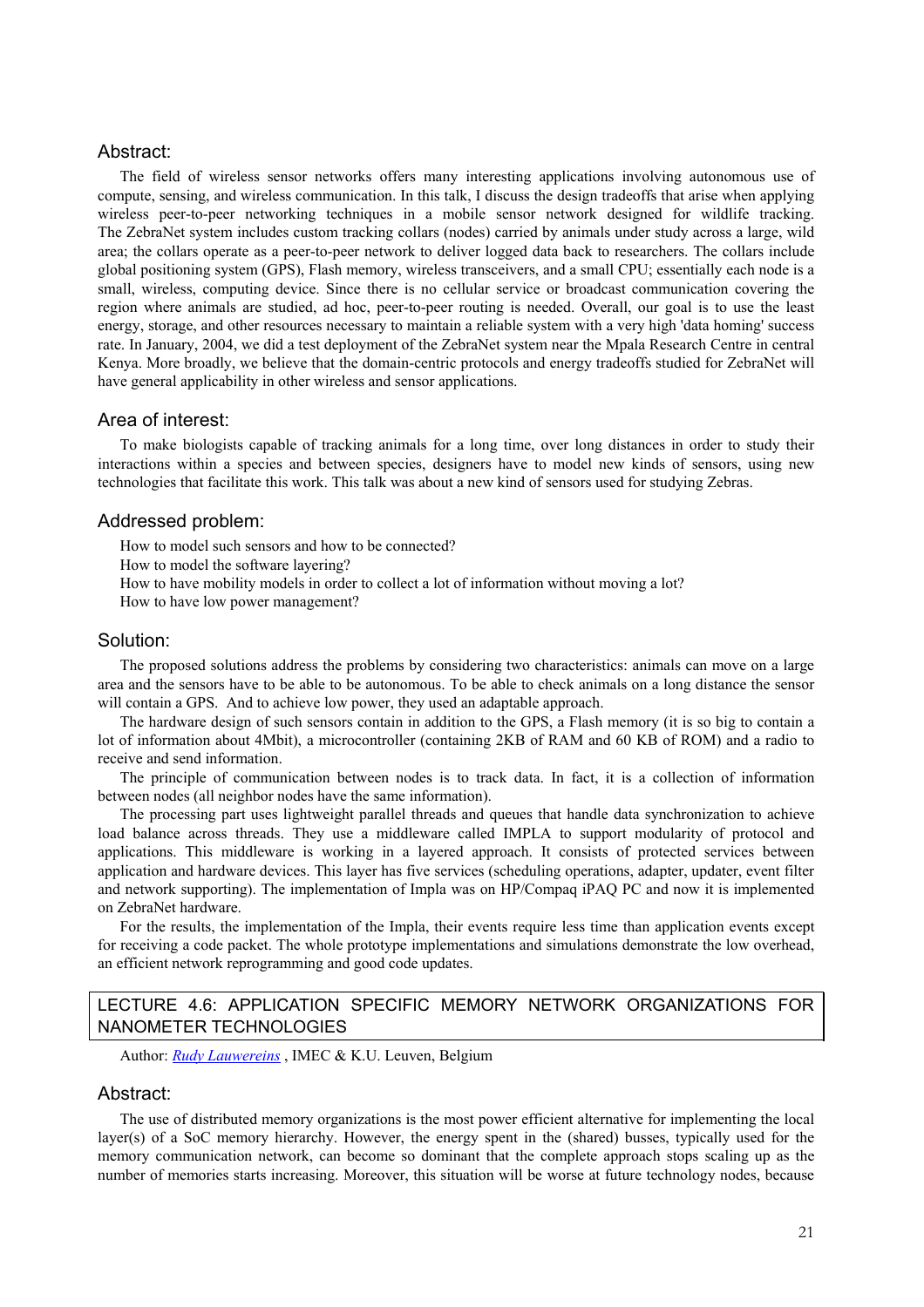## Abstract:

The field of wireless sensor networks offers many interesting applications involving autonomous use of compute, sensing, and wireless communication. In this talk, I discuss the design tradeoffs that arise when applying wireless peer-to-peer networking techniques in a mobile sensor network designed for wildlife tracking. The ZebraNet system includes custom tracking collars (nodes) carried by animals under study across a large, wild area; the collars operate as a peer-to-peer network to deliver logged data back to researchers. The collars include global positioning system (GPS), Flash memory, wireless transceivers, and a small CPU; essentially each node is a small, wireless, computing device. Since there is no cellular service or broadcast communication covering the region where animals are studied, ad hoc, peer-to-peer routing is needed. Overall, our goal is to use the least energy, storage, and other resources necessary to maintain a reliable system with a very high 'data homing' success rate. In January, 2004, we did a test deployment of the ZebraNet system near the Mpala Research Centre in central Kenya. More broadly, we believe that the domain-centric protocols and energy tradeoffs studied for ZebraNet will have general applicability in other wireless and sensor applications.

## Area of interest:

To make biologists capable of tracking animals for a long time, over long distances in order to study their interactions within a species and between species, designers have to model new kinds of sensors, using new technologies that facilitate this work. This talk was about a new kind of sensors used for studying Zebras.

## Addressed problem:

How to model such sensors and how to be connected?
How to model the software layering?
How to have mobility models in order to collect a lot of information without moving a lot?
How to have low power management?

## Solution:

The proposed solutions address the problems by considering two characteristics: animals can move on a large area and the sensors have to be able to be autonomous. To be able to check animals on a long distance the sensor will contain a GPS. And to achieve low power, they used an adaptable approach.

The hardware design of such sensors contain in addition to the GPS, a Flash memory (it is so big to contain a lot of information about 4Mbit), a microcontroller (containing 2KB of RAM and 60 KB of ROM) and a radio to receive and send information.

The principle of communication between nodes is to track data. In fact, it is a collection of information between nodes (all neighbor nodes have the same information).

The processing part uses lightweight parallel threads and queues that handle data synchronization to achieve load balance across threads. They use a middleware called IMPLA to support modularity of protocol and applications. This middleware is working in a layered approach. It consists of protected services between application and hardware devices. This layer has five services (scheduling operations, adapter, updater, event filter and network supporting). The implementation of Impla was on HP/Compaq iPAQ PC and now it is implemented on ZebraNet hardware.

For the results, the implementation of the Impla, their events require less time than application events except for receiving a code packet. The whole prototype implementations and simulations demonstrate the low overhead, an efficient network reprogramming and good code updates.

## LECTURE 4.6: APPLICATION SPECIFIC MEMORY NETWORK ORGANIZATIONS FOR NANOMETER TECHNOLOGIES

Author: *Rudy Lauwereins* , IMEC & K.U. Leuven, Belgium

## Abstract:

The use of distributed memory organizations is the most power efficient alternative for implementing the local layer(s) of a SoC memory hierarchy. However, the energy spent in the (shared) busses, typically used for the memory communication network, can become so dominant that the complete approach stops scaling up as the number of memories starts increasing. Moreover, this situation will be worse at future technology nodes, because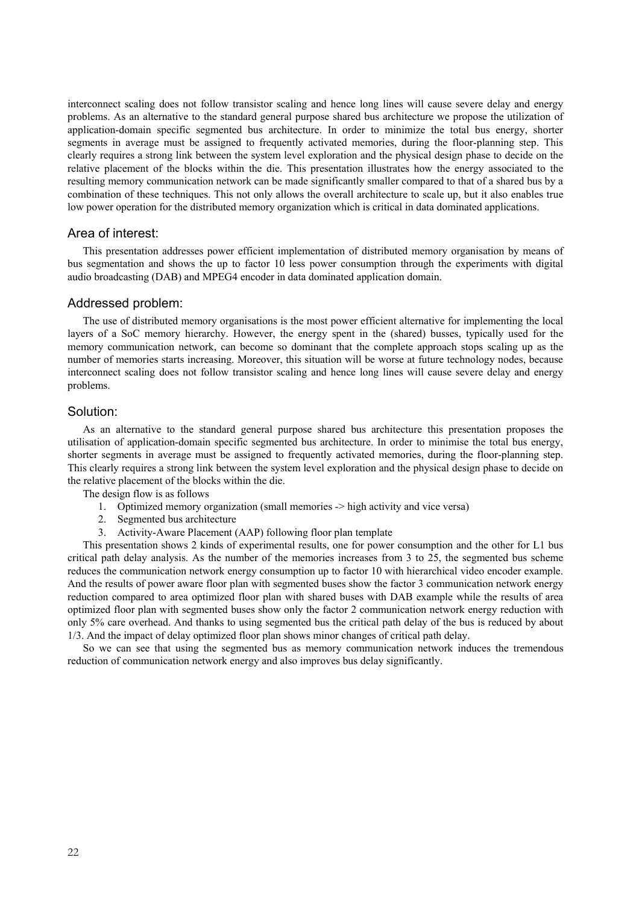interconnect scaling does not follow transistor scaling and hence long lines will cause severe delay and energy problems. As an alternative to the standard general purpose shared bus architecture we propose the utilization of application-domain specific segmented bus architecture. In order to minimize the total bus energy, shorter segments in average must be assigned to frequently activated memories, during the floor-planning step. This clearly requires a strong link between the system level exploration and the physical design phase to decide on the relative placement of the blocks within the die. This presentation illustrates how the energy associated to the resulting memory communication network can be made significantly smaller compared to that of a shared bus by a combination of these techniques. This not only allows the overall architecture to scale up, but it also enables true low power operation for the distributed memory organization which is critical in data dominated applications.

## Area of interest:

This presentation addresses power efficient implementation of distributed memory organisation by means of bus segmentation and shows the up to factor 10 less power consumption through the experiments with digital audio broadcasting (DAB) and MPEG4 encoder in data dominated application domain.

## Addressed problem:

The use of distributed memory organisations is the most power efficient alternative for implementing the local layers of a SoC memory hierarchy. However, the energy spent in the (shared) busses, typically used for the memory communication network, can become so dominant that the complete approach stops scaling up as the number of memories starts increasing. Moreover, this situation will be worse at future technology nodes, because interconnect scaling does not follow transistor scaling and hence long lines will cause severe delay and energy problems.

## Solution:

As an alternative to the standard general purpose shared bus architecture this presentation proposes the utilisation of application-domain specific segmented bus architecture. In order to minimise the total bus energy, shorter segments in average must be assigned to frequently activated memories, during the floor-planning step. This clearly requires a strong link between the system level exploration and the physical design phase to decide on the relative placement of the blocks within the die.

The design flow is as follows

1. Optimized memory organization (small memories -> high activity and vice versa)
2. Segmented bus architecture
3. Activity-Aware Placement (AAP) following floor plan template

This presentation shows 2 kinds of experimental results, one for power consumption and the other for L1 bus critical path delay analysis. As the number of the memories increases from 3 to 25, the segmented bus scheme reduces the communication network energy consumption up to factor 10 with hierarchical video encoder example. And the results of power aware floor plan with segmented buses show the factor 3 communication network energy reduction compared to area optimized floor plan with shared buses with DAB example while the results of area optimized floor plan with segmented buses show only the factor 2 communication network energy reduction with only 5% care overhead. And thanks to using segmented bus the critical path delay of the bus is reduced by about 1/3. And the impact of delay optimized floor plan shows minor changes of critical path delay.

So we can see that using the segmented bus as memory communication network induces the tremendous reduction of communication network energy and also improves bus delay significantly.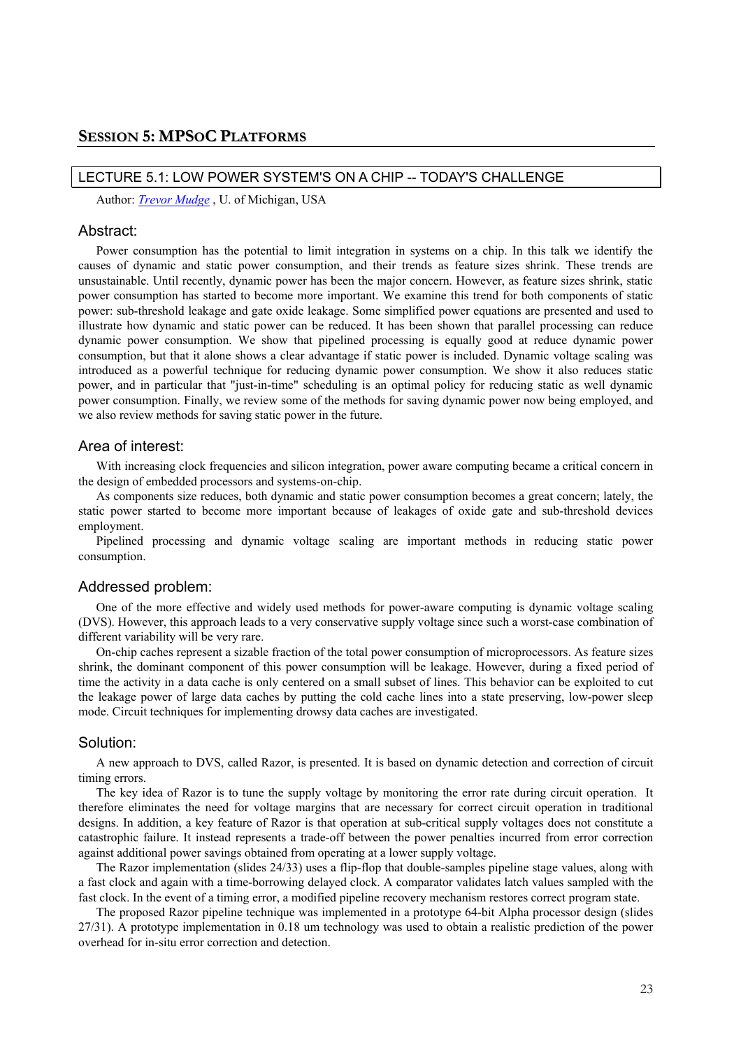## SESSION 5: MPSOC PLATFORMS

### LECTURE 5.1: LOW POWER SYSTEM'S ON A CHIP -- TODAY'S CHALLENGE

Author: *Trevor Mudge* , U. of Michigan, USA

#### Abstract:

Power consumption has the potential to limit integration in systems on a chip. In this talk we identify the causes of dynamic and static power consumption, and their trends as feature sizes shrink. These trends are unsustainable. Until recently, dynamic power has been the major concern. However, as feature sizes shrink, static power consumption has started to become more important. We examine this trend for both components of static power: sub-threshold leakage and gate oxide leakage. Some simplified power equations are presented and used to illustrate how dynamic and static power can be reduced. It has been shown that parallel processing can reduce dynamic power consumption. We show that pipelined processing is equally good at reduce dynamic power consumption, but that it alone shows a clear advantage if static power is included. Dynamic voltage scaling was introduced as a powerful technique for reducing dynamic power consumption. We show it also reduces static power, and in particular that "just-in-time" scheduling is an optimal policy for reducing static as well dynamic power consumption. Finally, we review some of the methods for saving dynamic power now being employed, and we also review methods for saving static power in the future.

#### Area of interest:

With increasing clock frequencies and silicon integration, power aware computing became a critical concern in the design of embedded processors and systems-on-chip.

As components size reduces, both dynamic and static power consumption becomes a great concern; lately, the static power started to become more important because of leakages of oxide gate and sub-threshold devices employment.

Pipelined processing and dynamic voltage scaling are important methods in reducing static power consumption.

#### Addressed problem:

One of the more effective and widely used methods for power-aware computing is dynamic voltage scaling (DVS). However, this approach leads to a very conservative supply voltage since such a worst-case combination of different variability will be very rare.

On-chip caches represent a sizable fraction of the total power consumption of microprocessors. As feature sizes shrink, the dominant component of this power consumption will be leakage. However, during a fixed period of time the activity in a data cache is only centered on a small subset of lines. This behavior can be exploited to cut the leakage power of large data caches by putting the cold cache lines into a state preserving, low-power sleep mode. Circuit techniques for implementing drowsy data caches are investigated.

#### Solution:

A new approach to DVS, called Razor, is presented. It is based on dynamic detection and correction of circuit timing errors.

The key idea of Razor is to tune the supply voltage by monitoring the error rate during circuit operation. It therefore eliminates the need for voltage margins that are necessary for correct circuit operation in traditional designs. In addition, a key feature of Razor is that operation at sub-critical supply voltages does not constitute a catastrophic failure. It instead represents a trade-off between the power penalties incurred from error correction against additional power savings obtained from operating at a lower supply voltage.

The Razor implementation (slides 24/33) uses a flip-flop that double-samples pipeline stage values, along with a fast clock and again with a time-borrowing delayed clock. A comparator validates latch values sampled with the fast clock. In the event of a timing error, a modified pipeline recovery mechanism restores correct program state.

The proposed Razor pipeline technique was implemented in a prototype 64-bit Alpha processor design (slides 27/31). A prototype implementation in 0.18 um technology was used to obtain a realistic prediction of the power overhead for in-situ error correction and detection.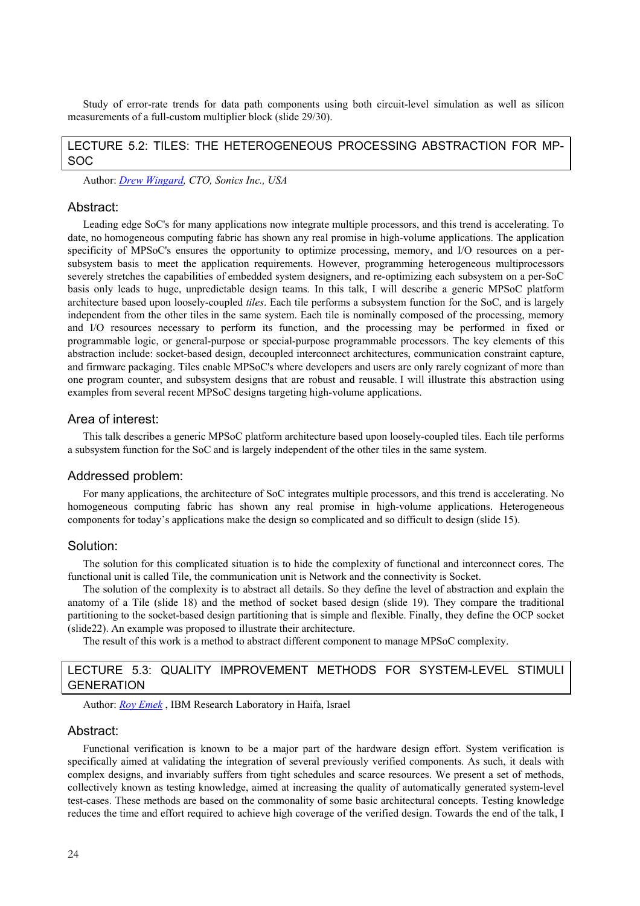Study of error-rate trends for data path components using both circuit-level simulation as well as silicon measurements of a full-custom multiplier block (slide 29/30).

## LECTURE 5.2: TILES: THE HETEROGENEOUS PROCESSING ABSTRACTION FOR MP-SOC

Author: *Drew Wingard, CTO, Sonics Inc., USA*

### Abstract:

Leading edge SoC's for many applications now integrate multiple processors, and this trend is accelerating. To date, no homogeneous computing fabric has shown any real promise in high-volume applications. The application specificity of MPSoC's ensures the opportunity to optimize processing, memory, and I/O resources on a per-subsystem basis to meet the application requirements. However, programming heterogeneous multiprocessors severely stretches the capabilities of embedded system designers, and re-optimizing each subsystem on a per-SoC basis only leads to huge, unpredictable design teams. In this talk, I will describe a generic MPSoC platform architecture based upon loosely-coupled *tiles*. Each tile performs a subsystem function for the SoC, and is largely independent from the other tiles in the same system. Each tile is nominally composed of the processing, memory and I/O resources necessary to perform its function, and the processing may be performed in fixed or programmable logic, or general-purpose or special-purpose programmable processors. The key elements of this abstraction include: socket-based design, decoupled interconnect architectures, communication constraint capture, and firmware packaging. Tiles enable MPSoC's where developers and users are only rarely cognizant of more than one program counter, and subsystem designs that are robust and reusable. I will illustrate this abstraction using examples from several recent MPSoC designs targeting high-volume applications.

### Area of interest:

This talk describes a generic MPSoC platform architecture based upon loosely-coupled tiles. Each tile performs a subsystem function for the SoC and is largely independent of the other tiles in the same system.

### Addressed problem:

For many applications, the architecture of SoC integrates multiple processors, and this trend is accelerating. No homogeneous computing fabric has shown any real promise in high-volume applications. Heterogeneous components for today's applications make the design so complicated and so difficult to design (slide 15).

### Solution:

The solution for this complicated situation is to hide the complexity of functional and interconnect cores. The functional unit is called Tile, the communication unit is Network and the connectivity is Socket.

The solution of the complexity is to abstract all details. So they define the level of abstraction and explain the anatomy of a Tile (slide 18) and the method of socket based design (slide 19). They compare the traditional partitioning to the socket-based design partitioning that is simple and flexible. Finally, they define the OCP socket (slide22). An example was proposed to illustrate their architecture.

The result of this work is a method to abstract different component to manage MPSoC complexity.

## LECTURE 5.3: QUALITY IMPROVEMENT METHODS FOR SYSTEM-LEVEL STIMULI GENERATION

Author: *Roy Emek* , IBM Research Laboratory in Haifa, Israel

### Abstract:

Functional verification is known to be a major part of the hardware design effort. System verification is specifically aimed at validating the integration of several previously verified components. As such, it deals with complex designs, and invariably suffers from tight schedules and scarce resources. We present a set of methods, collectively known as testing knowledge, aimed at increasing the quality of automatically generated system-level test-cases. These methods are based on the commonality of some basic architectural concepts. Testing knowledge reduces the time and effort required to achieve high coverage of the verified design. Towards the end of the talk, I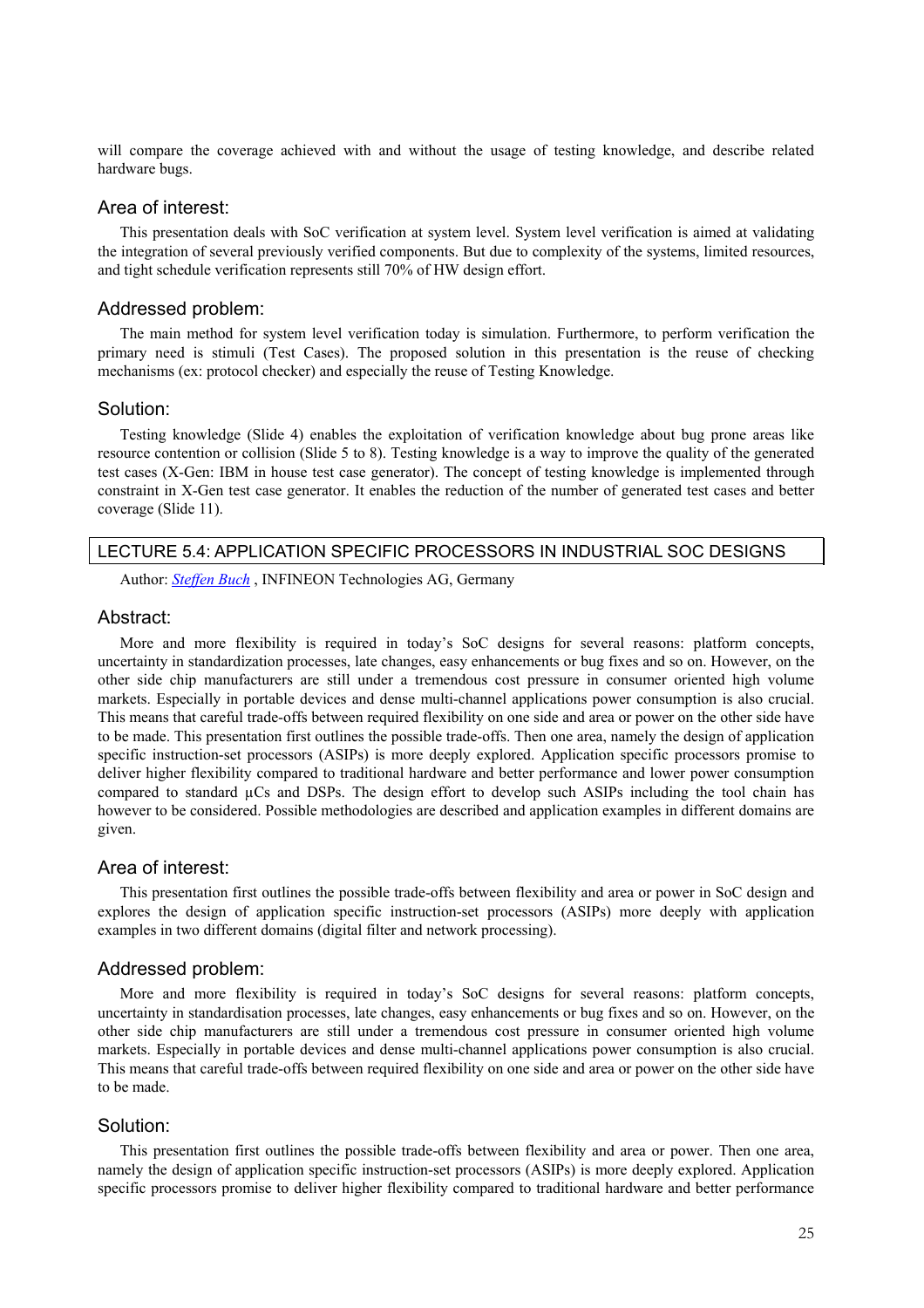will compare the coverage achieved with and without the usage of testing knowledge, and describe related hardware bugs.

### Area of interest:

This presentation deals with SoC verification at system level. System level verification is aimed at validating the integration of several previously verified components. But due to complexity of the systems, limited resources, and tight schedule verification represents still 70% of HW design effort.

### Addressed problem:

The main method for system level verification today is simulation. Furthermore, to perform verification the primary need is stimuli (Test Cases). The proposed solution in this presentation is the reuse of checking mechanisms (ex: protocol checker) and especially the reuse of Testing Knowledge.

### Solution:

Testing knowledge (Slide 4) enables the exploitation of verification knowledge about bug prone areas like resource contention or collision (Slide 5 to 8). Testing knowledge is a way to improve the quality of the generated test cases (X-Gen: IBM in house test case generator). The concept of testing knowledge is implemented through constraint in X-Gen test case generator. It enables the reduction of the number of generated test cases and better coverage (Slide 11).

## LECTURE 5.4: APPLICATION SPECIFIC PROCESSORS IN INDUSTRIAL SOC DESIGNS

Author: *Steffen Buch* , INFINEON Technologies AG, Germany

### Abstract:

More and more flexibility is required in today's SoC designs for several reasons: platform concepts, uncertainty in standardization processes, late changes, easy enhancements or bug fixes and so on. However, on the other side chip manufacturers are still under a tremendous cost pressure in consumer oriented high volume markets. Especially in portable devices and dense multi-channel applications power consumption is also crucial. This means that careful trade-offs between required flexibility on one side and area or power on the other side have to be made. This presentation first outlines the possible trade-offs. Then one area, namely the design of application specific instruction-set processors (ASIPs) is more deeply explored. Application specific processors promise to deliver higher flexibility compared to traditional hardware and better performance and lower power consumption compared to standard µCs and DSPs. The design effort to develop such ASIPs including the tool chain has however to be considered. Possible methodologies are described and application examples in different domains are given.

### Area of interest:

This presentation first outlines the possible trade-offs between flexibility and area or power in SoC design and explores the design of application specific instruction-set processors (ASIPs) more deeply with application examples in two different domains (digital filter and network processing).

### Addressed problem:

More and more flexibility is required in today's SoC designs for several reasons: platform concepts, uncertainty in standardisation processes, late changes, easy enhancements or bug fixes and so on. However, on the other side chip manufacturers are still under a tremendous cost pressure in consumer oriented high volume markets. Especially in portable devices and dense multi-channel applications power consumption is also crucial. This means that careful trade-offs between required flexibility on one side and area or power on the other side have to be made.

### Solution:

This presentation first outlines the possible trade-offs between flexibility and area or power. Then one area, namely the design of application specific instruction-set processors (ASIPs) is more deeply explored. Application specific processors promise to deliver higher flexibility compared to traditional hardware and better performance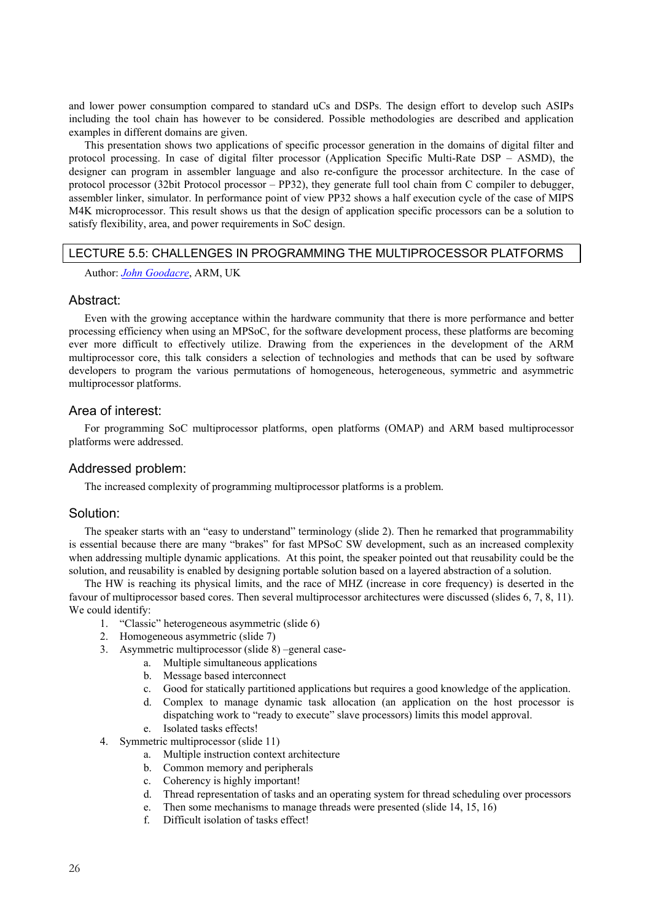and lower power consumption compared to standard uCs and DSPs. The design effort to develop such ASIPs including the tool chain has however to be considered. Possible methodologies are described and application examples in different domains are given.

This presentation shows two applications of specific processor generation in the domains of digital filter and protocol processing. In case of digital filter processor (Application Specific Multi-Rate DSP – ASMD), the designer can program in assembler language and also re-configure the processor architecture. In the case of protocol processor (32bit Protocol processor – PP32), they generate full tool chain from C compiler to debugger, assembler linker, simulator. In performance point of view PP32 shows a half execution cycle of the case of MIPS M4K microprocessor. This result shows us that the design of application specific processors can be a solution to satisfy flexibility, area, and power requirements in SoC design.

## LECTURE 5.5: CHALLENGES IN PROGRAMMING THE MULTIPROCESSOR PLATFORMS

Author: *John Goodacre*, ARM, UK

### Abstract:

Even with the growing acceptance within the hardware community that there is more performance and better processing efficiency when using an MPSoC, for the software development process, these platforms are becoming ever more difficult to effectively utilize. Drawing from the experiences in the development of the ARM multiprocessor core, this talk considers a selection of technologies and methods that can be used by software developers to program the various permutations of homogeneous, heterogeneous, symmetric and asymmetric multiprocessor platforms.

### Area of interest:

For programming SoC multiprocessor platforms, open platforms (OMAP) and ARM based multiprocessor platforms were addressed.

### Addressed problem:

The increased complexity of programming multiprocessor platforms is a problem.

### Solution:

The speaker starts with an "easy to understand" terminology (slide 2). Then he remarked that programmability is essential because there are many "brakes" for fast MPSoC SW development, such as an increased complexity when addressing multiple dynamic applications. At this point, the speaker pointed out that reusability could be the solution, and reusability is enabled by designing portable solution based on a layered abstraction of a solution.

The HW is reaching its physical limits, and the race of MHZ (increase in core frequency) is deserted in the favour of multiprocessor based cores. Then several multiprocessor architectures were discussed (slides 6, 7, 8, 11). We could identify:

1. "Classic" heterogeneous asymmetric (slide 6)
2. Homogeneous asymmetric (slide 7)
3. Asymmetric multiprocessor (slide 8) –general case-
   a. Multiple simultaneous applications
   b. Message based interconnect
   c. Good for statically partitioned applications but requires a good knowledge of the application.
   d. Complex to manage dynamic task allocation (an application on the host processor is dispatching work to "ready to execute" slave processors) limits this model approval.
   e. Isolated tasks effects!
4. Symmetric multiprocessor (slide 11)
   a. Multiple instruction context architecture
   b. Common memory and peripherals
   c. Coherency is highly important!
   d. Thread representation of tasks and an operating system for thread scheduling over processors
   e. Then some mechanisms to manage threads were presented (slide 14, 15, 16)
   f. Difficult isolation of tasks effect!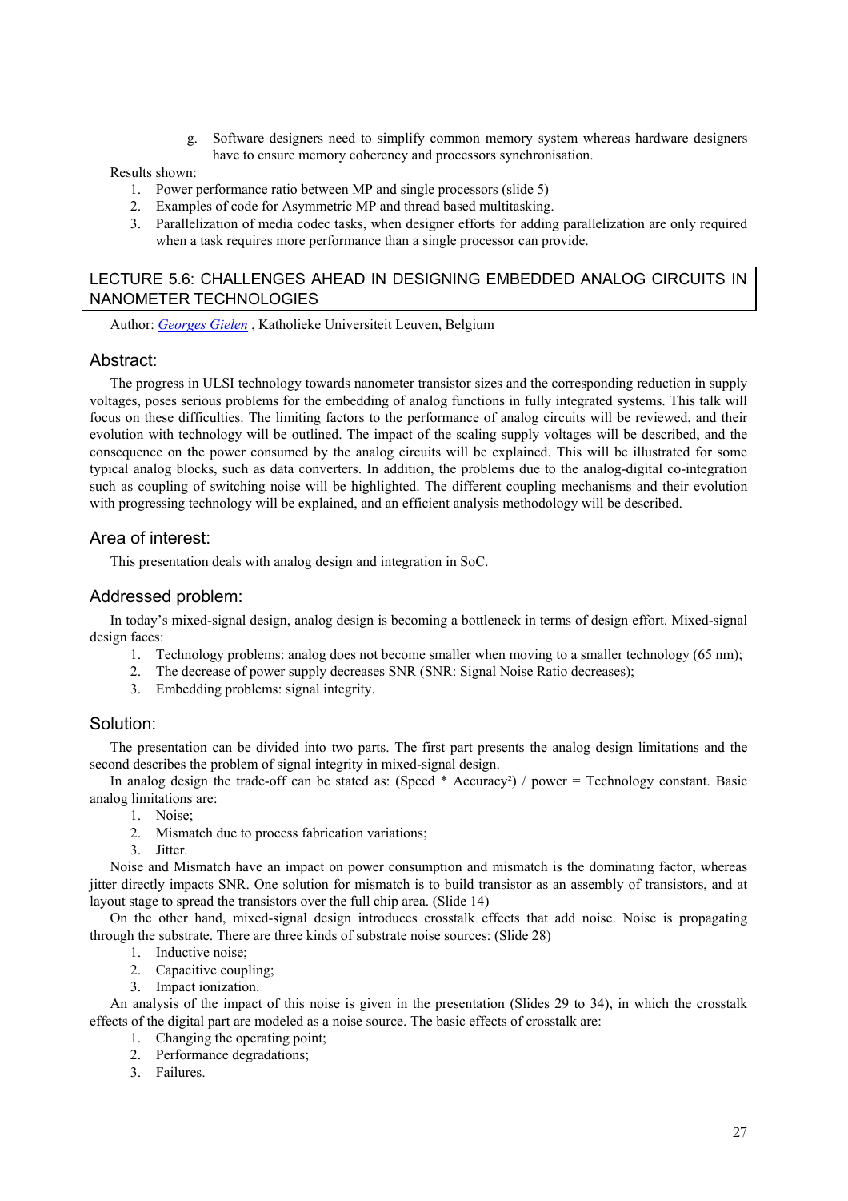g. Software designers need to simplify common memory system whereas hardware designers have to ensure memory coherency and processors synchronisation.

Results shown:

1. Power performance ratio between MP and single processors (slide 5)
2. Examples of code for Asymmetric MP and thread based multitasking.
3. Parallelization of media codec tasks, when designer efforts for adding parallelization are only required when a task requires more performance than a single processor can provide.

## LECTURE 5.6: CHALLENGES AHEAD IN DESIGNING EMBEDDED ANALOG CIRCUITS IN NANOMETER TECHNOLOGIES

Author: *Georges Gielen* , Katholieke Universiteit Leuven, Belgium

### Abstract:

The progress in ULSI technology towards nanometer transistor sizes and the corresponding reduction in supply voltages, poses serious problems for the embedding of analog functions in fully integrated systems. This talk will focus on these difficulties. The limiting factors to the performance of analog circuits will be reviewed, and their evolution with technology will be outlined. The impact of the scaling supply voltages will be described, and the consequence on the power consumed by the analog circuits will be explained. This will be illustrated for some typical analog blocks, such as data converters. In addition, the problems due to the analog-digital co-integration such as coupling of switching noise will be highlighted. The different coupling mechanisms and their evolution with progressing technology will be explained, and an efficient analysis methodology will be described.

### Area of interest:

This presentation deals with analog design and integration in SoC.

### Addressed problem:

In today's mixed-signal design, analog design is becoming a bottleneck in terms of design effort. Mixed-signal design faces:

1. Technology problems: analog does not become smaller when moving to a smaller technology (65 nm);
2. The decrease of power supply decreases SNR (SNR: Signal Noise Ratio decreases);
3. Embedding problems: signal integrity.

### Solution:

The presentation can be divided into two parts. The first part presents the analog design limitations and the second describes the problem of signal integrity in mixed-signal design.

In analog design the trade-off can be stated as: (Speed * Accuracy$^2$) / power = Technology constant. Basic analog limitations are:

1. Noise;
2. Mismatch due to process fabrication variations;
3. Jitter.

Noise and Mismatch have an impact on power consumption and mismatch is the dominating factor, whereas jitter directly impacts SNR. One solution for mismatch is to build transistor as an assembly of transistors, and at layout stage to spread the transistors over the full chip area. (Slide 14)

On the other hand, mixed-signal design introduces crosstalk effects that add noise. Noise is propagating through the substrate. There are three kinds of substrate noise sources: (Slide 28)

1. Inductive noise;
2. Capacitive coupling;
3. Impact ionization.

An analysis of the impact of this noise is given in the presentation (Slides 29 to 34), in which the crosstalk effects of the digital part are modeled as a noise source. The basic effects of crosstalk are:

1. Changing the operating point;
2. Performance degradations;
3. Failures.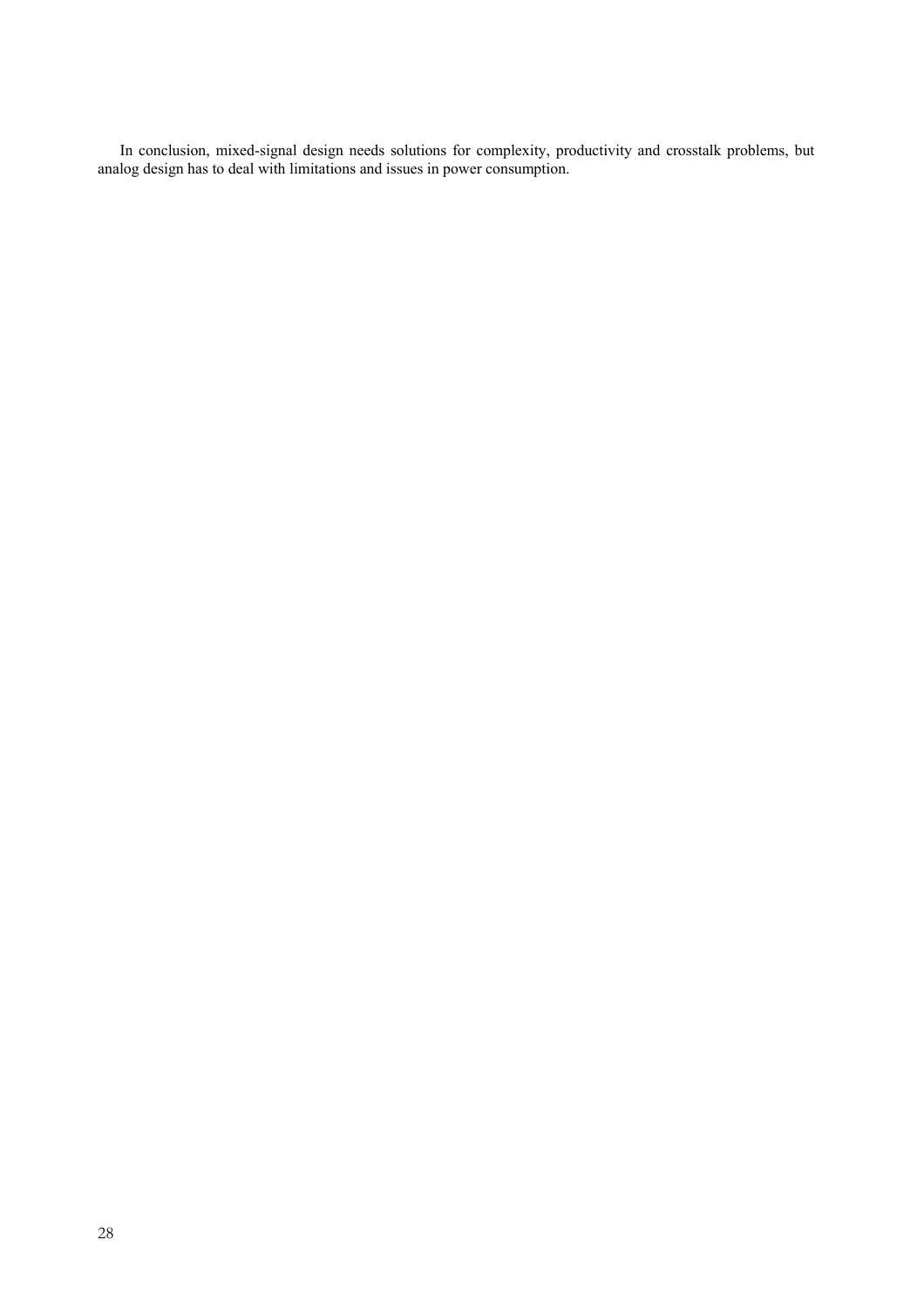In conclusion, mixed-signal design needs solutions for complexity, productivity and crosstalk problems, but analog design has to deal with limitations and issues in power consumption.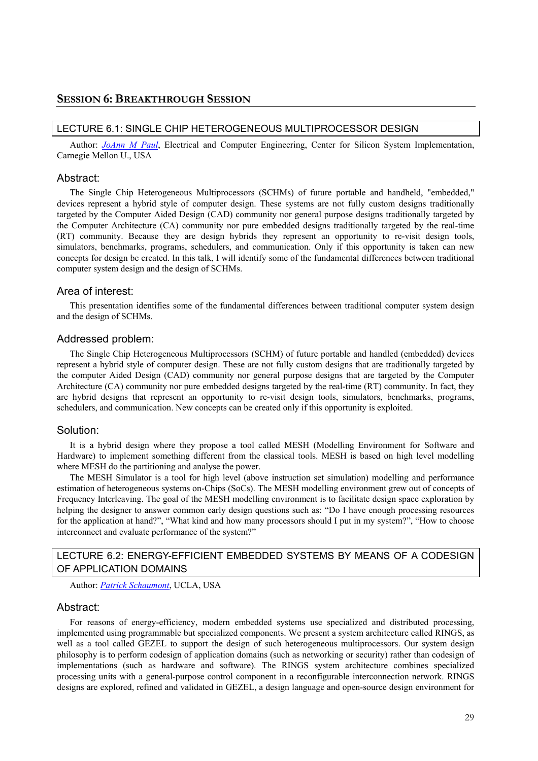## Session 6: Breakthrough Session

### LECTURE 6.1: SINGLE CHIP HETEROGENEOUS MULTIPROCESSOR DESIGN

Author: *JoAnn M Paul*, Electrical and Computer Engineering, Center for Silicon System Implementation, Carnegie Mellon U., USA

#### Abstract:

The Single Chip Heterogeneous Multiprocessors (SCHMs) of future portable and handheld, "embedded," devices represent a hybrid style of computer design. These systems are not fully custom designs traditionally targeted by the Computer Aided Design (CAD) community nor general purpose designs traditionally targeted by the Computer Architecture (CA) community nor pure embedded designs traditionally targeted by the real-time (RT) community. Because they are design hybrids they represent an opportunity to re-visit design tools, simulators, benchmarks, programs, schedulers, and communication. Only if this opportunity is taken can new concepts for design be created. In this talk, I will identify some of the fundamental differences between traditional computer system design and the design of SCHMs.

#### Area of interest:

This presentation identifies some of the fundamental differences between traditional computer system design and the design of SCHMs.

#### Addressed problem:

The Single Chip Heterogeneous Multiprocessors (SCHM) of future portable and handled (embedded) devices represent a hybrid style of computer design. These are not fully custom designs that are traditionally targeted by the computer Aided Design (CAD) community nor general purpose designs that are targeted by the Computer Architecture (CA) community nor pure embedded designs targeted by the real-time (RT) community. In fact, they are hybrid designs that represent an opportunity to re-visit design tools, simulators, benchmarks, programs, schedulers, and communication. New concepts can be created only if this opportunity is exploited.

#### Solution:

It is a hybrid design where they propose a tool called MESH (Modelling Environment for Software and Hardware) to implement something different from the classical tools. MESH is based on high level modelling where MESH do the partitioning and analyse the power.

The MESH Simulator is a tool for high level (above instruction set simulation) modelling and performance estimation of heterogeneous systems on-Chips (SoCs). The MESH modelling environment grew out of concepts of Frequency Interleaving. The goal of the MESH modelling environment is to facilitate design space exploration by helping the designer to answer common early design questions such as: "Do I have enough processing resources for the application at hand?", "What kind and how many processors should I put in my system?", "How to choose interconnect and evaluate performance of the system?"

### LECTURE 6.2: ENERGY-EFFICIENT EMBEDDED SYSTEMS BY MEANS OF A CODESIGN OF APPLICATION DOMAINS

Author: *Patrick Schaumont*, UCLA, USA

#### Abstract:

For reasons of energy-efficiency, modern embedded systems use specialized and distributed processing, implemented using programmable but specialized components. We present a system architecture called RINGS, as well as a tool called GEZEL to support the design of such heterogeneous multiprocessors. Our system design philosophy is to perform codesign of application domains (such as networking or security) rather than codesign of implementations (such as hardware and software). The RINGS system architecture combines specialized processing units with a general-purpose control component in a reconfigurable interconnection network. RINGS designs are explored, refined and validated in GEZEL, a design language and open-source design environment for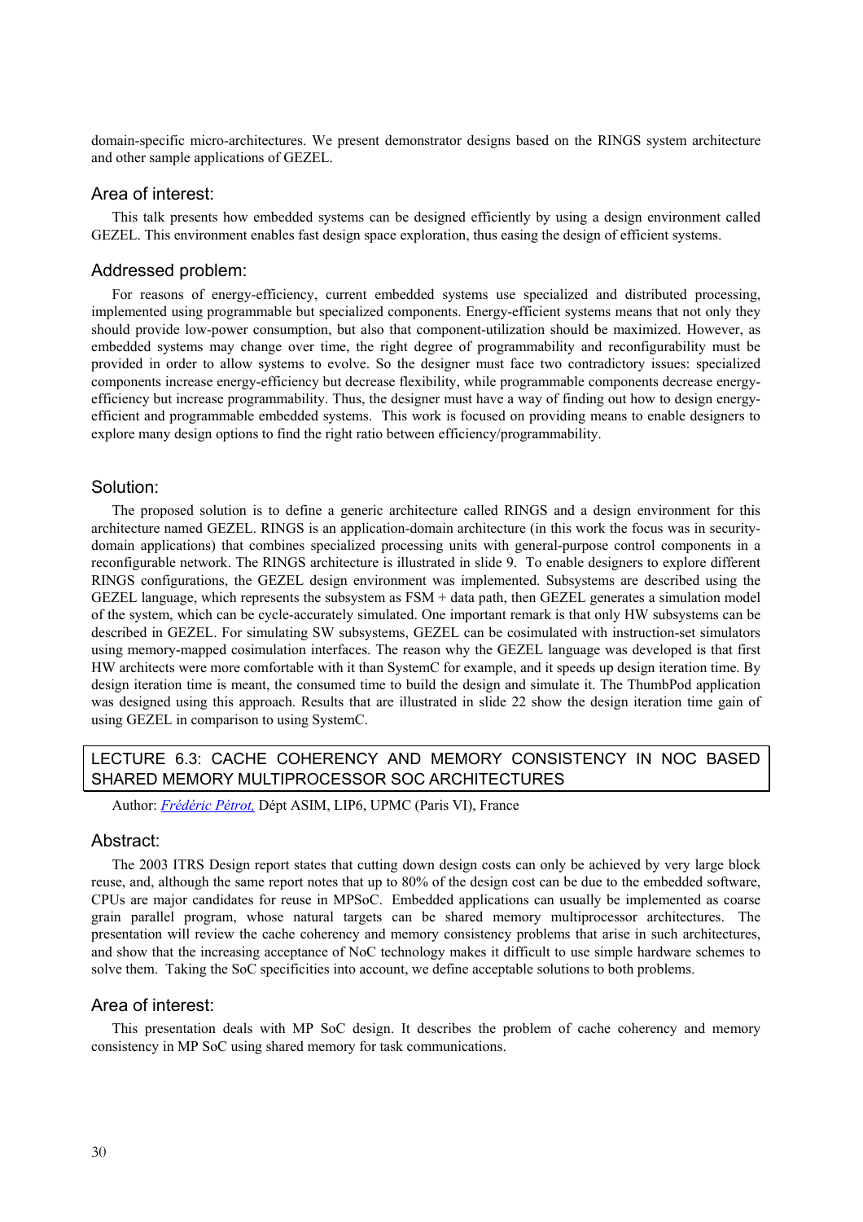domain-specific micro-architectures. We present demonstrator designs based on the RINGS system architecture and other sample applications of GEZEL.

### Area of interest:

This talk presents how embedded systems can be designed efficiently by using a design environment called GEZEL. This environment enables fast design space exploration, thus easing the design of efficient systems.

### Addressed problem:

For reasons of energy-efficiency, current embedded systems use specialized and distributed processing, implemented using programmable but specialized components. Energy-efficient systems means that not only they should provide low-power consumption, but also that component-utilization should be maximized. However, as embedded systems may change over time, the right degree of programmability and reconfigurability must be provided in order to allow systems to evolve. So the designer must face two contradictory issues: specialized components increase energy-efficiency but decrease flexibility, while programmable components decrease energy-efficiency but increase programmability. Thus, the designer must have a way of finding out how to design energy-efficient and programmable embedded systems. This work is focused on providing means to enable designers to explore many design options to find the right ratio between efficiency/programmability.

### Solution:

The proposed solution is to define a generic architecture called RINGS and a design environment for this architecture named GEZEL. RINGS is an application-domain architecture (in this work the focus was in security-domain applications) that combines specialized processing units with general-purpose control components in a reconfigurable network. The RINGS architecture is illustrated in slide 9. To enable designers to explore different RINGS configurations, the GEZEL design environment was implemented. Subsystems are described using the GEZEL language, which represents the subsystem as FSM + data path, then GEZEL generates a simulation model of the system, which can be cycle-accurately simulated. One important remark is that only HW subsystems can be described in GEZEL. For simulating SW subsystems, GEZEL can be cosimulated with instruction-set simulators using memory-mapped cosimulation interfaces. The reason why the GEZEL language was developed is that first HW architects were more comfortable with it than SystemC for example, and it speeds up design iteration time. By design iteration time is meant, the consumed time to build the design and simulate it. The ThumbPod application was designed using this approach. Results that are illustrated in slide 22 show the design iteration time gain of using GEZEL in comparison to using SystemC.

## LECTURE 6.3: CACHE COHERENCY AND MEMORY CONSISTENCY IN NOC BASED SHARED MEMORY MULTIPROCESSOR SOC ARCHITECTURES

Author: *Frédéric Pétrot,* Dépt ASIM, LIP6, UPMC (Paris VI), France

### Abstract:

The 2003 ITRS Design report states that cutting down design costs can only be achieved by very large block reuse, and, although the same report notes that up to 80% of the design cost can be due to the embedded software, CPUs are major candidates for reuse in MPSoC. Embedded applications can usually be implemented as coarse grain parallel program, whose natural targets can be shared memory multiprocessor architectures. The presentation will review the cache coherency and memory consistency problems that arise in such architectures, and show that the increasing acceptance of NoC technology makes it difficult to use simple hardware schemes to solve them. Taking the SoC specificities into account, we define acceptable solutions to both problems.

### Area of interest:

This presentation deals with MP SoC design. It describes the problem of cache coherency and memory consistency in MP SoC using shared memory for task communications.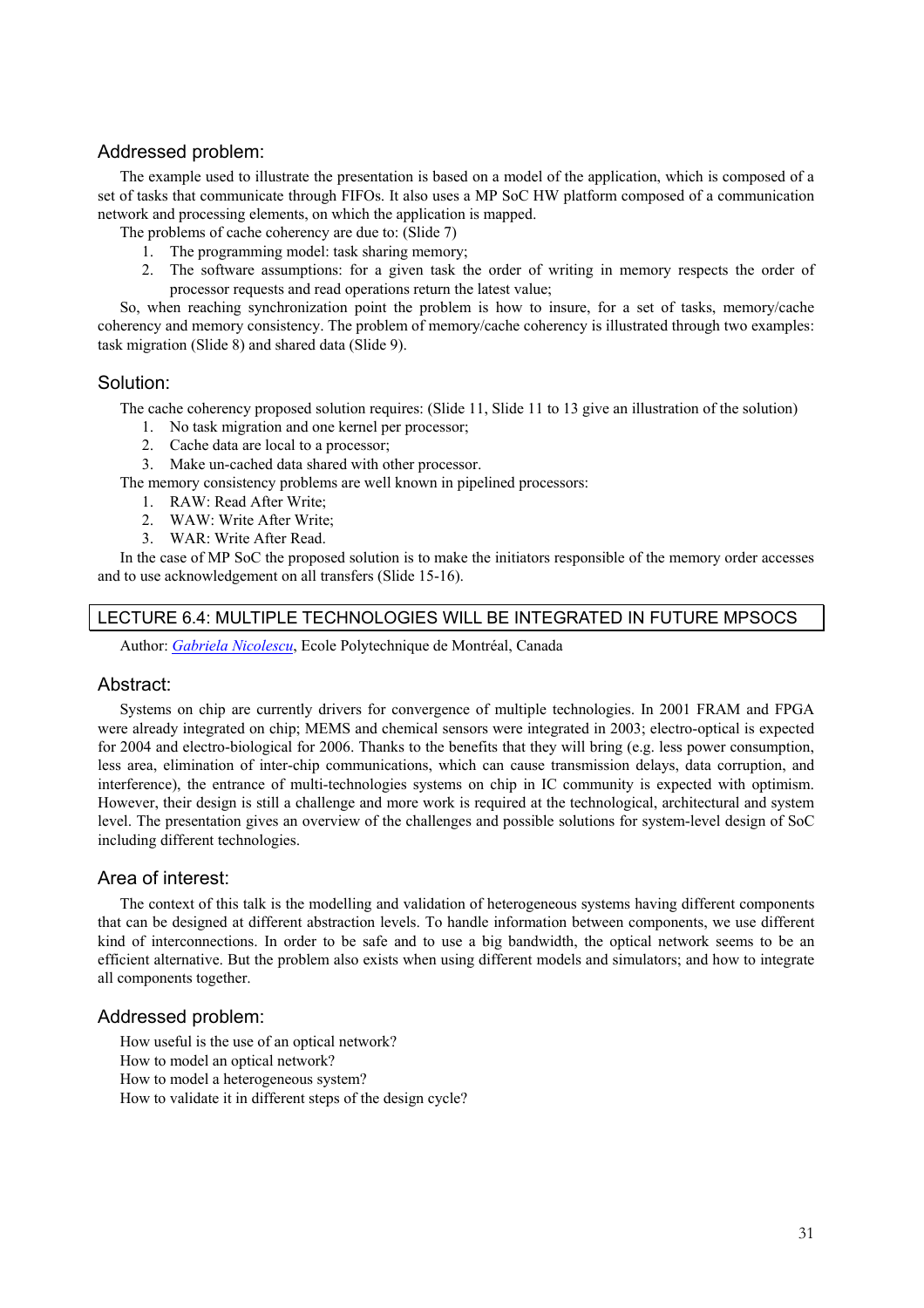### Addressed problem:

The example used to illustrate the presentation is based on a model of the application, which is composed of a set of tasks that communicate through FIFOs. It also uses a MP SoC HW platform composed of a communication network and processing elements, on which the application is mapped.

The problems of cache coherency are due to: (Slide 7)

1. The programming model: task sharing memory;
2. The software assumptions: for a given task the order of writing in memory respects the order of processor requests and read operations return the latest value;

So, when reaching synchronization point the problem is how to insure, for a set of tasks, memory/cache coherency and memory consistency. The problem of memory/cache coherency is illustrated through two examples: task migration (Slide 8) and shared data (Slide 9).

### Solution:

The cache coherency proposed solution requires: (Slide 11, Slide 11 to 13 give an illustration of the solution)

1. No task migration and one kernel per processor;
2. Cache data are local to a processor;
3. Make un-cached data shared with other processor.

The memory consistency problems are well known in pipelined processors:

1. RAW: Read After Write;
2. WAW: Write After Write;
3. WAR: Write After Read.

In the case of MP SoC the proposed solution is to make the initiators responsible of the memory order accesses and to use acknowledgement on all transfers (Slide 15-16).

## LECTURE 6.4: MULTIPLE TECHNOLOGIES WILL BE INTEGRATED IN FUTURE MPSOCS

Author: *Gabriela Nicolescu*, Ecole Polytechnique de Montréal, Canada

### Abstract:

Systems on chip are currently drivers for convergence of multiple technologies. In 2001 FRAM and FPGA were already integrated on chip; MEMS and chemical sensors were integrated in 2003; electro-optical is expected for 2004 and electro-biological for 2006. Thanks to the benefits that they will bring (e.g. less power consumption, less area, elimination of inter-chip communications, which can cause transmission delays, data corruption, and interference), the entrance of multi-technologies systems on chip in IC community is expected with optimism. However, their design is still a challenge and more work is required at the technological, architectural and system level. The presentation gives an overview of the challenges and possible solutions for system-level design of SoC including different technologies.

### Area of interest:

The context of this talk is the modelling and validation of heterogeneous systems having different components that can be designed at different abstraction levels. To handle information between components, we use different kind of interconnections. In order to be safe and to use a big bandwidth, the optical network seems to be an efficient alternative. But the problem also exists when using different models and simulators; and how to integrate all components together.

### Addressed problem:

How useful is the use of an optical network?
How to model an optical network?
How to model a heterogeneous system?
How to validate it in different steps of the design cycle?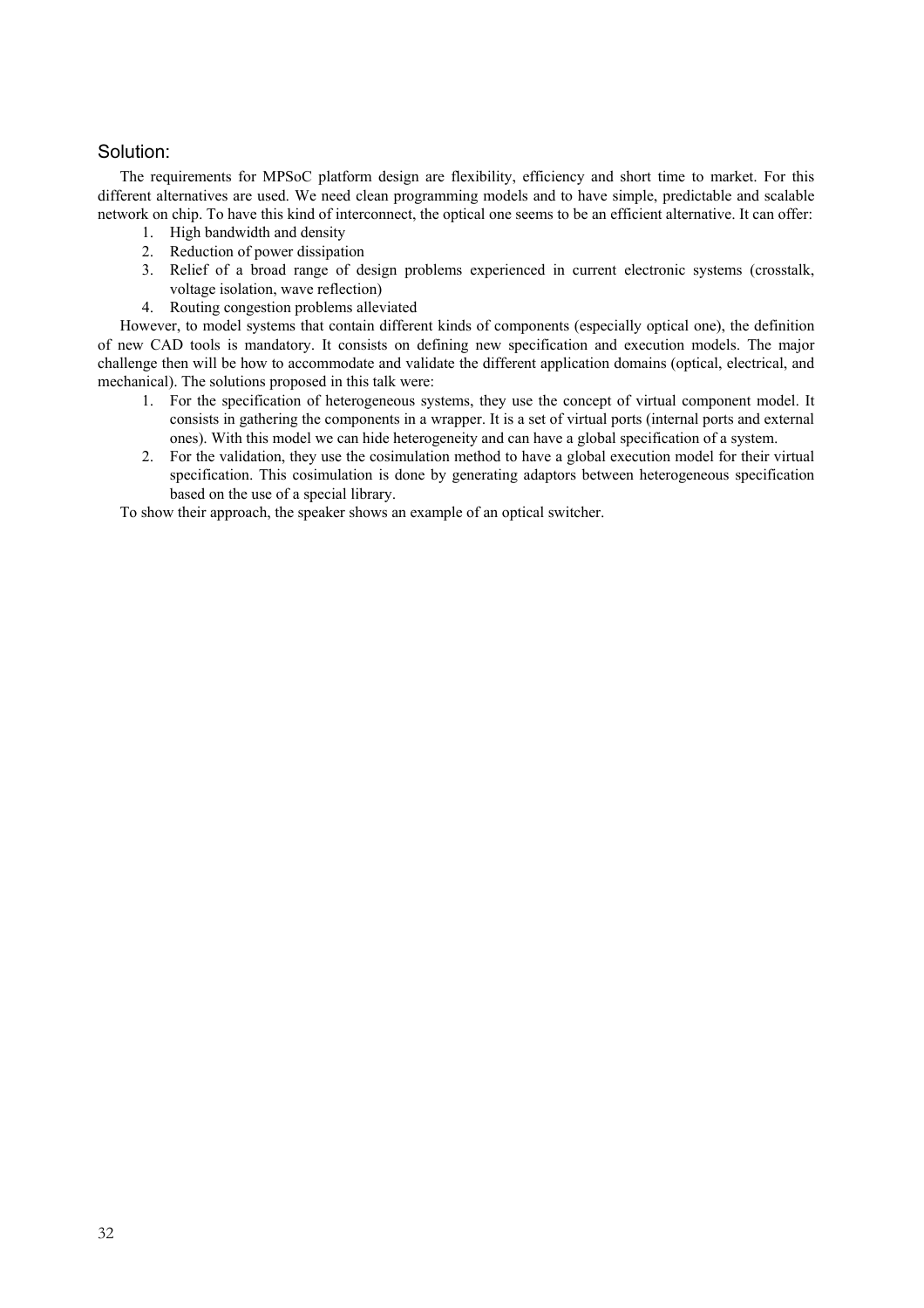### Solution:

The requirements for MPSoC platform design are flexibility, efficiency and short time to market. For this different alternatives are used. We need clean programming models and to have simple, predictable and scalable network on chip. To have this kind of interconnect, the optical one seems to be an efficient alternative. It can offer:

1. High bandwidth and density
2. Reduction of power dissipation
3. Relief of a broad range of design problems experienced in current electronic systems (crosstalk, voltage isolation, wave reflection)
4. Routing congestion problems alleviated

However, to model systems that contain different kinds of components (especially optical one), the definition of new CAD tools is mandatory. It consists on defining new specification and execution models. The major challenge then will be how to accommodate and validate the different application domains (optical, electrical, and mechanical). The solutions proposed in this talk were:

1. For the specification of heterogeneous systems, they use the concept of virtual component model. It consists in gathering the components in a wrapper. It is a set of virtual ports (internal ports and external ones). With this model we can hide heterogeneity and can have a global specification of a system.
2. For the validation, they use the cosimulation method to have a global execution model for their virtual specification. This cosimulation is done by generating adaptors between heterogeneous specification based on the use of a special library.

To show their approach, the speaker shows an example of an optical switcher.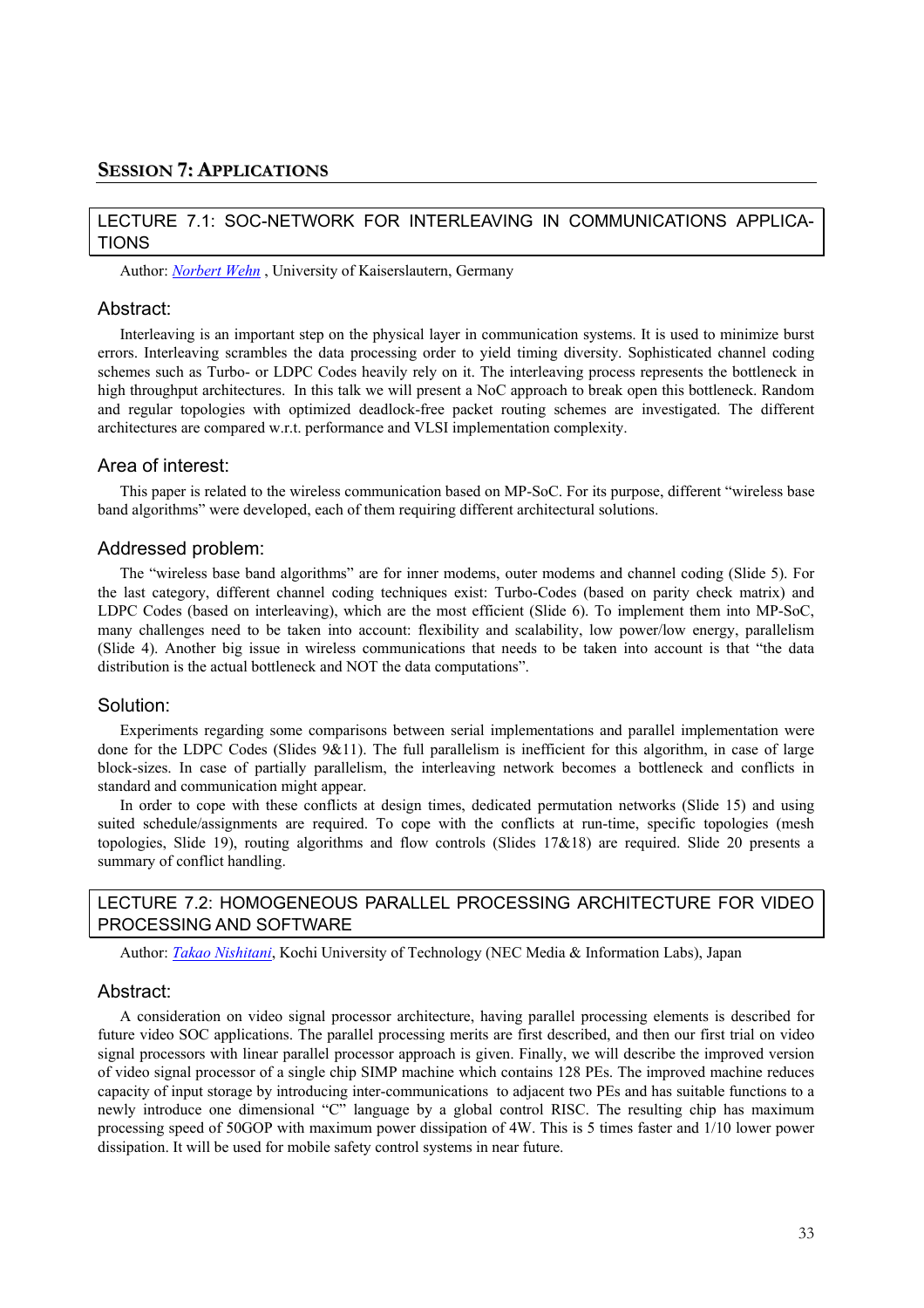# SESSION 7: APPLICATIONS

## LECTURE 7.1: SOC-NETWORK FOR INTERLEAVING IN COMMUNICATIONS APPLICATIONS

Author: *Norbert Wehn* , University of Kaiserslautern, Germany

### Abstract:

Interleaving is an important step on the physical layer in communication systems. It is used to minimize burst errors. Interleaving scrambles the data processing order to yield timing diversity. Sophisticated channel coding schemes such as Turbo- or LDPC Codes heavily rely on it. The interleaving process represents the bottleneck in high throughput architectures. In this talk we will present a NoC approach to break open this bottleneck. Random and regular topologies with optimized deadlock-free packet routing schemes are investigated. The different architectures are compared w.r.t. performance and VLSI implementation complexity.

### Area of interest:

This paper is related to the wireless communication based on MP-SoC. For its purpose, different "wireless base band algorithms" were developed, each of them requiring different architectural solutions.

### Addressed problem:

The "wireless base band algorithms" are for inner modems, outer modems and channel coding (Slide 5). For the last category, different channel coding techniques exist: Turbo-Codes (based on parity check matrix) and LDPC Codes (based on interleaving), which are the most efficient (Slide 6). To implement them into MP-SoC, many challenges need to be taken into account: flexibility and scalability, low power/low energy, parallelism (Slide 4). Another big issue in wireless communications that needs to be taken into account is that "the data distribution is the actual bottleneck and NOT the data computations".

### Solution:

Experiments regarding some comparisons between serial implementations and parallel implementation were done for the LDPC Codes (Slides 9&11). The full parallelism is inefficient for this algorithm, in case of large block-sizes. In case of partially parallelism, the interleaving network becomes a bottleneck and conflicts in standard and communication might appear.

In order to cope with these conflicts at design times, dedicated permutation networks (Slide 15) and using suited schedule/assignments are required. To cope with the conflicts at run-time, specific topologies (mesh topologies, Slide 19), routing algorithms and flow controls (Slides 17&18) are required. Slide 20 presents a summary of conflict handling.

## LECTURE 7.2: HOMOGENEOUS PARALLEL PROCESSING ARCHITECTURE FOR VIDEO PROCESSING AND SOFTWARE

Author: *Takao Nishitani*, Kochi University of Technology (NEC Media & Information Labs), Japan

### Abstract:

A consideration on video signal processor architecture, having parallel processing elements is described for future video SOC applications. The parallel processing merits are first described, and then our first trial on video signal processors with linear parallel processor approach is given. Finally, we will describe the improved version of video signal processor of a single chip SIMP machine which contains 128 PEs. The improved machine reduces capacity of input storage by introducing inter-communications to adjacent two PEs and has suitable functions to a newly introduce one dimensional "C" language by a global control RISC. The resulting chip has maximum processing speed of 50GOP with maximum power dissipation of 4W. This is 5 times faster and 1/10 lower power dissipation. It will be used for mobile safety control systems in near future.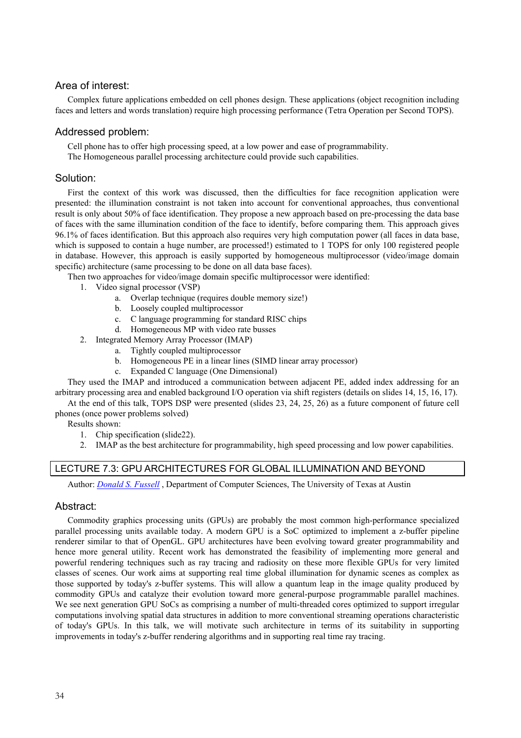## Area of interest:

Complex future applications embedded on cell phones design. These applications (object recognition including faces and letters and words translation) require high processing performance (Tetra Operation per Second TOPS).

## Addressed problem:

Cell phone has to offer high processing speed, at a low power and ease of programmability.
The Homogeneous parallel processing architecture could provide such capabilities.

## Solution:

First the context of this work was discussed, then the difficulties for face recognition application were presented: the illumination constraint is not taken into account for conventional approaches, thus conventional result is only about 50% of face identification. They propose a new approach based on pre-processing the data base of faces with the same illumination condition of the face to identify, before comparing them. This approach gives 96.1% of faces identification. But this approach also requires very high computation power (all faces in data base, which is supposed to contain a huge number, are processed!) estimated to 1 TOPS for only 100 registered people in database. However, this approach is easily supported by homogeneous multiprocessor (video/image domain specific) architecture (same processing to be done on all data base faces).

Then two approaches for video/image domain specific multiprocessor were identified:

1. Video signal processor (VSP)
    a. Overlap technique (requires double memory size!)
    b. Loosely coupled multiprocessor
    c. C language programming for standard RISC chips
    d. Homogeneous MP with video rate busses
2. Integrated Memory Array Processor (IMAP)
    a. Tightly coupled multiprocessor
    b. Homogeneous PE in a linear lines (SIMD linear array processor)
    c. Expanded C language (One Dimensional)

They used the IMAP and introduced a communication between adjacent PE, added index addressing for an arbitrary processing area and enabled background I/O operation via shift registers (details on slides 14, 15, 16, 17).

At the end of this talk, TOPS DSP were presented (slides 23, 24, 25, 26) as a future component of future cell phones (once power problems solved)

Results shown:

1. Chip specification (slide22).
2. IMAP as the best architecture for programmability, high speed processing and low power capabilities.

## LECTURE 7.3: GPU ARCHITECTURES FOR GLOBAL ILLUMINATION AND BEYOND

Author: *Donald S. Fussell* , Department of Computer Sciences, The University of Texas at Austin

## Abstract:

Commodity graphics processing units (GPUs) are probably the most common high-performance specialized parallel processing units available today. A modern GPU is a SoC optimized to implement a z-buffer pipeline renderer similar to that of OpenGL. GPU architectures have been evolving toward greater programmability and hence more general utility. Recent work has demonstrated the feasibility of implementing more general and powerful rendering techniques such as ray tracing and radiosity on these more flexible GPUs for very limited classes of scenes. Our work aims at supporting real time global illumination for dynamic scenes as complex as those supported by today's z-buffer systems. This will allow a quantum leap in the image quality produced by commodity GPUs and catalyze their evolution toward more general-purpose programmable parallel machines. We see next generation GPU SoCs as comprising a number of multi-threaded cores optimized to support irregular computations involving spatial data structures in addition to more conventional streaming operations characteristic of today's GPUs. In this talk, we will motivate such architecture in terms of its suitability in supporting improvements in today's z-buffer rendering algorithms and in supporting real time ray tracing.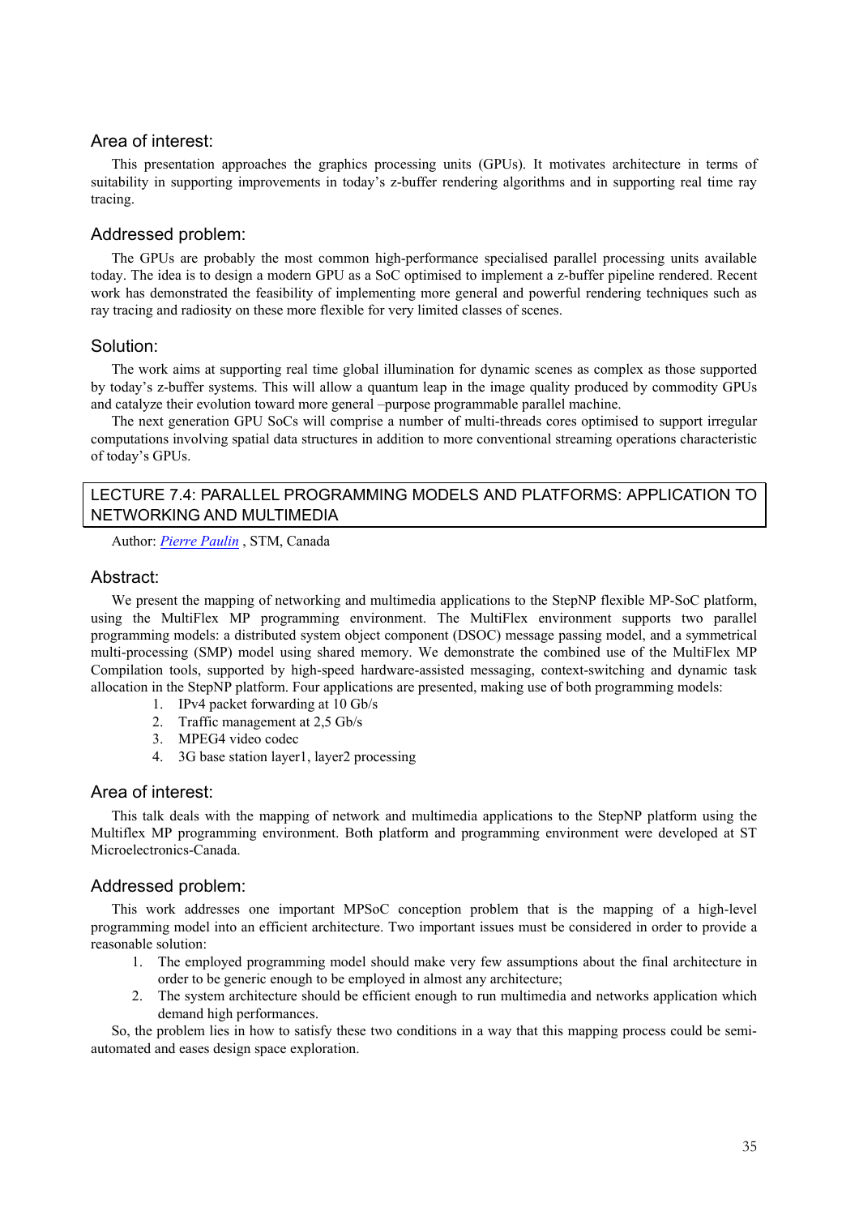## Area of interest:

This presentation approaches the graphics processing units (GPUs). It motivates architecture in terms of suitability in supporting improvements in today's z-buffer rendering algorithms and in supporting real time ray tracing.

## Addressed problem:

The GPUs are probably the most common high-performance specialised parallel processing units available today. The idea is to design a modern GPU as a SoC optimised to implement a z-buffer pipeline rendered. Recent work has demonstrated the feasibility of implementing more general and powerful rendering techniques such as ray tracing and radiosity on these more flexible for very limited classes of scenes.

## Solution:

The work aims at supporting real time global illumination for dynamic scenes as complex as those supported by today's z-buffer systems. This will allow a quantum leap in the image quality produced by commodity GPUs and catalyze their evolution toward more general –purpose programmable parallel machine.

The next generation GPU SoCs will comprise a number of multi-threads cores optimised to support irregular computations involving spatial data structures in addition to more conventional streaming operations characteristic of today's GPUs.

# LECTURE 7.4: PARALLEL PROGRAMMING MODELS AND PLATFORMS: APPLICATION TO NETWORKING AND MULTIMEDIA

Author: *Pierre Paulin* , STM, Canada

## Abstract:

We present the mapping of networking and multimedia applications to the StepNP flexible MP-SoC platform, using the MultiFlex MP programming environment. The MultiFlex environment supports two parallel programming models: a distributed system object component (DSOC) message passing model, and a symmetrical multi-processing (SMP) model using shared memory. We demonstrate the combined use of the MultiFlex MP Compilation tools, supported by high-speed hardware-assisted messaging, context-switching and dynamic task allocation in the StepNP platform. Four applications are presented, making use of both programming models:

1. IPv4 packet forwarding at 10 Gb/s
2. Traffic management at 2,5 Gb/s
3. MPEG4 video codec
4. 3G base station layer1, layer2 processing

## Area of interest:

This talk deals with the mapping of network and multimedia applications to the StepNP platform using the Multiflex MP programming environment. Both platform and programming environment were developed at ST Microelectronics-Canada.

## Addressed problem:

This work addresses one important MPSoC conception problem that is the mapping of a high-level programming model into an efficient architecture. Two important issues must be considered in order to provide a reasonable solution:

1. The employed programming model should make very few assumptions about the final architecture in order to be generic enough to be employed in almost any architecture;
2. The system architecture should be efficient enough to run multimedia and networks application which demand high performances.

So, the problem lies in how to satisfy these two conditions in a way that this mapping process could be semi-automated and eases design space exploration.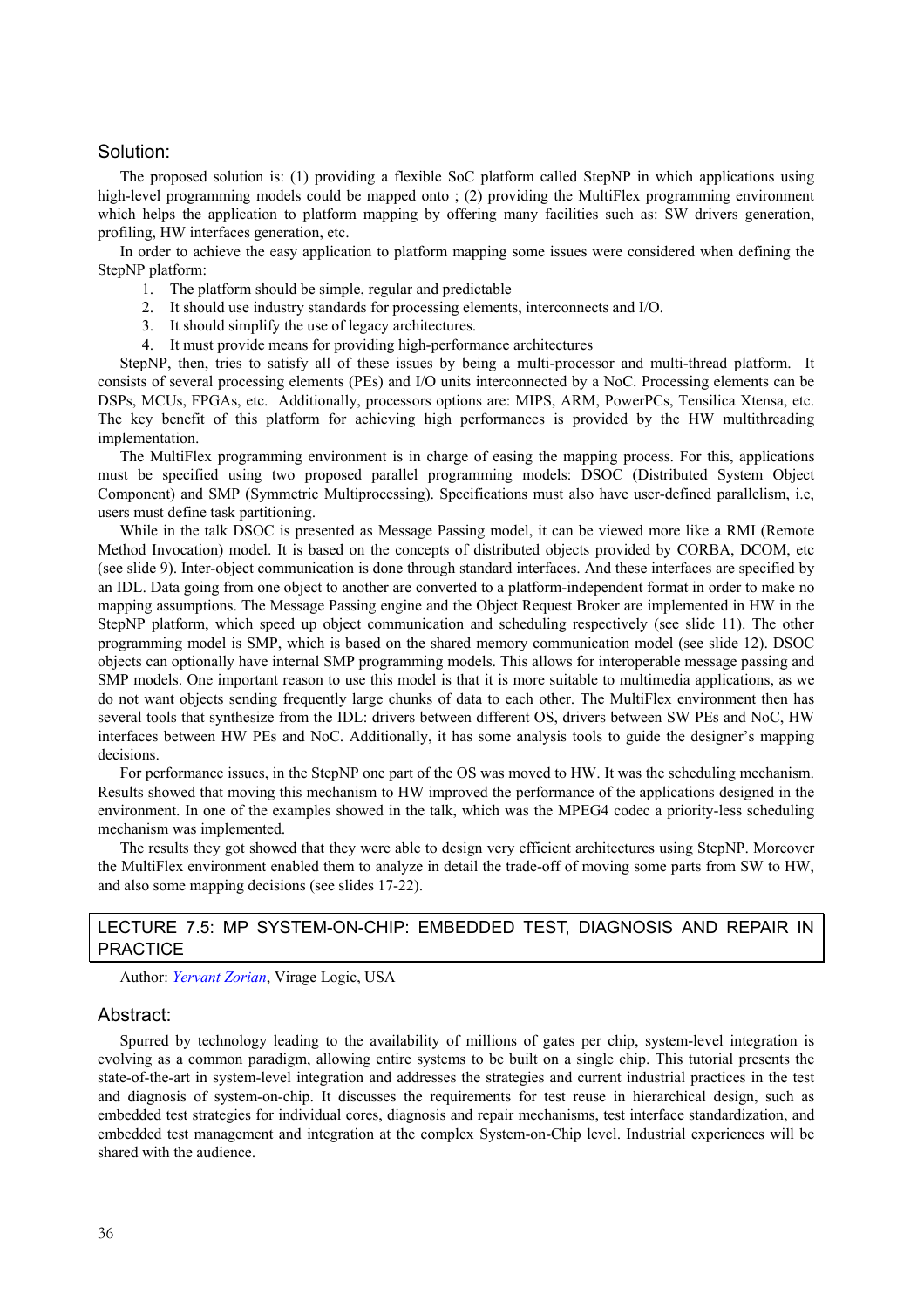## Solution:

The proposed solution is: (1) providing a flexible SoC platform called StepNP in which applications using high-level programming models could be mapped onto ; (2) providing the MultiFlex programming environment which helps the application to platform mapping by offering many facilities such as: SW drivers generation, profiling, HW interfaces generation, etc.

In order to achieve the easy application to platform mapping some issues were considered when defining the StepNP platform:

1. The platform should be simple, regular and predictable
2. It should use industry standards for processing elements, interconnects and I/O.
3. It should simplify the use of legacy architectures.
4. It must provide means for providing high-performance architectures

StepNP, then, tries to satisfy all of these issues by being a multi-processor and multi-thread platform. It consists of several processing elements (PEs) and I/O units interconnected by a NoC. Processing elements can be DSPs, MCUs, FPGAs, etc. Additionally, processors options are: MIPS, ARM, PowerPCs, Tensilica Xtensa, etc. The key benefit of this platform for achieving high performances is provided by the HW multithreading implementation.

The MultiFlex programming environment is in charge of easing the mapping process. For this, applications must be specified using two proposed parallel programming models: DSOC (Distributed System Object Component) and SMP (Symmetric Multiprocessing). Specifications must also have user-defined parallelism, i.e, users must define task partitioning.

While in the talk DSOC is presented as Message Passing model, it can be viewed more like a RMI (Remote Method Invocation) model. It is based on the concepts of distributed objects provided by CORBA, DCOM, etc (see slide 9). Inter-object communication is done through standard interfaces. And these interfaces are specified by an IDL. Data going from one object to another are converted to a platform-independent format in order to make no mapping assumptions. The Message Passing engine and the Object Request Broker are implemented in HW in the StepNP platform, which speed up object communication and scheduling respectively (see slide 11). The other programming model is SMP, which is based on the shared memory communication model (see slide 12). DSOC objects can optionally have internal SMP programming models. This allows for interoperable message passing and SMP models. One important reason to use this model is that it is more suitable to multimedia applications, as we do not want objects sending frequently large chunks of data to each other. The MultiFlex environment then has several tools that synthesize from the IDL: drivers between different OS, drivers between SW PEs and NoC, HW interfaces between HW PEs and NoC. Additionally, it has some analysis tools to guide the designer's mapping decisions.

For performance issues, in the StepNP one part of the OS was moved to HW. It was the scheduling mechanism. Results showed that moving this mechanism to HW improved the performance of the applications designed in the environment. In one of the examples showed in the talk, which was the MPEG4 codec a priority-less scheduling mechanism was implemented.

The results they got showed that they were able to design very efficient architectures using StepNP. Moreover the MultiFlex environment enabled them to analyze in detail the trade-off of moving some parts from SW to HW, and also some mapping decisions (see slides 17-22).

## LECTURE 7.5: MP SYSTEM-ON-CHIP: EMBEDDED TEST, DIAGNOSIS AND REPAIR IN PRACTICE

Author: *Yervant Zorian*, Virage Logic, USA

## Abstract:

Spurred by technology leading to the availability of millions of gates per chip, system-level integration is evolving as a common paradigm, allowing entire systems to be built on a single chip. This tutorial presents the state-of-the-art in system-level integration and addresses the strategies and current industrial practices in the test and diagnosis of system-on-chip. It discusses the requirements for test reuse in hierarchical design, such as embedded test strategies for individual cores, diagnosis and repair mechanisms, test interface standardization, and embedded test management and integration at the complex System-on-Chip level. Industrial experiences will be shared with the audience.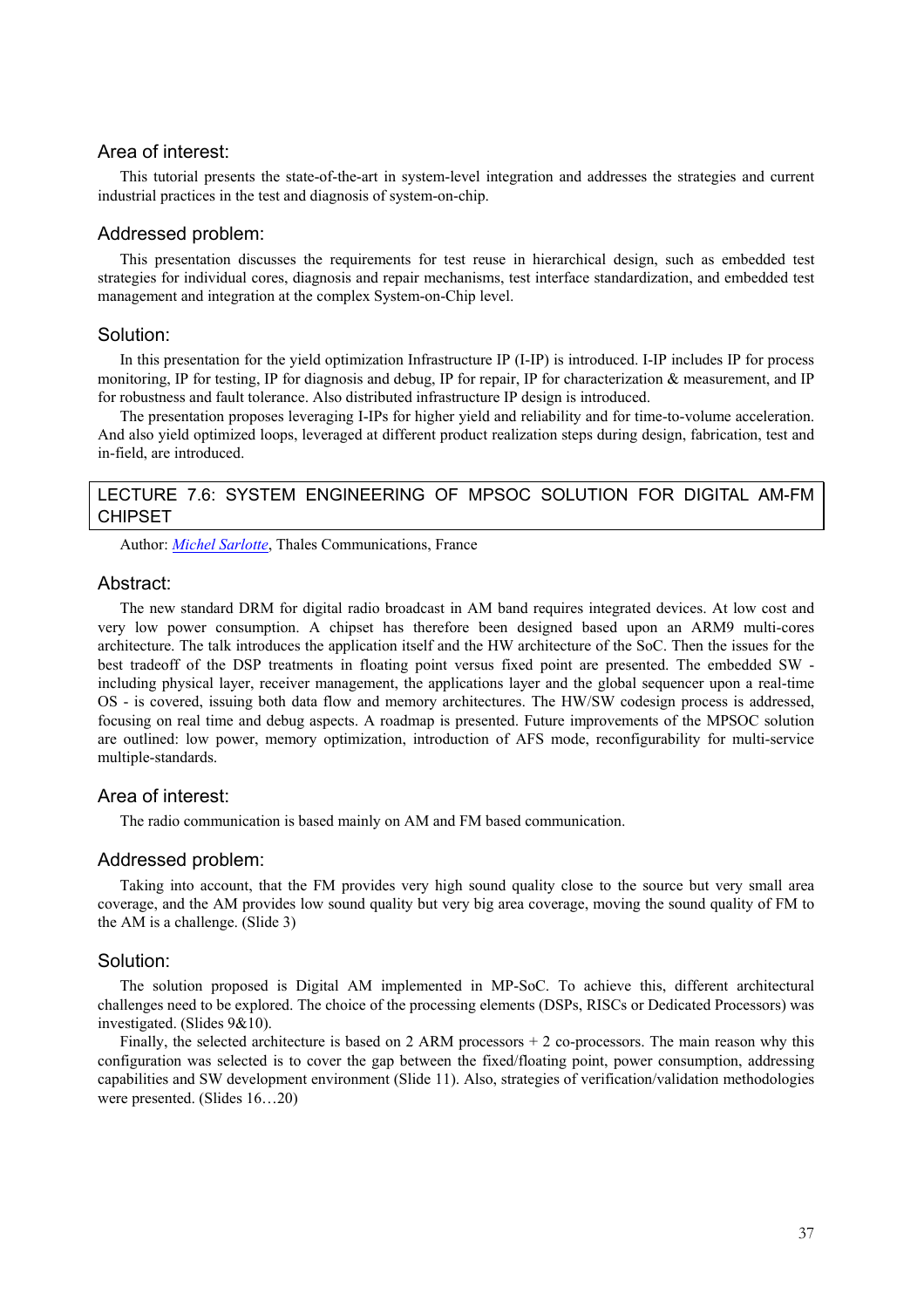### Area of interest:

This tutorial presents the state-of-the-art in system-level integration and addresses the strategies and current industrial practices in the test and diagnosis of system-on-chip.

### Addressed problem:

This presentation discusses the requirements for test reuse in hierarchical design, such as embedded test strategies for individual cores, diagnosis and repair mechanisms, test interface standardization, and embedded test management and integration at the complex System-on-Chip level.

### Solution:

In this presentation for the yield optimization Infrastructure IP (I-IP) is introduced. I-IP includes IP for process monitoring, IP for testing, IP for diagnosis and debug, IP for repair, IP for characterization & measurement, and IP for robustness and fault tolerance. Also distributed infrastructure IP design is introduced.

The presentation proposes leveraging I-IPs for higher yield and reliability and for time-to-volume acceleration. And also yield optimized loops, leveraged at different product realization steps during design, fabrication, test and in-field, are introduced.

## LECTURE 7.6: SYSTEM ENGINEERING OF MPSOC SOLUTION FOR DIGITAL AM-FM CHIPSET

Author: *Michel Sarlotte*, Thales Communications, France

### Abstract:

The new standard DRM for digital radio broadcast in AM band requires integrated devices. At low cost and very low power consumption. A chipset has therefore been designed based upon an ARM9 multi-cores architecture. The talk introduces the application itself and the HW architecture of the SoC. Then the issues for the best tradeoff of the DSP treatments in floating point versus fixed point are presented. The embedded SW - including physical layer, receiver management, the applications layer and the global sequencer upon a real-time OS - is covered, issuing both data flow and memory architectures. The HW/SW codesign process is addressed, focusing on real time and debug aspects. A roadmap is presented. Future improvements of the MPSOC solution are outlined: low power, memory optimization, introduction of AFS mode, reconfigurability for multi-service multiple-standards.

### Area of interest:

The radio communication is based mainly on AM and FM based communication.

### Addressed problem:

Taking into account, that the FM provides very high sound quality close to the source but very small area coverage, and the AM provides low sound quality but very big area coverage, moving the sound quality of FM to the AM is a challenge. (Slide 3)

### Solution:

The solution proposed is Digital AM implemented in MP-SoC. To achieve this, different architectural challenges need to be explored. The choice of the processing elements (DSPs, RISCs or Dedicated Processors) was investigated. (Slides 9&10).

Finally, the selected architecture is based on 2 ARM processors + 2 co-processors. The main reason why this configuration was selected is to cover the gap between the fixed/floating point, power consumption, addressing capabilities and SW development environment (Slide 11). Also, strategies of verification/validation methodologies were presented. (Slides 16…20)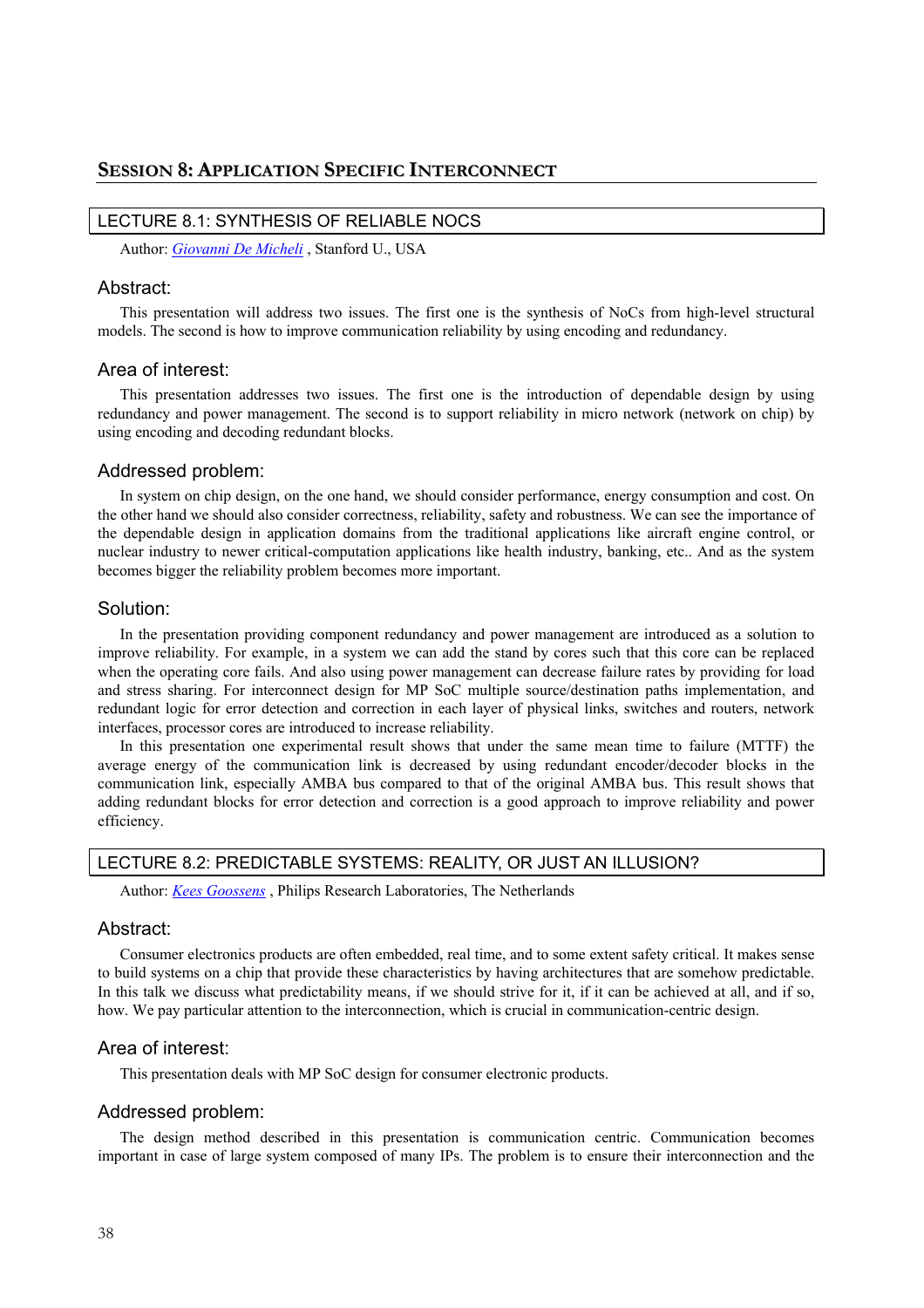## SESSION 8: APPLICATION SPECIFIC INTERCONNECT

### LECTURE 8.1: SYNTHESIS OF RELIABLE NOCS

Author: *Giovanni De Micheli* , Stanford U., USA

#### Abstract:

This presentation will address two issues. The first one is the synthesis of NoCs from high-level structural models. The second is how to improve communication reliability by using encoding and redundancy.

#### Area of interest:

This presentation addresses two issues. The first one is the introduction of dependable design by using redundancy and power management. The second is to support reliability in micro network (network on chip) by using encoding and decoding redundant blocks.

#### Addressed problem:

In system on chip design, on the one hand, we should consider performance, energy consumption and cost. On the other hand we should also consider correctness, reliability, safety and robustness. We can see the importance of the dependable design in application domains from the traditional applications like aircraft engine control, or nuclear industry to newer critical-computation applications like health industry, banking, etc.. And as the system becomes bigger the reliability problem becomes more important.

#### Solution:

In the presentation providing component redundancy and power management are introduced as a solution to improve reliability. For example, in a system we can add the stand by cores such that this core can be replaced when the operating core fails. And also using power management can decrease failure rates by providing for load and stress sharing. For interconnect design for MP SoC multiple source/destination paths implementation, and redundant logic for error detection and correction in each layer of physical links, switches and routers, network interfaces, processor cores are introduced to increase reliability.

In this presentation one experimental result shows that under the same mean time to failure (MTTF) the average energy of the communication link is decreased by using redundant encoder/decoder blocks in the communication link, especially AMBA bus compared to that of the original AMBA bus. This result shows that adding redundant blocks for error detection and correction is a good approach to improve reliability and power efficiency.

### LECTURE 8.2: PREDICTABLE SYSTEMS: REALITY, OR JUST AN ILLUSION?

Author: *Kees Goossens* , Philips Research Laboratories, The Netherlands

#### Abstract:

Consumer electronics products are often embedded, real time, and to some extent safety critical. It makes sense to build systems on a chip that provide these characteristics by having architectures that are somehow predictable. In this talk we discuss what predictability means, if we should strive for it, if it can be achieved at all, and if so, how. We pay particular attention to the interconnection, which is crucial in communication-centric design.

#### Area of interest:

This presentation deals with MP SoC design for consumer electronic products.

#### Addressed problem:

The design method described in this presentation is communication centric. Communication becomes important in case of large system composed of many IPs. The problem is to ensure their interconnection and the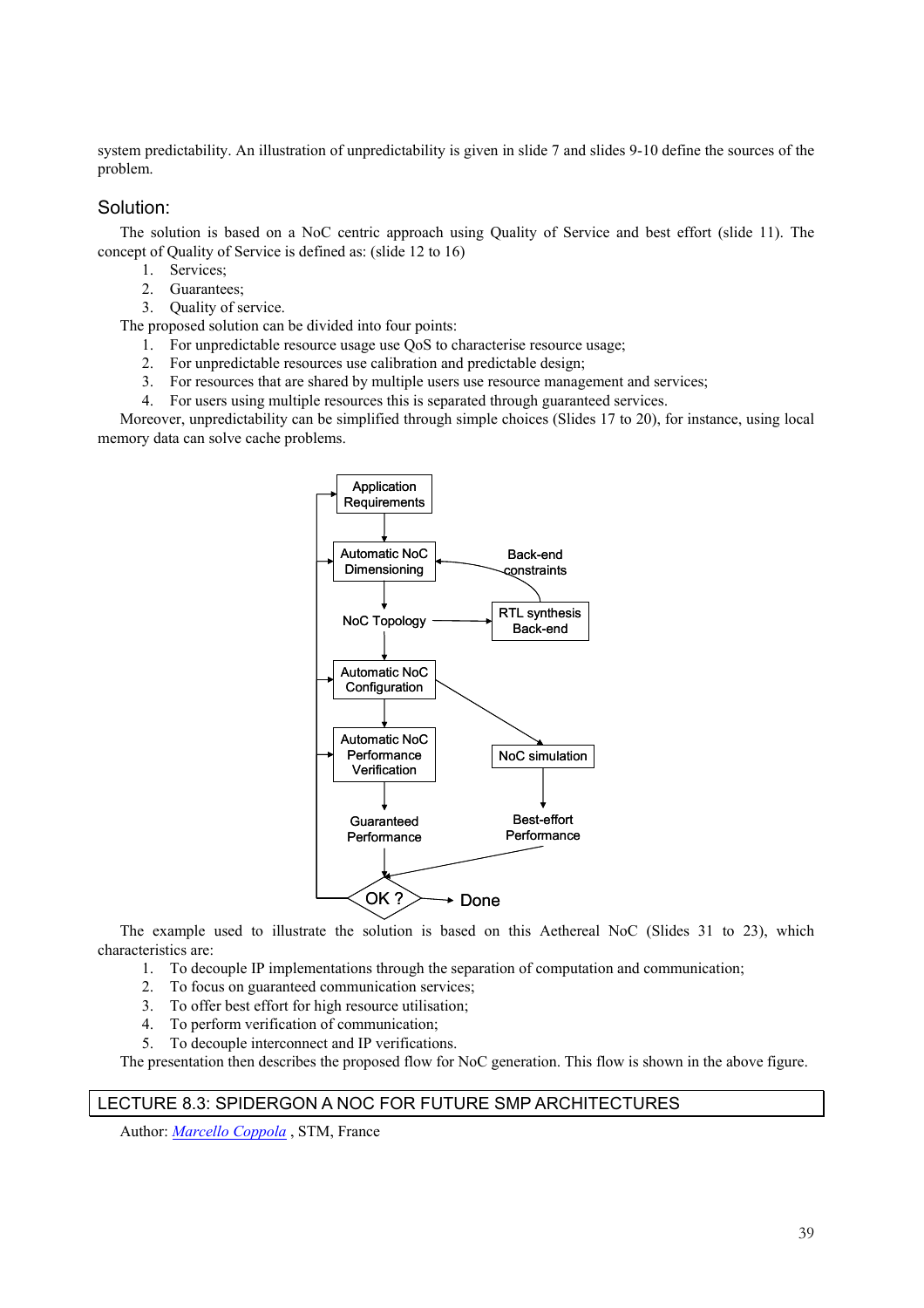system predictability. An illustration of unpredictability is given in slide 7 and slides 9-10 define the sources of the problem.

## Solution:

The solution is based on a NoC centric approach using Quality of Service and best effort (slide 11). The concept of Quality of Service is defined as: (slide 12 to 16)

1. Services;
2. Guarantees;
3. Quality of service.

The proposed solution can be divided into four points:

1. For unpredictable resource usage use QoS to characterise resource usage;
2. For unpredictable resources use calibration and predictable design;
3. For resources that are shared by multiple users use resource management and services;
4. For users using multiple resources this is separated through guaranteed services.

Moreover, unpredictability can be simplified through simple choices (Slides 17 to 20), for instance, using local memory data can solve cache problems.

Application Requirements → Automatic NoC Dimensioning → NoC Topology → Automatic NoC Configuration → Automatic NoC Performance Verification → Guaranteed Performance → OK ? → Done

NoC Topology → RTL synthesis Back-end → Back-end constraints → Automatic NoC Dimensioning

Automatic NoC Configuration → NoC simulation → Best-effort Performance → OK ?

The example used to illustrate the solution is based on this Aethereal NoC (Slides 31 to 23), which characteristics are:

1. To decouple IP implementations through the separation of computation and communication;
2. To focus on guaranteed communication services;
3. To offer best effort for high resource utilisation;
4. To perform verification of communication;
5. To decouple interconnect and IP verifications.

The presentation then describes the proposed flow for NoC generation. This flow is shown in the above figure.

## LECTURE 8.3: SPIDERGON A NOC FOR FUTURE SMP ARCHITECTURES

Author: *Marcello Coppola* , STM, France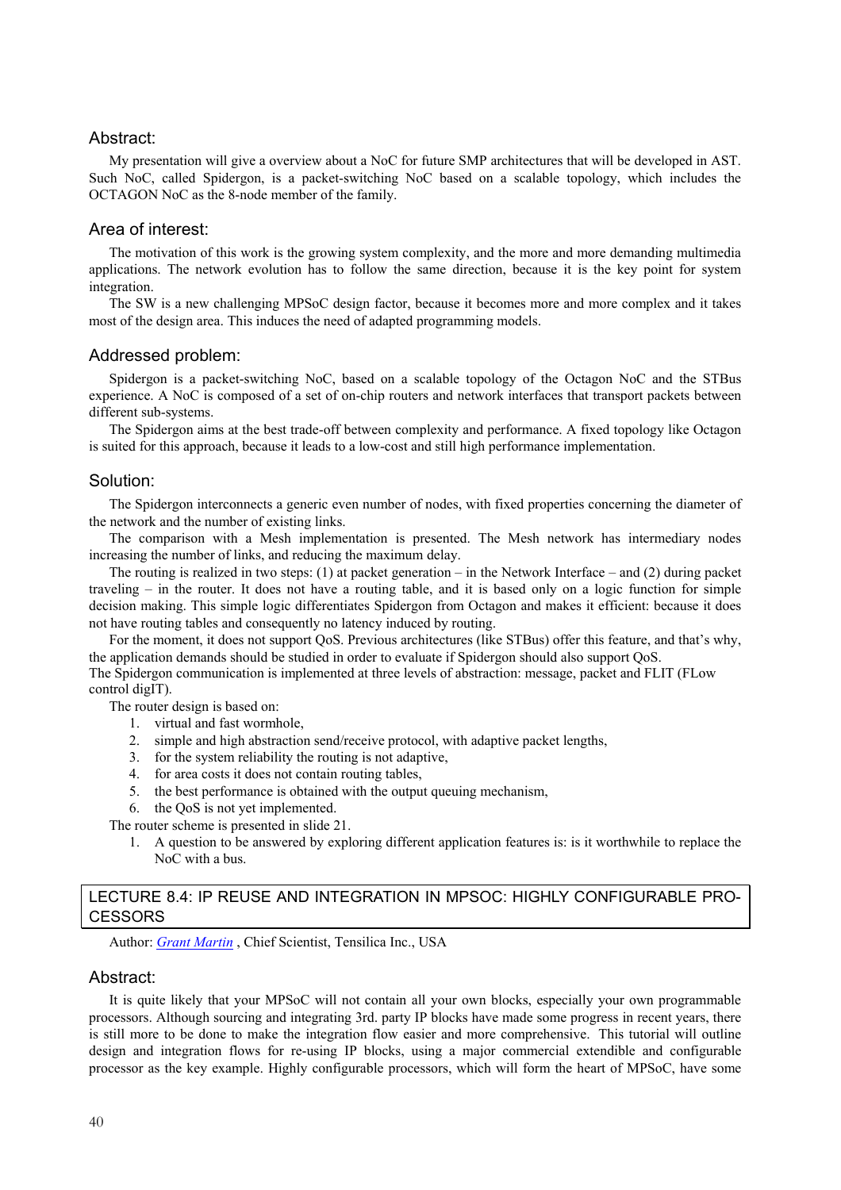## Abstract:

My presentation will give a overview about a NoC for future SMP architectures that will be developed in AST. Such NoC, called Spidergon, is a packet-switching NoC based on a scalable topology, which includes the OCTAGON NoC as the 8-node member of the family.

## Area of interest:

The motivation of this work is the growing system complexity, and the more and more demanding multimedia applications. The network evolution has to follow the same direction, because it is the key point for system integration.

The SW is a new challenging MPSoC design factor, because it becomes more and more complex and it takes most of the design area. This induces the need of adapted programming models.

## Addressed problem:

Spidergon is a packet-switching NoC, based on a scalable topology of the Octagon NoC and the STBus experience. A NoC is composed of a set of on-chip routers and network interfaces that transport packets between different sub-systems.

The Spidergon aims at the best trade-off between complexity and performance. A fixed topology like Octagon is suited for this approach, because it leads to a low-cost and still high performance implementation.

## Solution:

The Spidergon interconnects a generic even number of nodes, with fixed properties concerning the diameter of the network and the number of existing links.

The comparison with a Mesh implementation is presented. The Mesh network has intermediary nodes increasing the number of links, and reducing the maximum delay.

The routing is realized in two steps: (1) at packet generation – in the Network Interface – and (2) during packet traveling – in the router. It does not have a routing table, and it is based only on a logic function for simple decision making. This simple logic differentiates Spidergon from Octagon and makes it efficient: because it does not have routing tables and consequently no latency induced by routing.

For the moment, it does not support QoS. Previous architectures (like STBus) offer this feature, and that's why, the application demands should be studied in order to evaluate if Spidergon should also support QoS.

The Spidergon communication is implemented at three levels of abstraction: message, packet and FLIT (FLow control digIT).

The router design is based on:

1. virtual and fast wormhole,
2. simple and high abstraction send/receive protocol, with adaptive packet lengths,
3. for the system reliability the routing is not adaptive,
4. for area costs it does not contain routing tables,
5. the best performance is obtained with the output queuing mechanism,
6. the QoS is not yet implemented.

The router scheme is presented in slide 21.

1. A question to be answered by exploring different application features is: is it worthwhile to replace the NoC with a bus.

## LECTURE 8.4: IP REUSE AND INTEGRATION IN MPSOC: HIGHLY CONFIGURABLE PROCESSORS

Author: *Grant Martin* , Chief Scientist, Tensilica Inc., USA

## Abstract:

It is quite likely that your MPSoC will not contain all your own blocks, especially your own programmable processors. Although sourcing and integrating 3rd. party IP blocks have made some progress in recent years, there is still more to be done to make the integration flow easier and more comprehensive. This tutorial will outline design and integration flows for re-using IP blocks, using a major commercial extendible and configurable processor as the key example. Highly configurable processors, which will form the heart of MPSoC, have some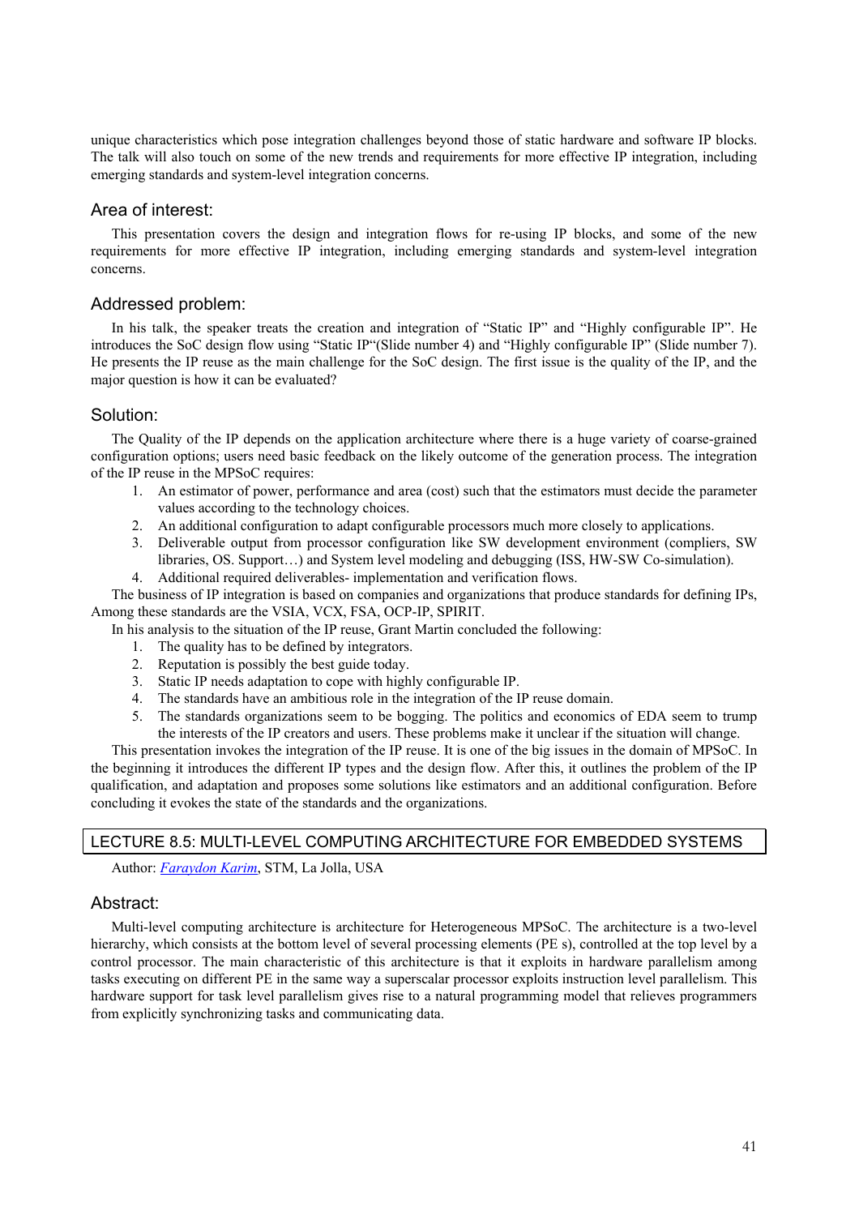unique characteristics which pose integration challenges beyond those of static hardware and software IP blocks. The talk will also touch on some of the new trends and requirements for more effective IP integration, including emerging standards and system-level integration concerns.

### Area of interest:

This presentation covers the design and integration flows for re-using IP blocks, and some of the new requirements for more effective IP integration, including emerging standards and system-level integration concerns.

### Addressed problem:

In his talk, the speaker treats the creation and integration of "Static IP" and "Highly configurable IP". He introduces the SoC design flow using "Static IP"(Slide number 4) and "Highly configurable IP" (Slide number 7). He presents the IP reuse as the main challenge for the SoC design. The first issue is the quality of the IP, and the major question is how it can be evaluated?

### Solution:

The Quality of the IP depends on the application architecture where there is a huge variety of coarse-grained configuration options; users need basic feedback on the likely outcome of the generation process. The integration of the IP reuse in the MPSoC requires:

1. An estimator of power, performance and area (cost) such that the estimators must decide the parameter values according to the technology choices.
2. An additional configuration to adapt configurable processors much more closely to applications.
3. Deliverable output from processor configuration like SW development environment (compliers, SW libraries, OS. Support…) and System level modeling and debugging (ISS, HW-SW Co-simulation).
4. Additional required deliverables- implementation and verification flows.

The business of IP integration is based on companies and organizations that produce standards for defining IPs, Among these standards are the VSIA, VCX, FSA, OCP-IP, SPIRIT.

In his analysis to the situation of the IP reuse, Grant Martin concluded the following:

1. The quality has to be defined by integrators.
2. Reputation is possibly the best guide today.
3. Static IP needs adaptation to cope with highly configurable IP.
4. The standards have an ambitious role in the integration of the IP reuse domain.
5. The standards organizations seem to be bogging. The politics and economics of EDA seem to trump the interests of the IP creators and users. These problems make it unclear if the situation will change.

This presentation invokes the integration of the IP reuse. It is one of the big issues in the domain of MPSoC. In the beginning it introduces the different IP types and the design flow. After this, it outlines the problem of the IP qualification, and adaptation and proposes some solutions like estimators and an additional configuration. Before concluding it evokes the state of the standards and the organizations.

## LECTURE 8.5: MULTI-LEVEL COMPUTING ARCHITECTURE FOR EMBEDDED SYSTEMS

Author: *Faraydon Karim*, STM, La Jolla, USA

### Abstract:

Multi-level computing architecture is architecture for Heterogeneous MPSoC. The architecture is a two-level hierarchy, which consists at the bottom level of several processing elements (PE s), controlled at the top level by a control processor. The main characteristic of this architecture is that it exploits in hardware parallelism among tasks executing on different PE in the same way a superscalar processor exploits instruction level parallelism. This hardware support for task level parallelism gives rise to a natural programming model that relieves programmers from explicitly synchronizing tasks and communicating data.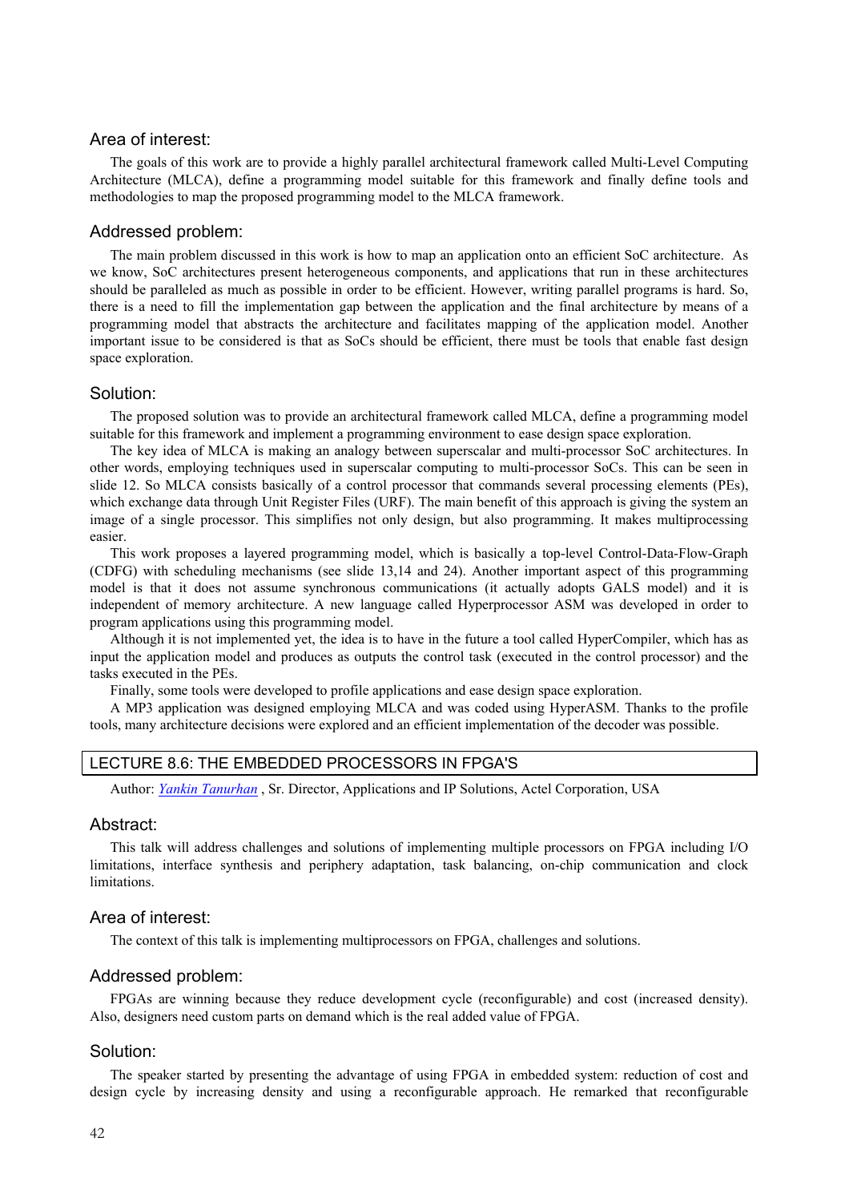### Area of interest:

The goals of this work are to provide a highly parallel architectural framework called Multi-Level Computing Architecture (MLCA), define a programming model suitable for this framework and finally define tools and methodologies to map the proposed programming model to the MLCA framework.

### Addressed problem:

The main problem discussed in this work is how to map an application onto an efficient SoC architecture. As we know, SoC architectures present heterogeneous components, and applications that run in these architectures should be paralleled as much as possible in order to be efficient. However, writing parallel programs is hard. So, there is a need to fill the implementation gap between the application and the final architecture by means of a programming model that abstracts the architecture and facilitates mapping of the application model. Another important issue to be considered is that as SoCs should be efficient, there must be tools that enable fast design space exploration.

### Solution:

The proposed solution was to provide an architectural framework called MLCA, define a programming model suitable for this framework and implement a programming environment to ease design space exploration.

The key idea of MLCA is making an analogy between superscalar and multi-processor SoC architectures. In other words, employing techniques used in superscalar computing to multi-processor SoCs. This can be seen in slide 12. So MLCA consists basically of a control processor that commands several processing elements (PEs), which exchange data through Unit Register Files (URF). The main benefit of this approach is giving the system an image of a single processor. This simplifies not only design, but also programming. It makes multiprocessing easier.

This work proposes a layered programming model, which is basically a top-level Control-Data-Flow-Graph (CDFG) with scheduling mechanisms (see slide 13,14 and 24). Another important aspect of this programming model is that it does not assume synchronous communications (it actually adopts GALS model) and it is independent of memory architecture. A new language called Hyperprocessor ASM was developed in order to program applications using this programming model.

Although it is not implemented yet, the idea is to have in the future a tool called HyperCompiler, which has as input the application model and produces as outputs the control task (executed in the control processor) and the tasks executed in the PEs.

Finally, some tools were developed to profile applications and ease design space exploration.

A MP3 application was designed employing MLCA and was coded using HyperASM. Thanks to the profile tools, many architecture decisions were explored and an efficient implementation of the decoder was possible.

## LECTURE 8.6: THE EMBEDDED PROCESSORS IN FPGA'S

Author: *Yankin Tanurhan* , Sr. Director, Applications and IP Solutions, Actel Corporation, USA

### Abstract:

This talk will address challenges and solutions of implementing multiple processors on FPGA including I/O limitations, interface synthesis and periphery adaptation, task balancing, on-chip communication and clock limitations.

### Area of interest:

The context of this talk is implementing multiprocessors on FPGA, challenges and solutions.

### Addressed problem:

FPGAs are winning because they reduce development cycle (reconfigurable) and cost (increased density). Also, designers need custom parts on demand which is the real added value of FPGA.

### Solution:

The speaker started by presenting the advantage of using FPGA in embedded system: reduction of cost and design cycle by increasing density and using a reconfigurable approach. He remarked that reconfigurable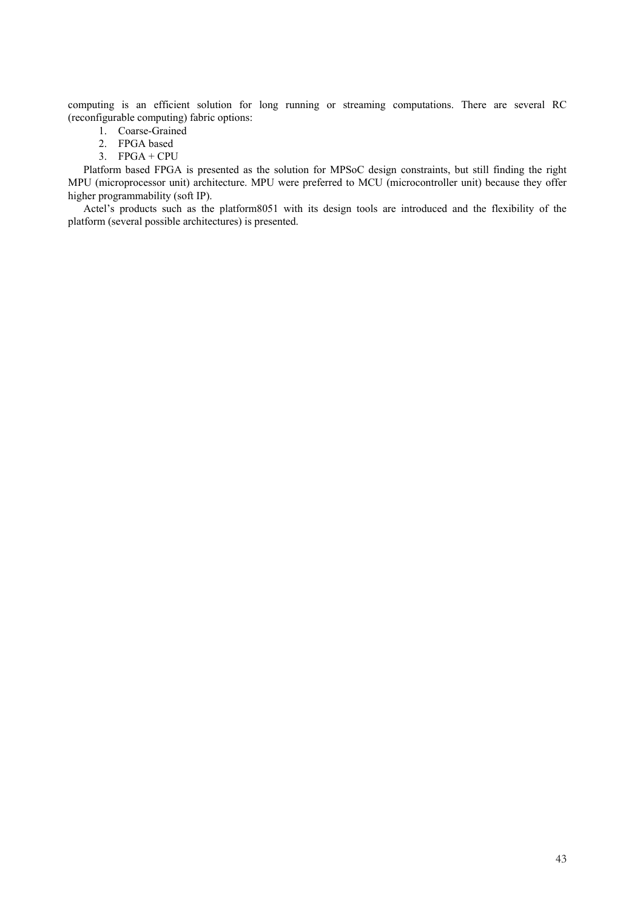computing is an efficient solution for long running or streaming computations. There are several RC (reconfigurable computing) fabric options:

1. Coarse-Grained
2. FPGA based
3. FPGA + CPU

Platform based FPGA is presented as the solution for MPSoC design constraints, but still finding the right MPU (microprocessor unit) architecture. MPU were preferred to MCU (microcontroller unit) because they offer higher programmability (soft IP).

Actel's products such as the platform8051 with its design tools are introduced and the flexibility of the platform (several possible architectures) is presented.